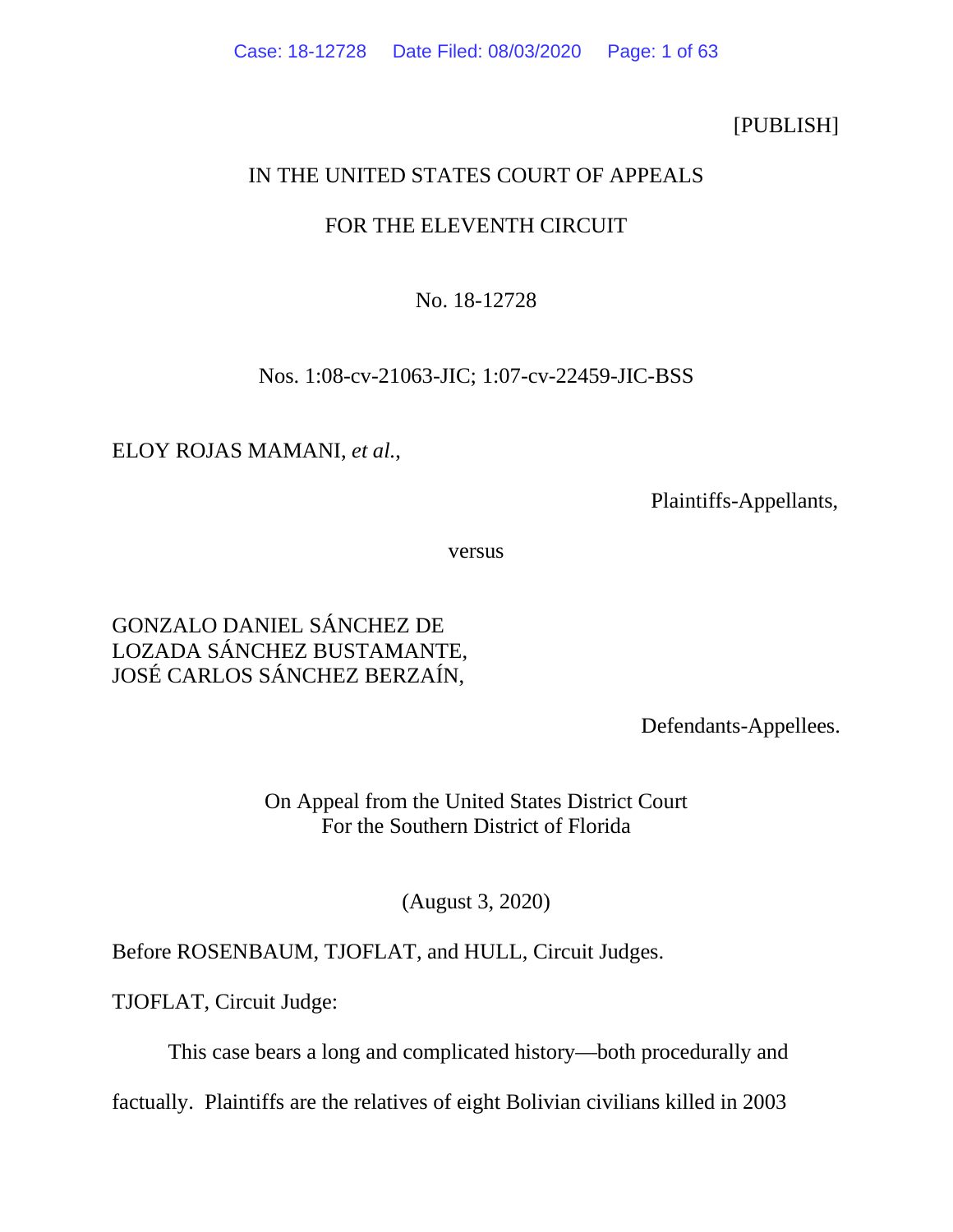[PUBLISH]

IN THE UNITED STATES COURT OF APPEALS

FOR THE ELEVENTH CIRCUIT

No. 18-12728

Nos. 1:08-cv-21063-JIC; 1:07-cv-22459-JIC-BSS

ELOY ROJAS MAMANI, *et al.*,

Plaintiffs-Appellants,

versus

GONZALO DANIEL SÁNCHEZ DE LOZADA SÁNCHEZ BUSTAMANTE,
JOSÉ CARLOS SÁNCHEZ BERZAÍN,

Defendants-Appellees.

On Appeal from the United States District Court
For the Southern District of Florida

(August 3, 2020)

Before ROSENBAUM, TJOFLAT, and HULL, Circuit Judges.

TJOFLAT, Circuit Judge:

This case bears a long and complicated history—both procedurally and factually. Plaintiffs are the relatives of eight Bolivian civilians killed in 2003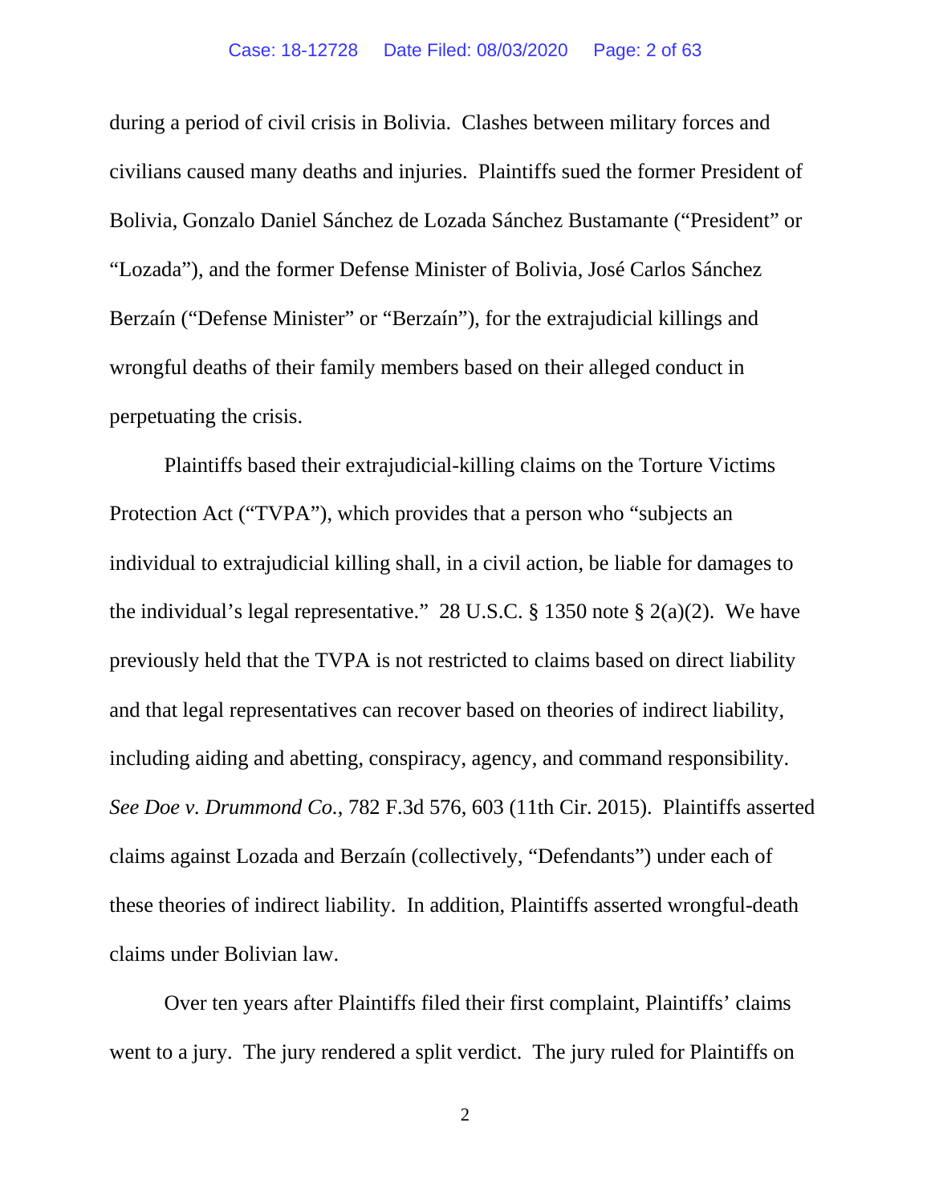during a period of civil crisis in Bolivia. Clashes between military forces and civilians caused many deaths and injuries. Plaintiffs sued the former President of Bolivia, Gonzalo Daniel Sánchez de Lozada Sánchez Bustamante ("President" or "Lozada"), and the former Defense Minister of Bolivia, José Carlos Sánchez Berzaín ("Defense Minister" or "Berzaín"), for the extrajudicial killings and wrongful deaths of their family members based on their alleged conduct in perpetuating the crisis.

Plaintiffs based their extrajudicial-killing claims on the Torture Victims Protection Act ("TVPA"), which provides that a person who "subjects an individual to extrajudicial killing shall, in a civil action, be liable for damages to the individual's legal representative." 28 U.S.C. § 1350 note § 2(a)(2). We have previously held that the TVPA is not restricted to claims based on direct liability and that legal representatives can recover based on theories of indirect liability, including aiding and abetting, conspiracy, agency, and command responsibility. *See Doe v. Drummond Co.*, 782 F.3d 576, 603 (11th Cir. 2015). Plaintiffs asserted claims against Lozada and Berzaín (collectively, "Defendants") under each of these theories of indirect liability. In addition, Plaintiffs asserted wrongful-death claims under Bolivian law.

Over ten years after Plaintiffs filed their first complaint, Plaintiffs' claims went to a jury. The jury rendered a split verdict. The jury ruled for Plaintiffs on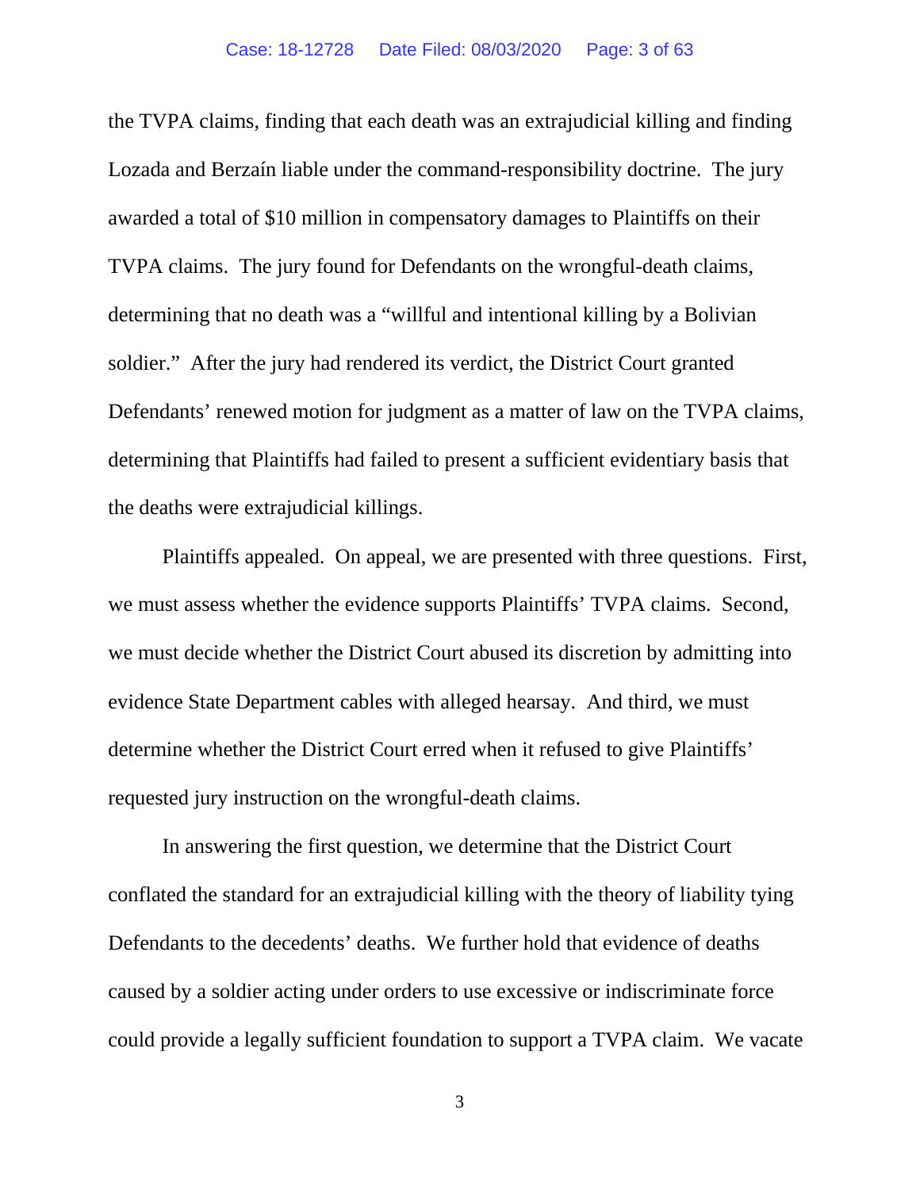the TVPA claims, finding that each death was an extrajudicial killing and finding Lozada and Berzaín liable under the command-responsibility doctrine. The jury awarded a total of $10 million in compensatory damages to Plaintiffs on their TVPA claims. The jury found for Defendants on the wrongful-death claims, determining that no death was a "willful and intentional killing by a Bolivian soldier." After the jury had rendered its verdict, the District Court granted Defendants' renewed motion for judgment as a matter of law on the TVPA claims, determining that Plaintiffs had failed to present a sufficient evidentiary basis that the deaths were extrajudicial killings.

Plaintiffs appealed. On appeal, we are presented with three questions. First, we must assess whether the evidence supports Plaintiffs' TVPA claims. Second, we must decide whether the District Court abused its discretion by admitting into evidence State Department cables with alleged hearsay. And third, we must determine whether the District Court erred when it refused to give Plaintiffs' requested jury instruction on the wrongful-death claims.

In answering the first question, we determine that the District Court conflated the standard for an extrajudicial killing with the theory of liability tying Defendants to the decedents' deaths. We further hold that evidence of deaths caused by a soldier acting under orders to use excessive or indiscriminate force could provide a legally sufficient foundation to support a TVPA claim. We vacate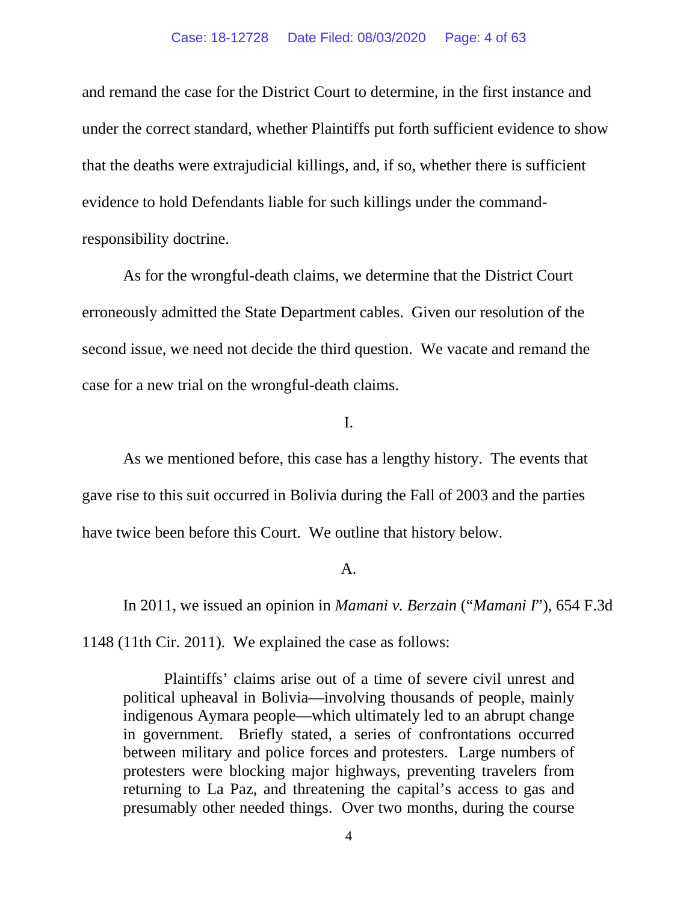and remand the case for the District Court to determine, in the first instance and under the correct standard, whether Plaintiffs put forth sufficient evidence to show that the deaths were extrajudicial killings, and, if so, whether there is sufficient evidence to hold Defendants liable for such killings under the command-responsibility doctrine.

As for the wrongful-death claims, we determine that the District Court erroneously admitted the State Department cables. Given our resolution of the second issue, we need not decide the third question. We vacate and remand the case for a new trial on the wrongful-death claims.

## I.

As we mentioned before, this case has a lengthy history. The events that gave rise to this suit occurred in Bolivia during the Fall of 2003 and the parties have twice been before this Court. We outline that history below.

### A.

In 2011, we issued an opinion in *Mamani v. Berzain* ("*Mamani I*"), 654 F.3d 1148 (11th Cir. 2011). We explained the case as follows:

> Plaintiffs' claims arise out of a time of severe civil unrest and political upheaval in Bolivia—involving thousands of people, mainly indigenous Aymara people—which ultimately led to an abrupt change in government. Briefly stated, a series of confrontations occurred between military and police forces and protesters. Large numbers of protesters were blocking major highways, preventing travelers from returning to La Paz, and threatening the capital's access to gas and presumably other needed things. Over two months, during the course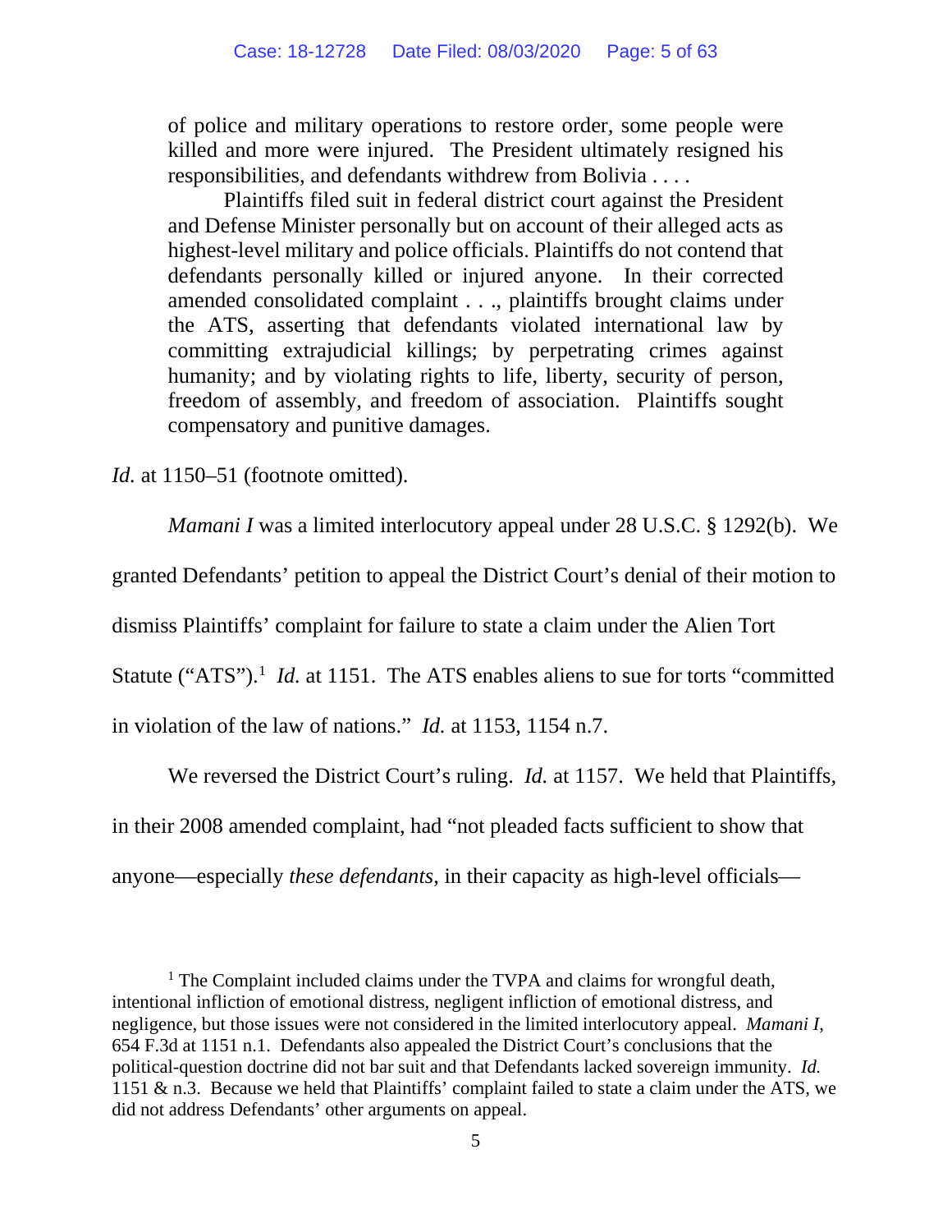> of police and military operations to restore order, some people were killed and more were injured. The President ultimately resigned his responsibilities, and defendants withdrew from Bolivia . . . .
>
> Plaintiffs filed suit in federal district court against the President and Defense Minister personally but on account of their alleged acts as highest-level military and police officials. Plaintiffs do not contend that defendants personally killed or injured anyone. In their corrected amended consolidated complaint . . ., plaintiffs brought claims under the ATS, asserting that defendants violated international law by committing extrajudicial killings; by perpetrating crimes against humanity; and by violating rights to life, liberty, security of person, freedom of assembly, and freedom of association. Plaintiffs sought compensatory and punitive damages.

*Id.* at 1150–51 (footnote omitted).

*Mamani I* was a limited interlocutory appeal under 28 U.S.C. § 1292(b). We granted Defendants' petition to appeal the District Court's denial of their motion to dismiss Plaintiffs' complaint for failure to state a claim under the Alien Tort Statute ("ATS").[1] *Id.* at 1151. The ATS enables aliens to sue for torts "committed in violation of the law of nations." *Id.* at 1153, 1154 n.7.

We reversed the District Court's ruling. *Id.* at 1157. We held that Plaintiffs, in their 2008 amended complaint, had "not pleaded facts sufficient to show that anyone—especially *these defendants*, in their capacity as high-level officials—

[1] The Complaint included claims under the TVPA and claims for wrongful death, intentional infliction of emotional distress, negligent infliction of emotional distress, and negligence, but those issues were not considered in the limited interlocutory appeal. *Mamani I*, 654 F.3d at 1151 n.1. Defendants also appealed the District Court's conclusions that the political-question doctrine did not bar suit and that Defendants lacked sovereign immunity. *Id.* 1151 & n.3. Because we held that Plaintiffs' complaint failed to state a claim under the ATS, we did not address Defendants' other arguments on appeal.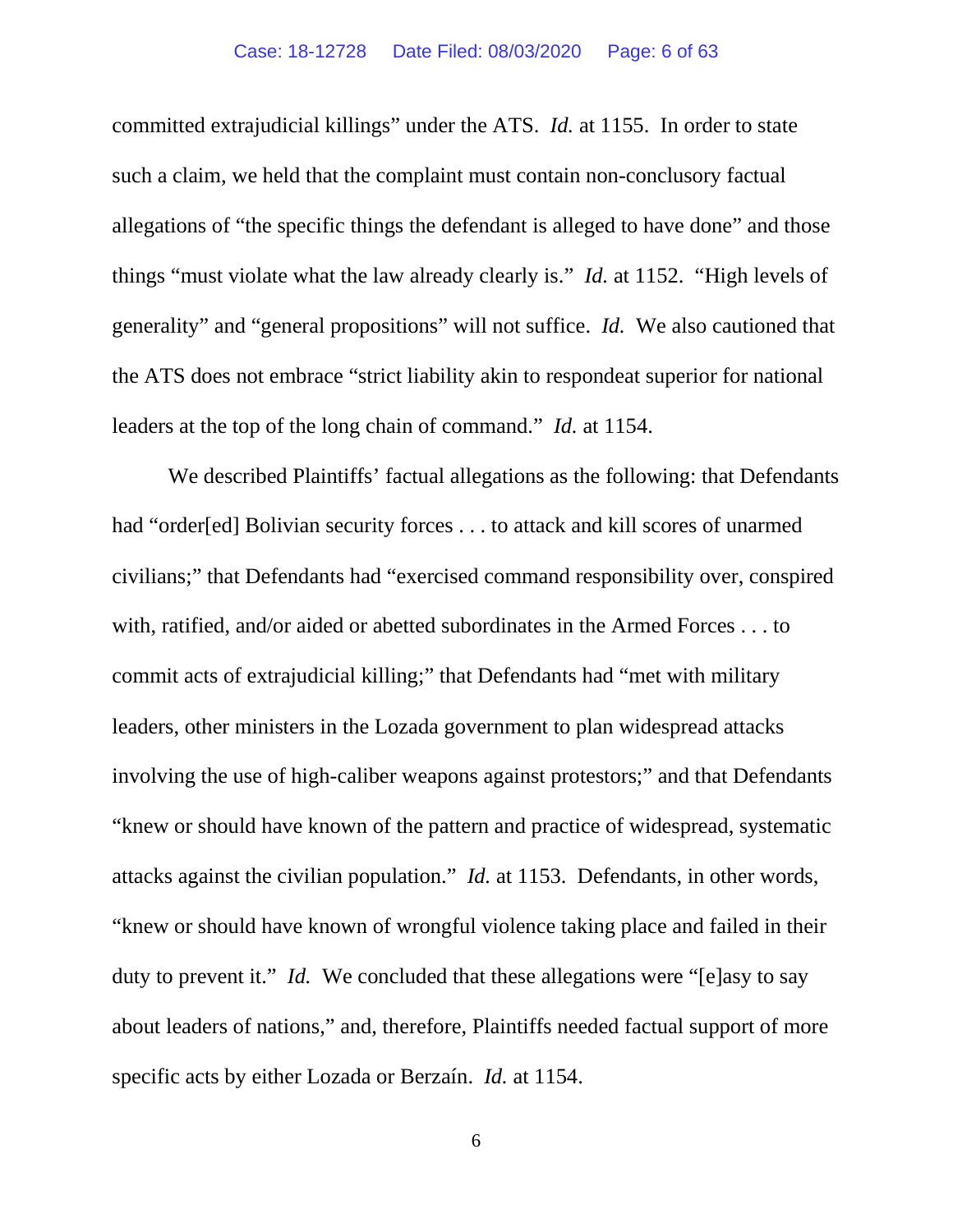committed extrajudicial killings" under the ATS. *Id.* at 1155. In order to state such a claim, we held that the complaint must contain non-conclusory factual allegations of "the specific things the defendant is alleged to have done" and those things "must violate what the law already clearly is." *Id.* at 1152. "High levels of generality" and "general propositions" will not suffice. *Id.* We also cautioned that the ATS does not embrace "strict liability akin to respondeat superior for national leaders at the top of the long chain of command." *Id.* at 1154.

We described Plaintiffs' factual allegations as the following: that Defendants had "order[ed] Bolivian security forces . . . to attack and kill scores of unarmed civilians;" that Defendants had "exercised command responsibility over, conspired with, ratified, and/or aided or abetted subordinates in the Armed Forces . . . to commit acts of extrajudicial killing;" that Defendants had "met with military leaders, other ministers in the Lozada government to plan widespread attacks involving the use of high-caliber weapons against protestors;" and that Defendants "knew or should have known of the pattern and practice of widespread, systematic attacks against the civilian population." *Id.* at 1153. Defendants, in other words, "knew or should have known of wrongful violence taking place and failed in their duty to prevent it." *Id.* We concluded that these allegations were "[e]asy to say about leaders of nations," and, therefore, Plaintiffs needed factual support of more specific acts by either Lozada or Berzaín. *Id.* at 1154.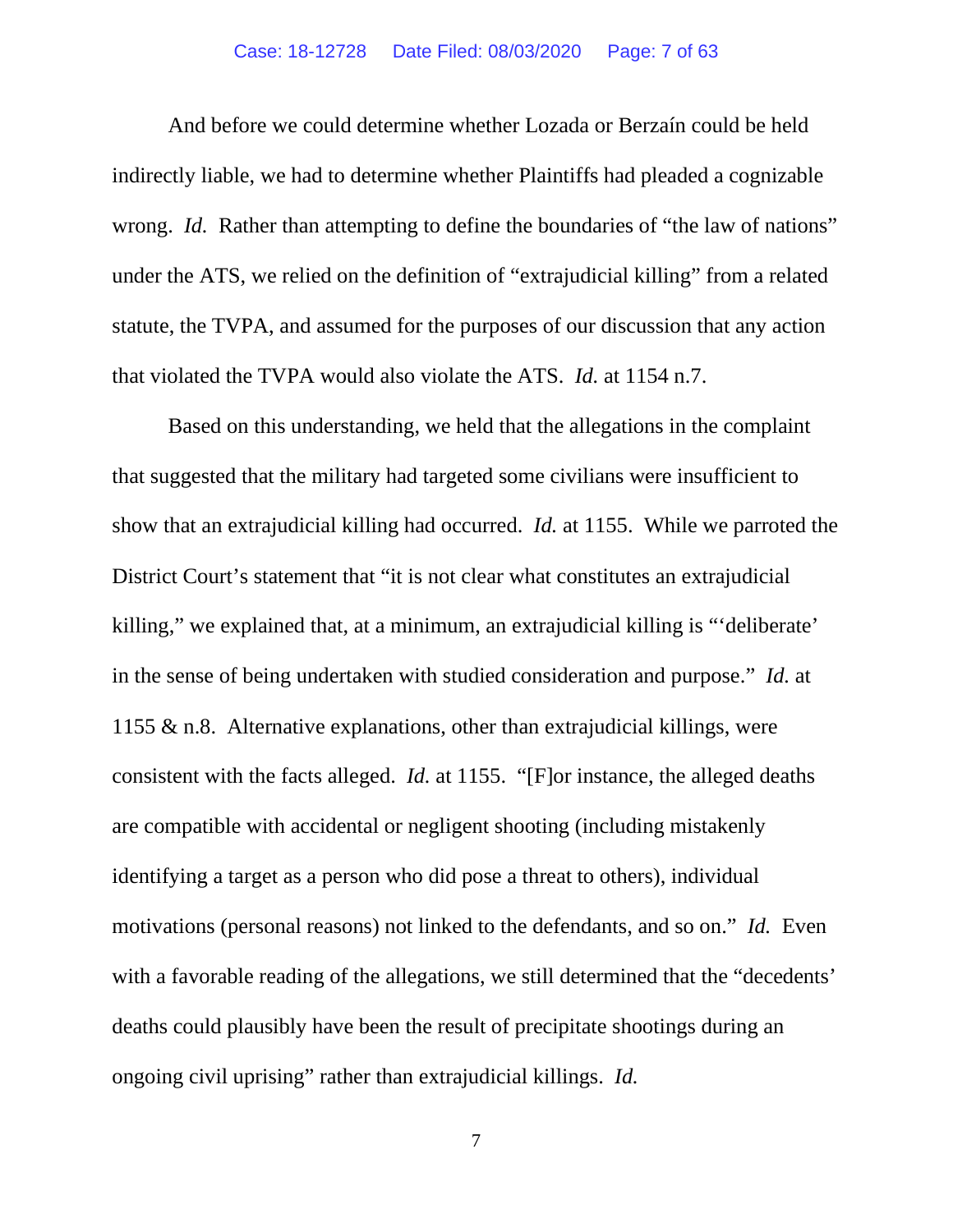And before we could determine whether Lozada or Berzaín could be held indirectly liable, we had to determine whether Plaintiffs had pleaded a cognizable wrong. *Id.* Rather than attempting to define the boundaries of "the law of nations" under the ATS, we relied on the definition of "extrajudicial killing" from a related statute, the TVPA, and assumed for the purposes of our discussion that any action that violated the TVPA would also violate the ATS. *Id.* at 1154 n.7.

Based on this understanding, we held that the allegations in the complaint that suggested that the military had targeted some civilians were insufficient to show that an extrajudicial killing had occurred. *Id.* at 1155. While we parroted the District Court's statement that "it is not clear what constitutes an extrajudicial killing," we explained that, at a minimum, an extrajudicial killing is "'deliberate' in the sense of being undertaken with studied consideration and purpose." *Id.* at 1155 & n.8. Alternative explanations, other than extrajudicial killings, were consistent with the facts alleged. *Id.* at 1155. "[F]or instance, the alleged deaths are compatible with accidental or negligent shooting (including mistakenly identifying a target as a person who did pose a threat to others), individual motivations (personal reasons) not linked to the defendants, and so on." *Id.* Even with a favorable reading of the allegations, we still determined that the "decedents' deaths could plausibly have been the result of precipitate shootings during an ongoing civil uprising" rather than extrajudicial killings. *Id.*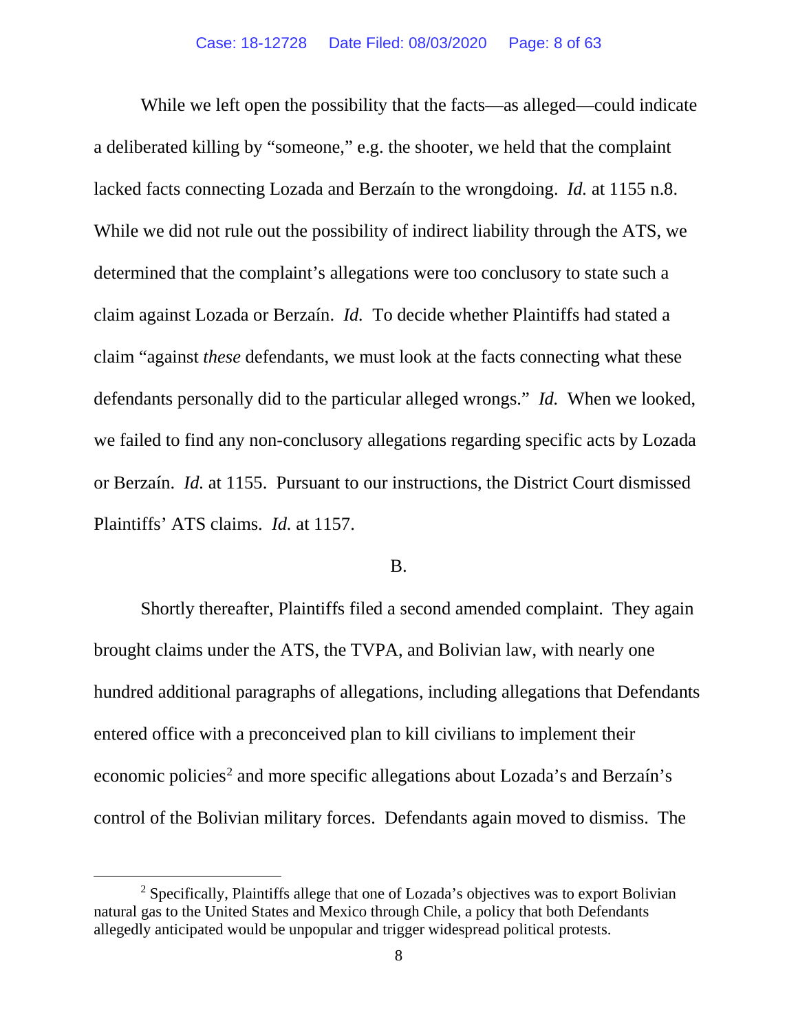While we left open the possibility that the facts—as alleged—could indicate a deliberated killing by "someone," e.g. the shooter, we held that the complaint lacked facts connecting Lozada and Berzaín to the wrongdoing. *Id.* at 1155 n.8. While we did not rule out the possibility of indirect liability through the ATS, we determined that the complaint's allegations were too conclusory to state such a claim against Lozada or Berzaín. *Id.* To decide whether Plaintiffs had stated a claim "against *these* defendants, we must look at the facts connecting what these defendants personally did to the particular alleged wrongs." *Id.* When we looked, we failed to find any non-conclusory allegations regarding specific acts by Lozada or Berzaín. *Id.* at 1155. Pursuant to our instructions, the District Court dismissed Plaintiffs' ATS claims. *Id.* at 1157.

B.

Shortly thereafter, Plaintiffs filed a second amended complaint. They again brought claims under the ATS, the TVPA, and Bolivian law, with nearly one hundred additional paragraphs of allegations, including allegations that Defendants entered office with a preconceived plan to kill civilians to implement their economic policies[2] and more specific allegations about Lozada's and Berzaín's control of the Bolivian military forces. Defendants again moved to dismiss. The

[2] Specifically, Plaintiffs allege that one of Lozada's objectives was to export Bolivian natural gas to the United States and Mexico through Chile, a policy that both Defendants allegedly anticipated would be unpopular and trigger widespread political protests.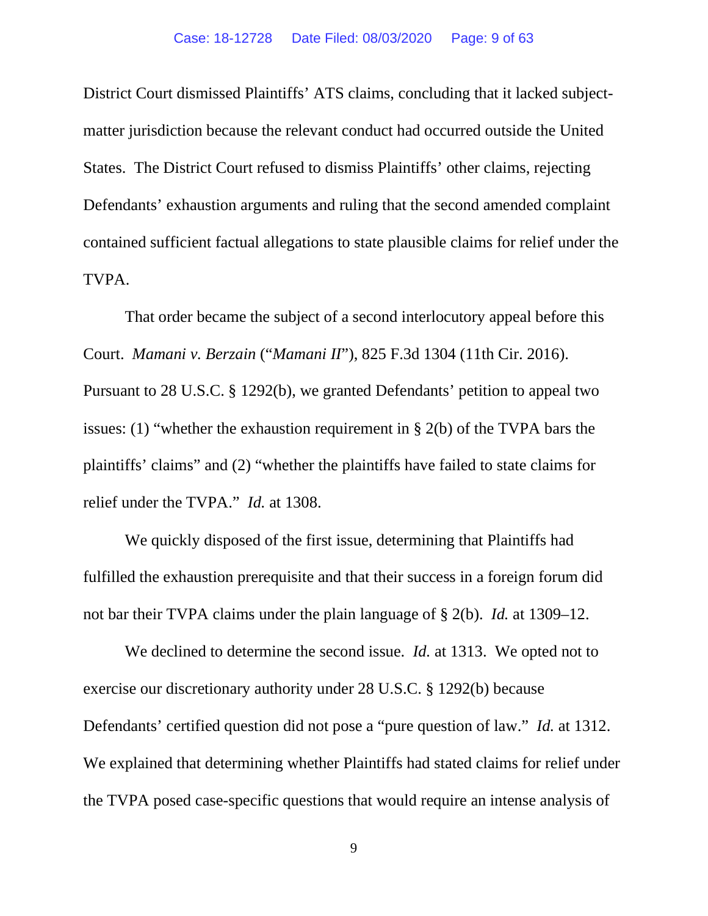District Court dismissed Plaintiffs' ATS claims, concluding that it lacked subject-matter jurisdiction because the relevant conduct had occurred outside the United States. The District Court refused to dismiss Plaintiffs' other claims, rejecting Defendants' exhaustion arguments and ruling that the second amended complaint contained sufficient factual allegations to state plausible claims for relief under the TVPA.

That order became the subject of a second interlocutory appeal before this Court. *Mamani v. Berzain* ("*Mamani II*"), 825 F.3d 1304 (11th Cir. 2016). Pursuant to 28 U.S.C. § 1292(b), we granted Defendants' petition to appeal two issues: (1) "whether the exhaustion requirement in § 2(b) of the TVPA bars the plaintiffs' claims" and (2) "whether the plaintiffs have failed to state claims for relief under the TVPA." *Id.* at 1308.

We quickly disposed of the first issue, determining that Plaintiffs had fulfilled the exhaustion prerequisite and that their success in a foreign forum did not bar their TVPA claims under the plain language of § 2(b). *Id.* at 1309–12.

We declined to determine the second issue. *Id.* at 1313. We opted not to exercise our discretionary authority under 28 U.S.C. § 1292(b) because Defendants' certified question did not pose a "pure question of law." *Id.* at 1312. We explained that determining whether Plaintiffs had stated claims for relief under the TVPA posed case-specific questions that would require an intense analysis of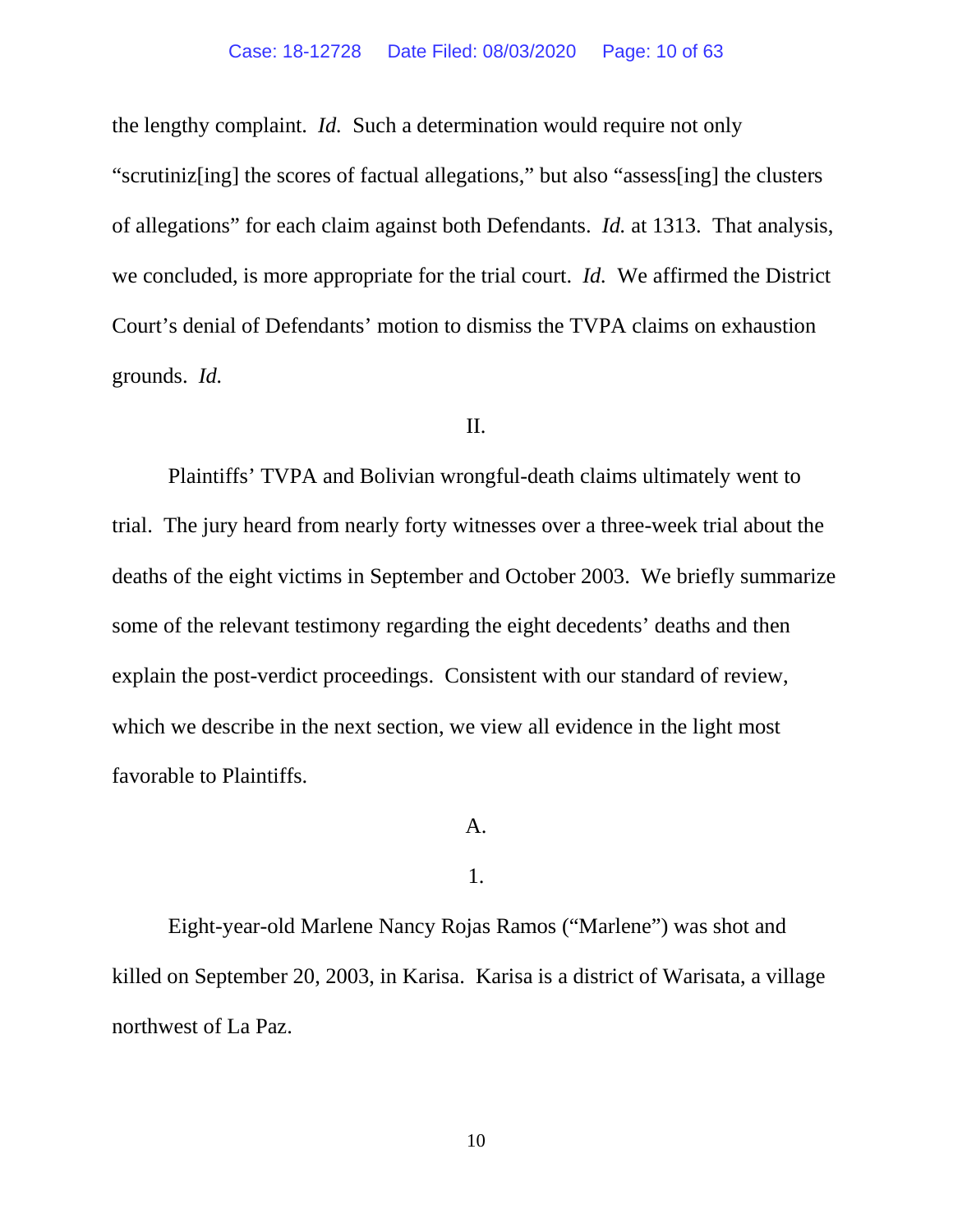the lengthy complaint. *Id.* Such a determination would require not only "scrutiniz[ing] the scores of factual allegations," but also "assess[ing] the clusters of allegations" for each claim against both Defendants. *Id.* at 1313. That analysis, we concluded, is more appropriate for the trial court. *Id.* We affirmed the District Court's denial of Defendants' motion to dismiss the TVPA claims on exhaustion grounds. *Id.*

## II.

Plaintiffs' TVPA and Bolivian wrongful-death claims ultimately went to trial. The jury heard from nearly forty witnesses over a three-week trial about the deaths of the eight victims in September and October 2003. We briefly summarize some of the relevant testimony regarding the eight decedents' deaths and then explain the post-verdict proceedings. Consistent with our standard of review, which we describe in the next section, we view all evidence in the light most favorable to Plaintiffs.

### A.

#### 1.

Eight-year-old Marlene Nancy Rojas Ramos ("Marlene") was shot and killed on September 20, 2003, in Karisa. Karisa is a district of Warisata, a village northwest of La Paz.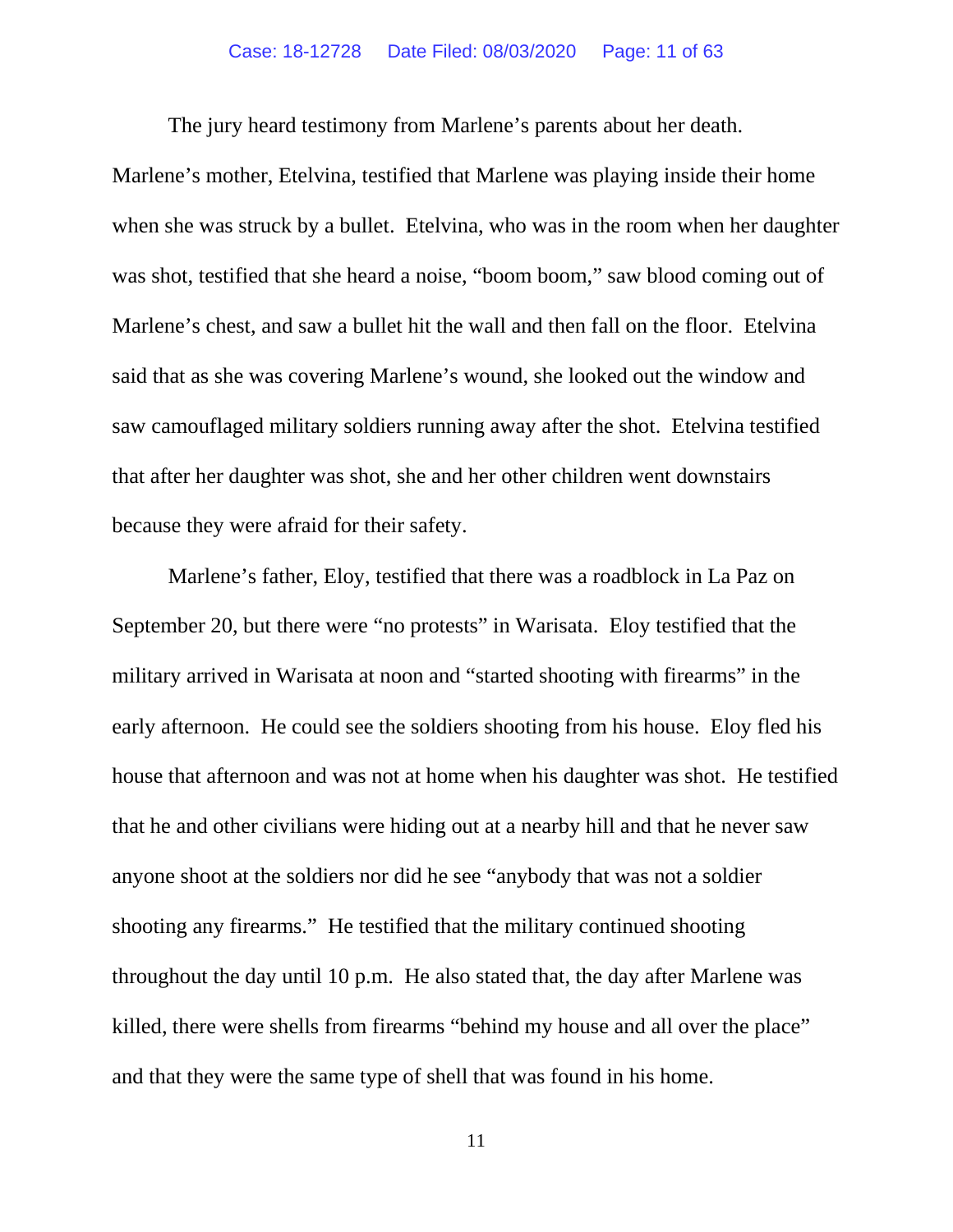The jury heard testimony from Marlene's parents about her death. Marlene's mother, Etelvina, testified that Marlene was playing inside their home when she was struck by a bullet. Etelvina, who was in the room when her daughter was shot, testified that she heard a noise, "boom boom," saw blood coming out of Marlene's chest, and saw a bullet hit the wall and then fall on the floor. Etelvina said that as she was covering Marlene's wound, she looked out the window and saw camouflaged military soldiers running away after the shot. Etelvina testified that after her daughter was shot, she and her other children went downstairs because they were afraid for their safety.

Marlene's father, Eloy, testified that there was a roadblock in La Paz on September 20, but there were "no protests" in Warisata. Eloy testified that the military arrived in Warisata at noon and "started shooting with firearms" in the early afternoon. He could see the soldiers shooting from his house. Eloy fled his house that afternoon and was not at home when his daughter was shot. He testified that he and other civilians were hiding out at a nearby hill and that he never saw anyone shoot at the soldiers nor did he see "anybody that was not a soldier shooting any firearms." He testified that the military continued shooting throughout the day until 10 p.m. He also stated that, the day after Marlene was killed, there were shells from firearms "behind my house and all over the place" and that they were the same type of shell that was found in his home.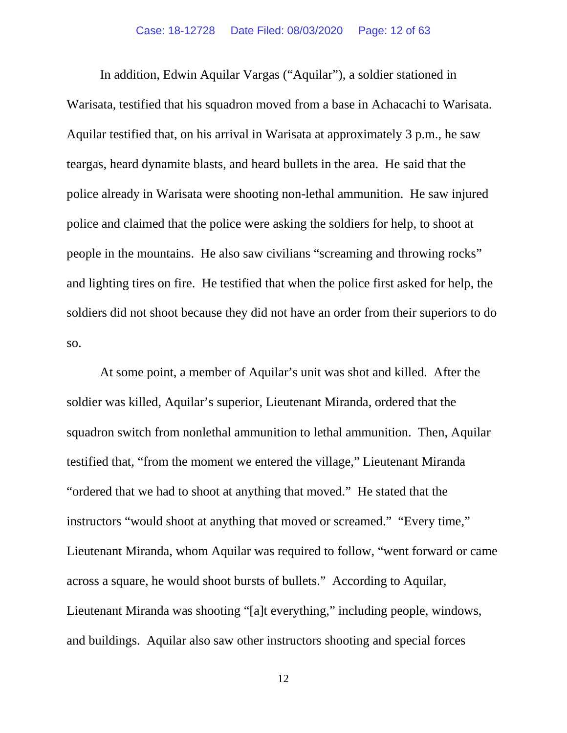In addition, Edwin Aquilar Vargas ("Aquilar"), a soldier stationed in Warisata, testified that his squadron moved from a base in Achacachi to Warisata. Aquilar testified that, on his arrival in Warisata at approximately 3 p.m., he saw teargas, heard dynamite blasts, and heard bullets in the area. He said that the police already in Warisata were shooting non-lethal ammunition. He saw injured police and claimed that the police were asking the soldiers for help, to shoot at people in the mountains. He also saw civilians "screaming and throwing rocks" and lighting tires on fire. He testified that when the police first asked for help, the soldiers did not shoot because they did not have an order from their superiors to do so.

At some point, a member of Aquilar's unit was shot and killed. After the soldier was killed, Aquilar's superior, Lieutenant Miranda, ordered that the squadron switch from nonlethal ammunition to lethal ammunition. Then, Aquilar testified that, "from the moment we entered the village," Lieutenant Miranda "ordered that we had to shoot at anything that moved." He stated that the instructors "would shoot at anything that moved or screamed." "Every time," Lieutenant Miranda, whom Aquilar was required to follow, "went forward or came across a square, he would shoot bursts of bullets." According to Aquilar, Lieutenant Miranda was shooting "[a]t everything," including people, windows, and buildings. Aquilar also saw other instructors shooting and special forces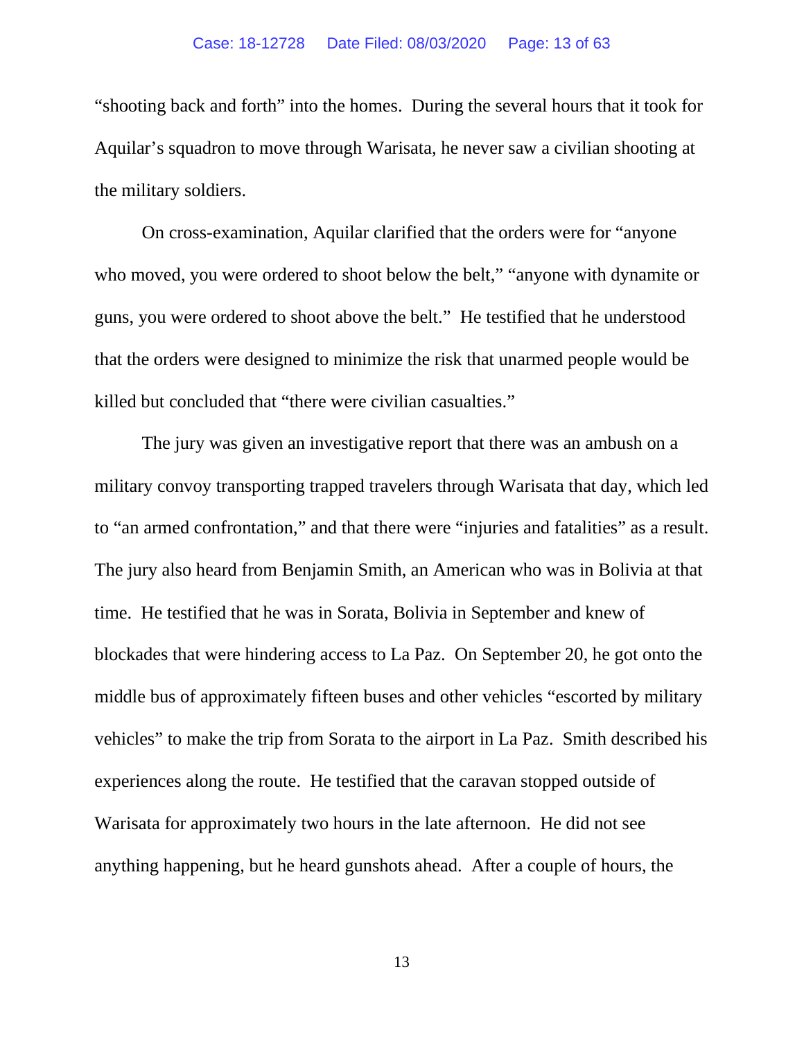"shooting back and forth" into the homes. During the several hours that it took for Aquilar's squadron to move through Warisata, he never saw a civilian shooting at the military soldiers.

On cross-examination, Aquilar clarified that the orders were for "anyone who moved, you were ordered to shoot below the belt," "anyone with dynamite or guns, you were ordered to shoot above the belt." He testified that he understood that the orders were designed to minimize the risk that unarmed people would be killed but concluded that "there were civilian casualties."

The jury was given an investigative report that there was an ambush on a military convoy transporting trapped travelers through Warisata that day, which led to "an armed confrontation," and that there were "injuries and fatalities" as a result. The jury also heard from Benjamin Smith, an American who was in Bolivia at that time. He testified that he was in Sorata, Bolivia in September and knew of blockades that were hindering access to La Paz. On September 20, he got onto the middle bus of approximately fifteen buses and other vehicles "escorted by military vehicles" to make the trip from Sorata to the airport in La Paz. Smith described his experiences along the route. He testified that the caravan stopped outside of Warisata for approximately two hours in the late afternoon. He did not see anything happening, but he heard gunshots ahead. After a couple of hours, the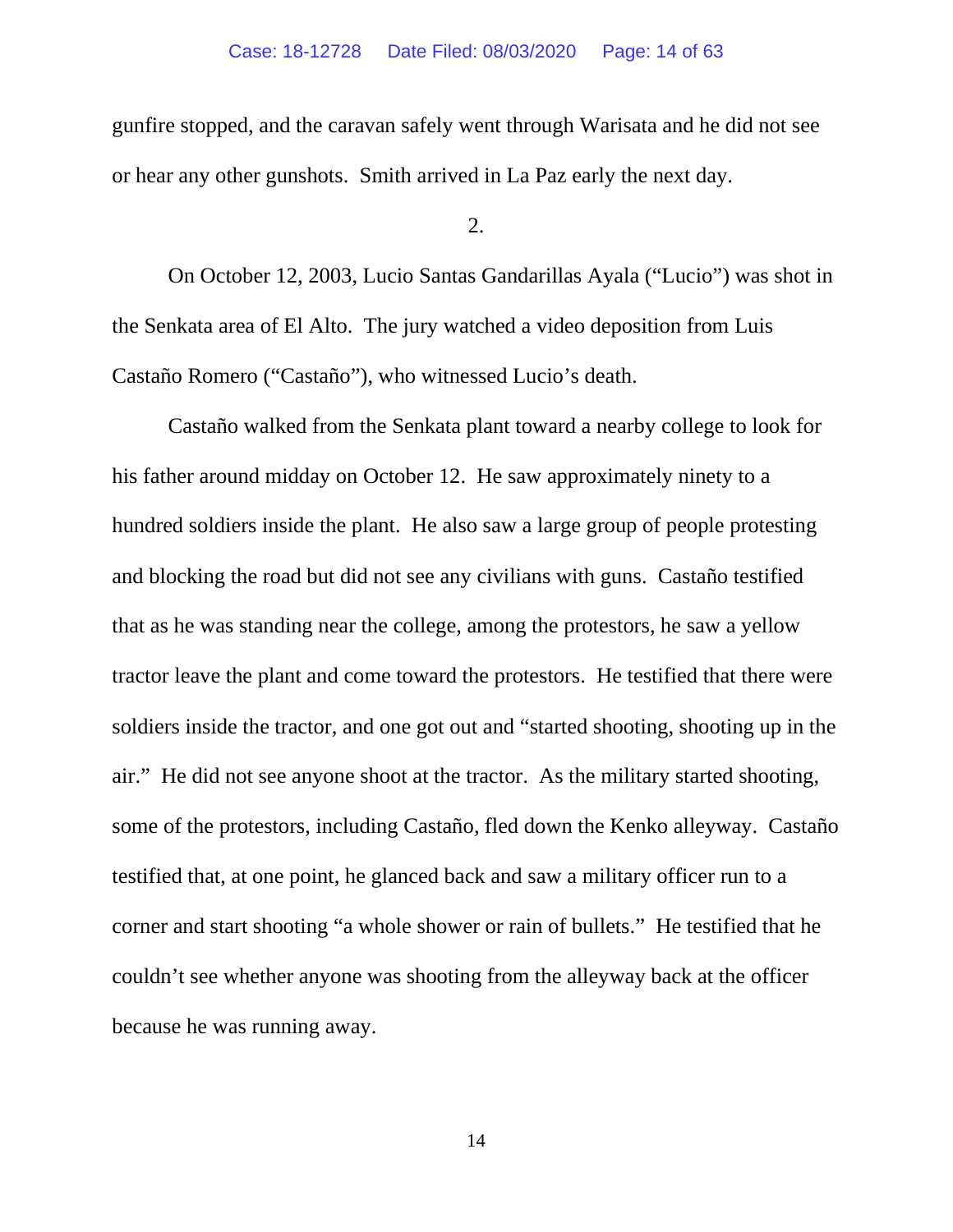gunfire stopped, and the caravan safely went through Warisata and he did not see or hear any other gunshots. Smith arrived in La Paz early the next day.

2.

On October 12, 2003, Lucio Santas Gandarillas Ayala ("Lucio") was shot in the Senkata area of El Alto. The jury watched a video deposition from Luis Castaño Romero ("Castaño"), who witnessed Lucio's death.

Castaño walked from the Senkata plant toward a nearby college to look for his father around midday on October 12. He saw approximately ninety to a hundred soldiers inside the plant. He also saw a large group of people protesting and blocking the road but did not see any civilians with guns. Castaño testified that as he was standing near the college, among the protestors, he saw a yellow tractor leave the plant and come toward the protestors. He testified that there were soldiers inside the tractor, and one got out and "started shooting, shooting up in the air." He did not see anyone shoot at the tractor. As the military started shooting, some of the protestors, including Castaño, fled down the Kenko alleyway. Castaño testified that, at one point, he glanced back and saw a military officer run to a corner and start shooting "a whole shower or rain of bullets." He testified that he couldn't see whether anyone was shooting from the alleyway back at the officer because he was running away.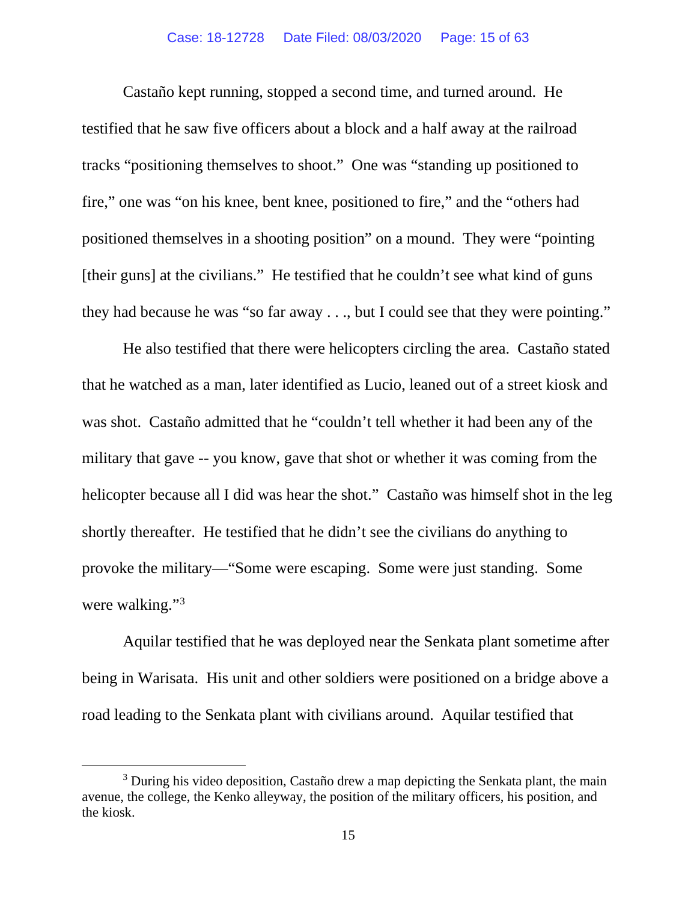Castaño kept running, stopped a second time, and turned around. He testified that he saw five officers about a block and a half away at the railroad tracks "positioning themselves to shoot." One was "standing up positioned to fire," one was "on his knee, bent knee, positioned to fire," and the "others had positioned themselves in a shooting position" on a mound. They were "pointing [their guns] at the civilians." He testified that he couldn't see what kind of guns they had because he was "so far away . . ., but I could see that they were pointing."

He also testified that there were helicopters circling the area. Castaño stated that he watched as a man, later identified as Lucio, leaned out of a street kiosk and was shot. Castaño admitted that he "couldn't tell whether it had been any of the military that gave -- you know, gave that shot or whether it was coming from the helicopter because all I did was hear the shot." Castaño was himself shot in the leg shortly thereafter. He testified that he didn't see the civilians do anything to provoke the military—"Some were escaping. Some were just standing. Some were walking."[3]

Aquilar testified that he was deployed near the Senkata plant sometime after being in Warisata. His unit and other soldiers were positioned on a bridge above a road leading to the Senkata plant with civilians around. Aquilar testified that

[3] During his video deposition, Castaño drew a map depicting the Senkata plant, the main avenue, the college, the Kenko alleyway, the position of the military officers, his position, and the kiosk.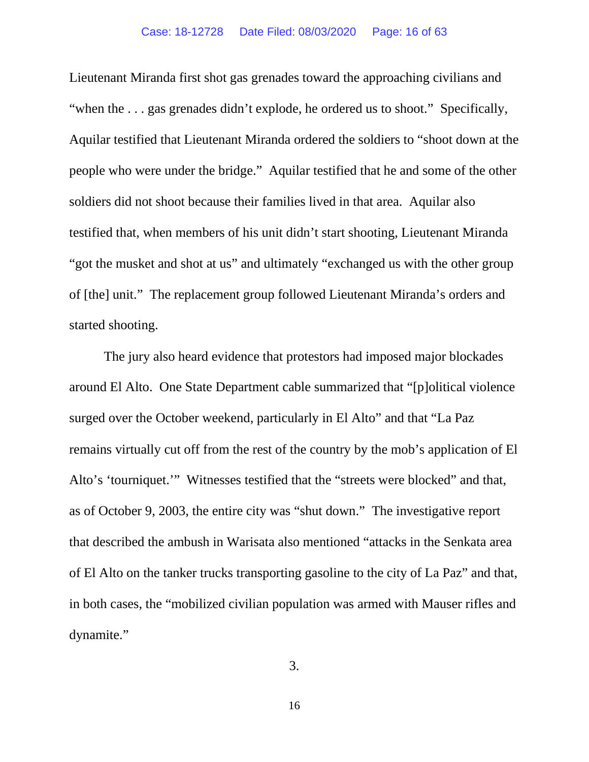Lieutenant Miranda first shot gas grenades toward the approaching civilians and "when the . . . gas grenades didn't explode, he ordered us to shoot." Specifically, Aquilar testified that Lieutenant Miranda ordered the soldiers to "shoot down at the people who were under the bridge." Aquilar testified that he and some of the other soldiers did not shoot because their families lived in that area. Aquilar also testified that, when members of his unit didn't start shooting, Lieutenant Miranda "got the musket and shot at us" and ultimately "exchanged us with the other group of [the] unit." The replacement group followed Lieutenant Miranda's orders and started shooting.

The jury also heard evidence that protestors had imposed major blockades around El Alto. One State Department cable summarized that "[p]olitical violence surged over the October weekend, particularly in El Alto" and that "La Paz remains virtually cut off from the rest of the country by the mob's application of El Alto's 'tourniquet.'" Witnesses testified that the "streets were blocked" and that, as of October 9, 2003, the entire city was "shut down." The investigative report that described the ambush in Warisata also mentioned "attacks in the Senkata area of El Alto on the tanker trucks transporting gasoline to the city of La Paz" and that, in both cases, the "mobilized civilian population was armed with Mauser rifles and dynamite."

3.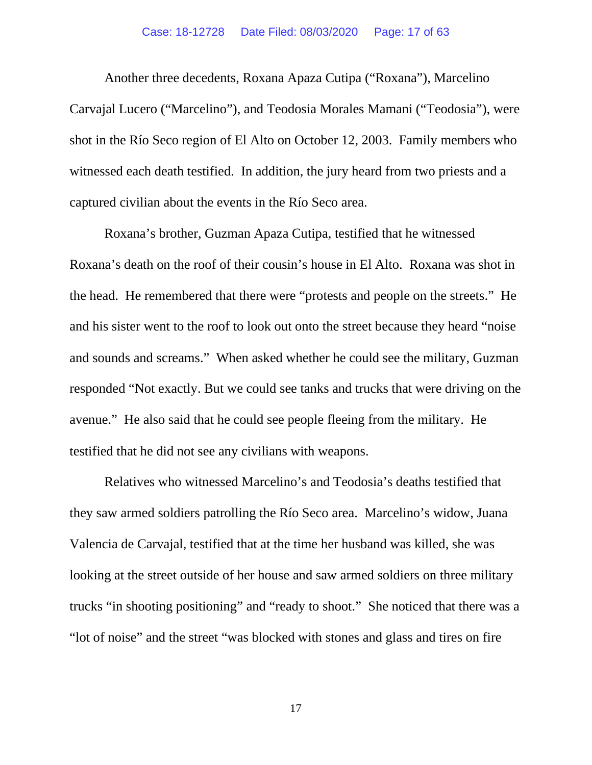Another three decedents, Roxana Apaza Cutipa ("Roxana"), Marcelino Carvajal Lucero ("Marcelino"), and Teodosia Morales Mamani ("Teodosia"), were shot in the Río Seco region of El Alto on October 12, 2003. Family members who witnessed each death testified. In addition, the jury heard from two priests and a captured civilian about the events in the Río Seco area.

Roxana's brother, Guzman Apaza Cutipa, testified that he witnessed Roxana's death on the roof of their cousin's house in El Alto. Roxana was shot in the head. He remembered that there were "protests and people on the streets." He and his sister went to the roof to look out onto the street because they heard "noise and sounds and screams." When asked whether he could see the military, Guzman responded "Not exactly. But we could see tanks and trucks that were driving on the avenue." He also said that he could see people fleeing from the military. He testified that he did not see any civilians with weapons.

Relatives who witnessed Marcelino's and Teodosia's deaths testified that they saw armed soldiers patrolling the Río Seco area. Marcelino's widow, Juana Valencia de Carvajal, testified that at the time her husband was killed, she was looking at the street outside of her house and saw armed soldiers on three military trucks "in shooting positioning" and "ready to shoot." She noticed that there was a "lot of noise" and the street "was blocked with stones and glass and tires on fire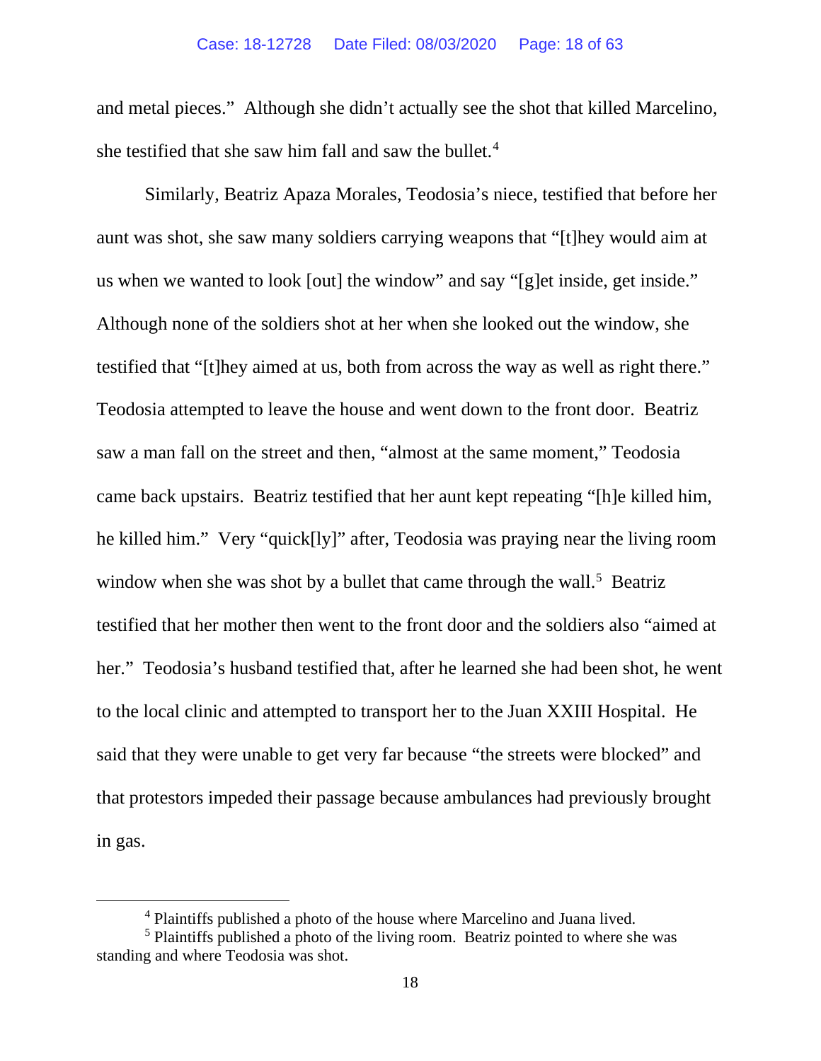and metal pieces." Although she didn't actually see the shot that killed Marcelino, she testified that she saw him fall and saw the bullet.[4]

Similarly, Beatriz Apaza Morales, Teodosia's niece, testified that before her aunt was shot, she saw many soldiers carrying weapons that "[t]hey would aim at us when we wanted to look [out] the window" and say "[g]et inside, get inside." Although none of the soldiers shot at her when she looked out the window, she testified that "[t]hey aimed at us, both from across the way as well as right there." Teodosia attempted to leave the house and went down to the front door. Beatriz saw a man fall on the street and then, "almost at the same moment," Teodosia came back upstairs. Beatriz testified that her aunt kept repeating "[h]e killed him, he killed him." Very "quick[ly]" after, Teodosia was praying near the living room window when she was shot by a bullet that came through the wall.[5] Beatriz testified that her mother then went to the front door and the soldiers also "aimed at her." Teodosia's husband testified that, after he learned she had been shot, he went to the local clinic and attempted to transport her to the Juan XXIII Hospital. He said that they were unable to get very far because "the streets were blocked" and that protestors impeded their passage because ambulances had previously brought in gas.

---

[4] Plaintiffs published a photo of the house where Marcelino and Juana lived.

[5] Plaintiffs published a photo of the living room. Beatriz pointed to where she was standing and where Teodosia was shot.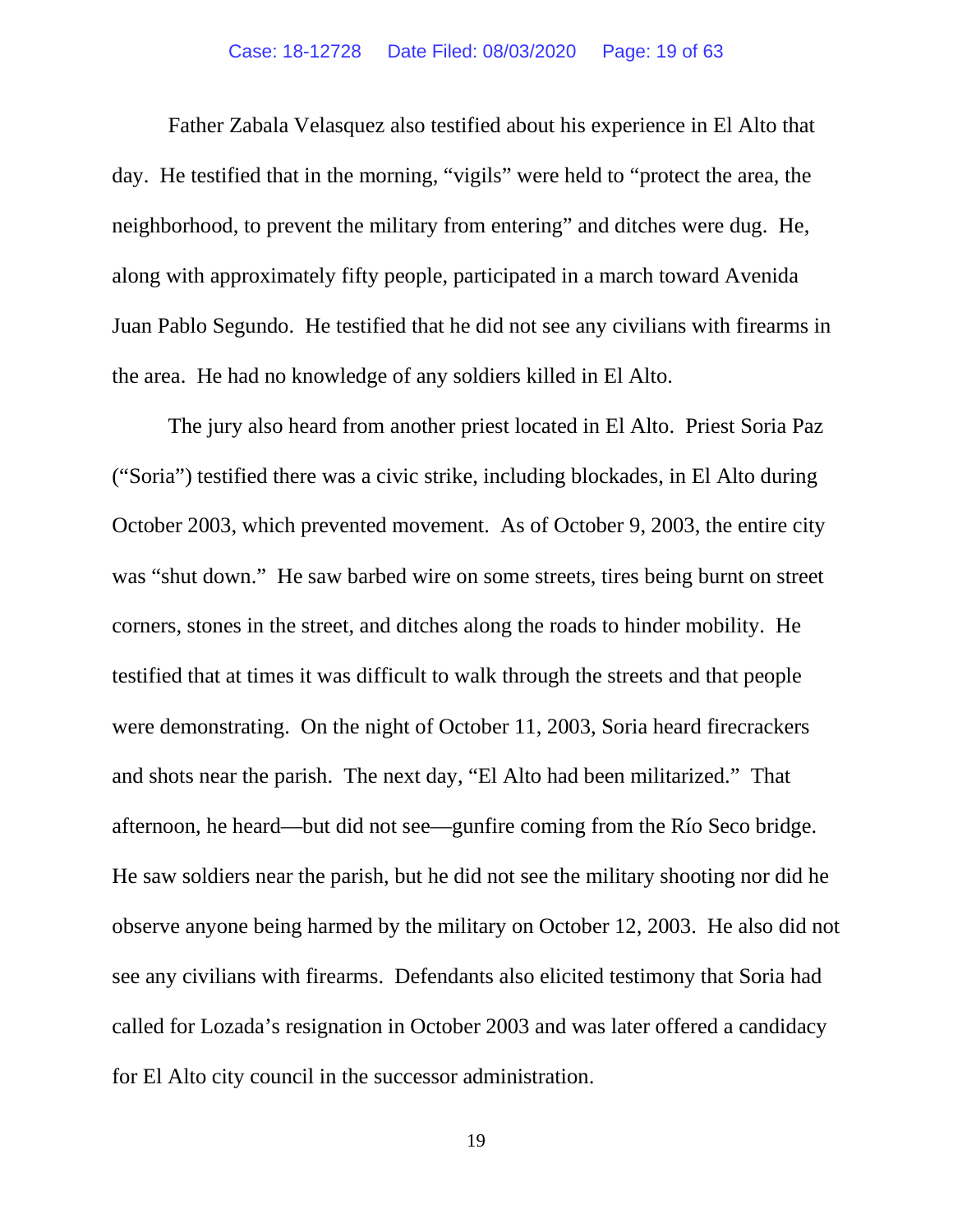Father Zabala Velasquez also testified about his experience in El Alto that day. He testified that in the morning, "vigils" were held to "protect the area, the neighborhood, to prevent the military from entering" and ditches were dug. He, along with approximately fifty people, participated in a march toward Avenida Juan Pablo Segundo. He testified that he did not see any civilians with firearms in the area. He had no knowledge of any soldiers killed in El Alto.

The jury also heard from another priest located in El Alto. Priest Soria Paz ("Soria") testified there was a civic strike, including blockades, in El Alto during October 2003, which prevented movement. As of October 9, 2003, the entire city was "shut down." He saw barbed wire on some streets, tires being burnt on street corners, stones in the street, and ditches along the roads to hinder mobility. He testified that at times it was difficult to walk through the streets and that people were demonstrating. On the night of October 11, 2003, Soria heard firecrackers and shots near the parish. The next day, "El Alto had been militarized." That afternoon, he heard—but did not see—gunfire coming from the Río Seco bridge. He saw soldiers near the parish, but he did not see the military shooting nor did he observe anyone being harmed by the military on October 12, 2003. He also did not see any civilians with firearms. Defendants also elicited testimony that Soria had called for Lozada's resignation in October 2003 and was later offered a candidacy for El Alto city council in the successor administration.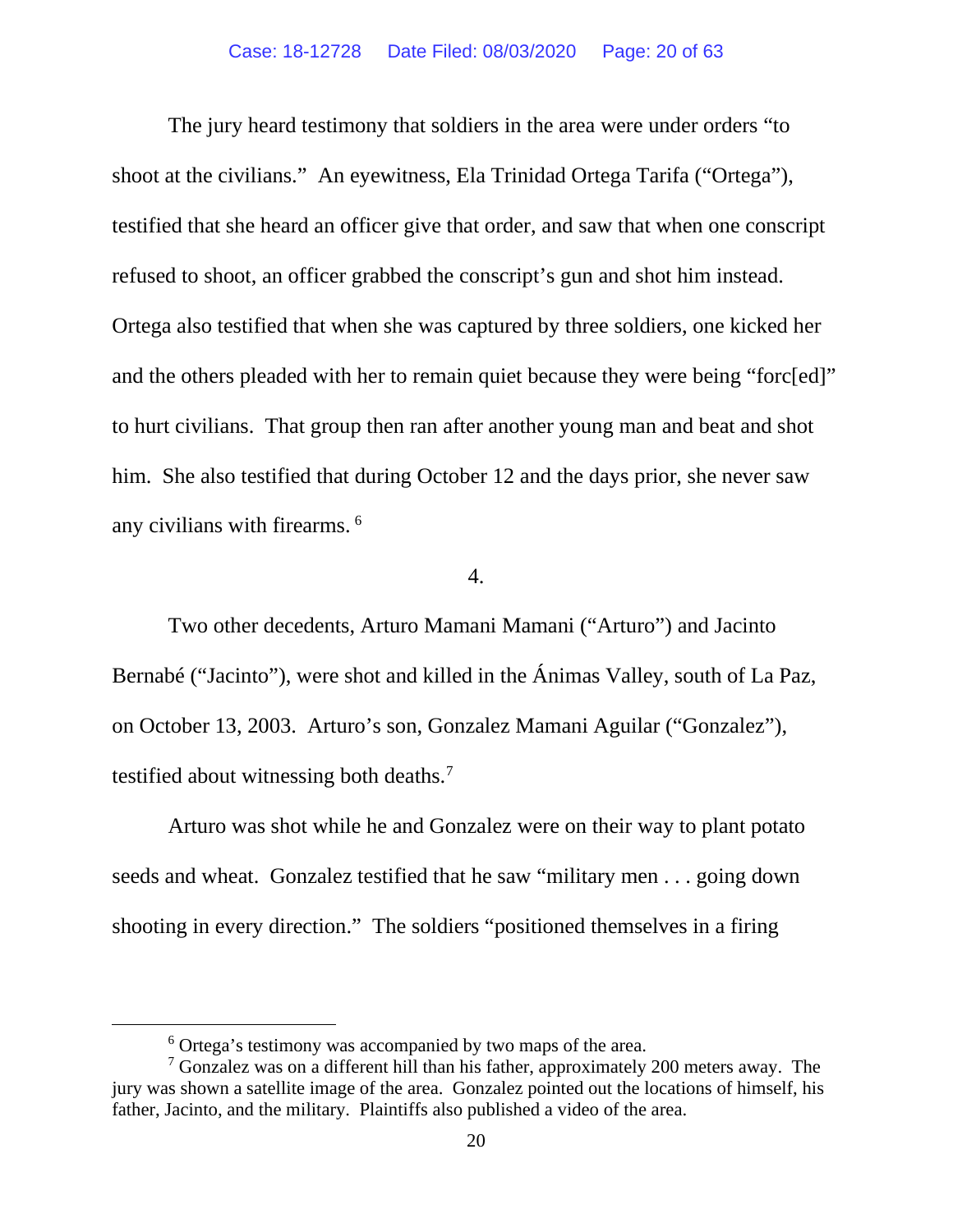The jury heard testimony that soldiers in the area were under orders "to shoot at the civilians." An eyewitness, Ela Trinidad Ortega Tarifa ("Ortega"), testified that she heard an officer give that order, and saw that when one conscript refused to shoot, an officer grabbed the conscript's gun and shot him instead. Ortega also testified that when she was captured by three soldiers, one kicked her and the others pleaded with her to remain quiet because they were being "forc[ed]" to hurt civilians. That group then ran after another young man and beat and shot him. She also testified that during October 12 and the days prior, she never saw any civilians with firearms.[6]

4.

Two other decedents, Arturo Mamani Mamani ("Arturo") and Jacinto Bernabé ("Jacinto"), were shot and killed in the Ánimas Valley, south of La Paz, on October 13, 2003. Arturo's son, Gonzalez Mamani Aguilar ("Gonzalez"), testified about witnessing both deaths.[7]

Arturo was shot while he and Gonzalez were on their way to plant potato seeds and wheat. Gonzalez testified that he saw "military men . . . going down shooting in every direction." The soldiers "positioned themselves in a firing

---

[6] Ortega's testimony was accompanied by two maps of the area.

[7] Gonzalez was on a different hill than his father, approximately 200 meters away. The jury was shown a satellite image of the area. Gonzalez pointed out the locations of himself, his father, Jacinto, and the military. Plaintiffs also published a video of the area.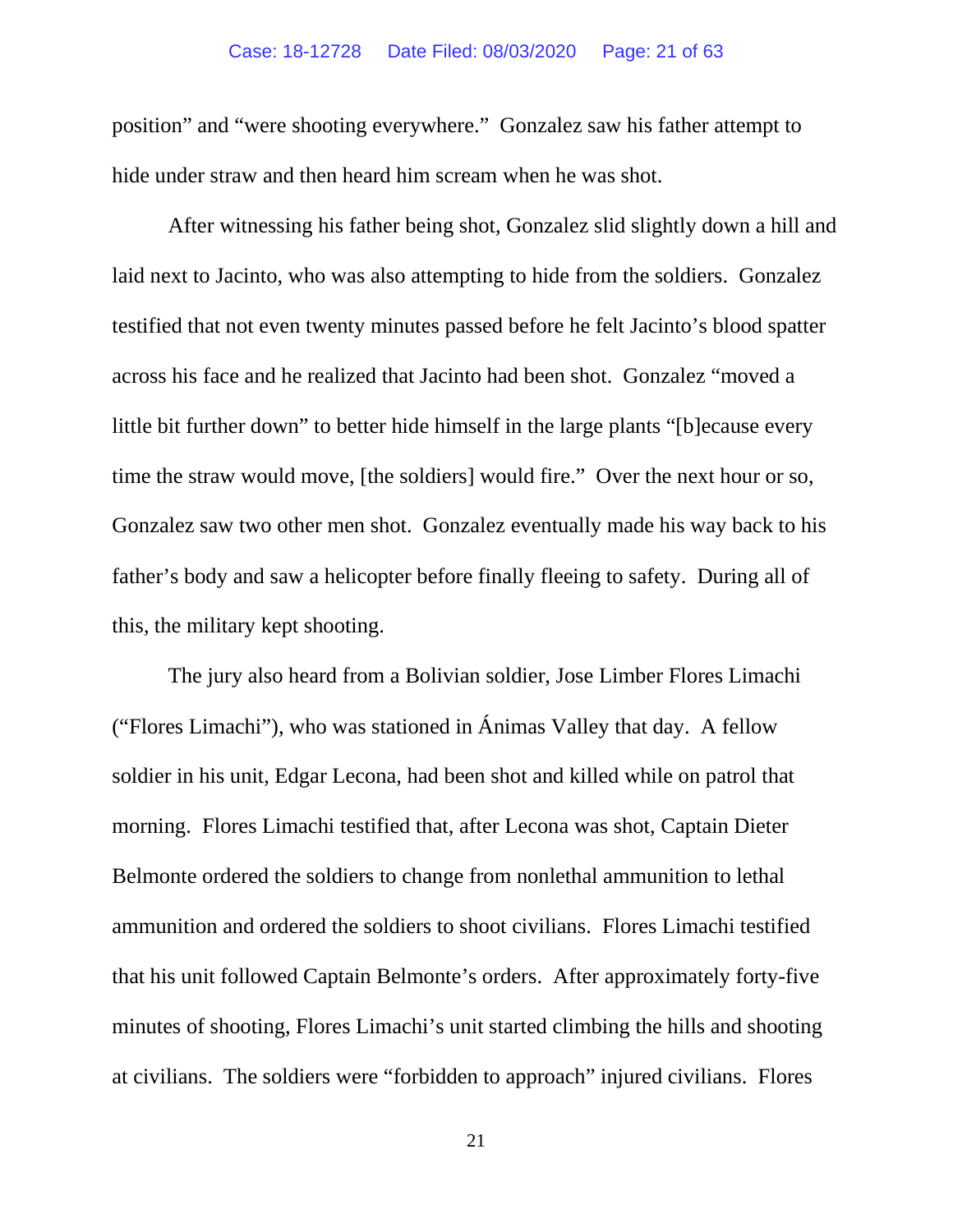position" and "were shooting everywhere." Gonzalez saw his father attempt to hide under straw and then heard him scream when he was shot.

After witnessing his father being shot, Gonzalez slid slightly down a hill and laid next to Jacinto, who was also attempting to hide from the soldiers. Gonzalez testified that not even twenty minutes passed before he felt Jacinto's blood spatter across his face and he realized that Jacinto had been shot. Gonzalez "moved a little bit further down" to better hide himself in the large plants "[b]ecause every time the straw would move, [the soldiers] would fire." Over the next hour or so, Gonzalez saw two other men shot. Gonzalez eventually made his way back to his father's body and saw a helicopter before finally fleeing to safety. During all of this, the military kept shooting.

The jury also heard from a Bolivian soldier, Jose Limber Flores Limachi ("Flores Limachi"), who was stationed in Ánimas Valley that day. A fellow soldier in his unit, Edgar Lecona, had been shot and killed while on patrol that morning. Flores Limachi testified that, after Lecona was shot, Captain Dieter Belmonte ordered the soldiers to change from nonlethal ammunition to lethal ammunition and ordered the soldiers to shoot civilians. Flores Limachi testified that his unit followed Captain Belmonte's orders. After approximately forty-five minutes of shooting, Flores Limachi's unit started climbing the hills and shooting at civilians. The soldiers were "forbidden to approach" injured civilians. Flores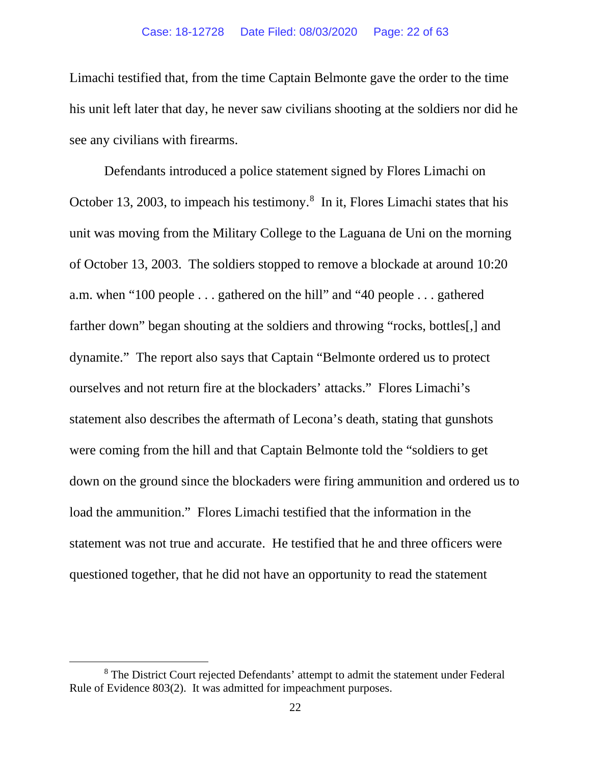Limachi testified that, from the time Captain Belmonte gave the order to the time his unit left later that day, he never saw civilians shooting at the soldiers nor did he see any civilians with firearms.

Defendants introduced a police statement signed by Flores Limachi on October 13, 2003, to impeach his testimony.[8] In it, Flores Limachi states that his unit was moving from the Military College to the Laguana de Uni on the morning of October 13, 2003. The soldiers stopped to remove a blockade at around 10:20 a.m. when "100 people . . . gathered on the hill" and "40 people . . . gathered farther down" began shouting at the soldiers and throwing "rocks, bottles[,] and dynamite." The report also says that Captain "Belmonte ordered us to protect ourselves and not return fire at the blockaders' attacks." Flores Limachi's statement also describes the aftermath of Lecona's death, stating that gunshots were coming from the hill and that Captain Belmonte told the "soldiers to get down on the ground since the blockaders were firing ammunition and ordered us to load the ammunition." Flores Limachi testified that the information in the statement was not true and accurate. He testified that he and three officers were questioned together, that he did not have an opportunity to read the statement

---

[8] The District Court rejected Defendants' attempt to admit the statement under Federal Rule of Evidence 803(2). It was admitted for impeachment purposes.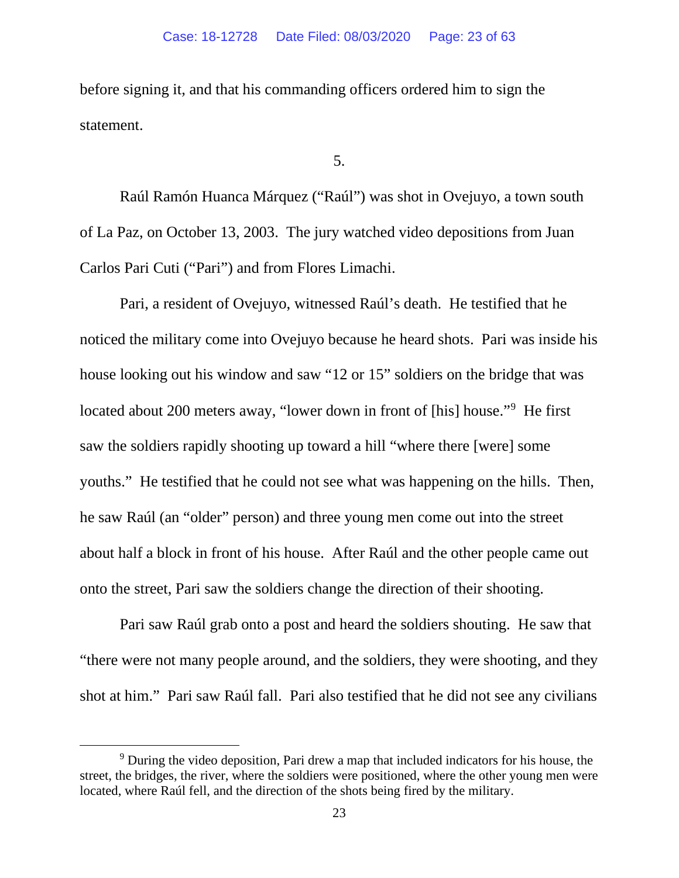before signing it, and that his commanding officers ordered him to sign the statement.

5.

Raúl Ramón Huanca Márquez ("Raúl") was shot in Ovejuyo, a town south of La Paz, on October 13, 2003. The jury watched video depositions from Juan Carlos Pari Cuti ("Pari") and from Flores Limachi.

Pari, a resident of Ovejuyo, witnessed Raúl's death. He testified that he noticed the military come into Ovejuyo because he heard shots. Pari was inside his house looking out his window and saw "12 or 15" soldiers on the bridge that was located about 200 meters away, "lower down in front of [his] house."[9] He first saw the soldiers rapidly shooting up toward a hill "where there [were] some youths." He testified that he could not see what was happening on the hills. Then, he saw Raúl (an "older" person) and three young men come out into the street about half a block in front of his house. After Raúl and the other people came out onto the street, Pari saw the soldiers change the direction of their shooting.

Pari saw Raúl grab onto a post and heard the soldiers shouting. He saw that "there were not many people around, and the soldiers, they were shooting, and they shot at him." Pari saw Raúl fall. Pari also testified that he did not see any civilians

[9] During the video deposition, Pari drew a map that included indicators for his house, the street, the bridges, the river, where the soldiers were positioned, where the other young men were located, where Raúl fell, and the direction of the shots being fired by the military.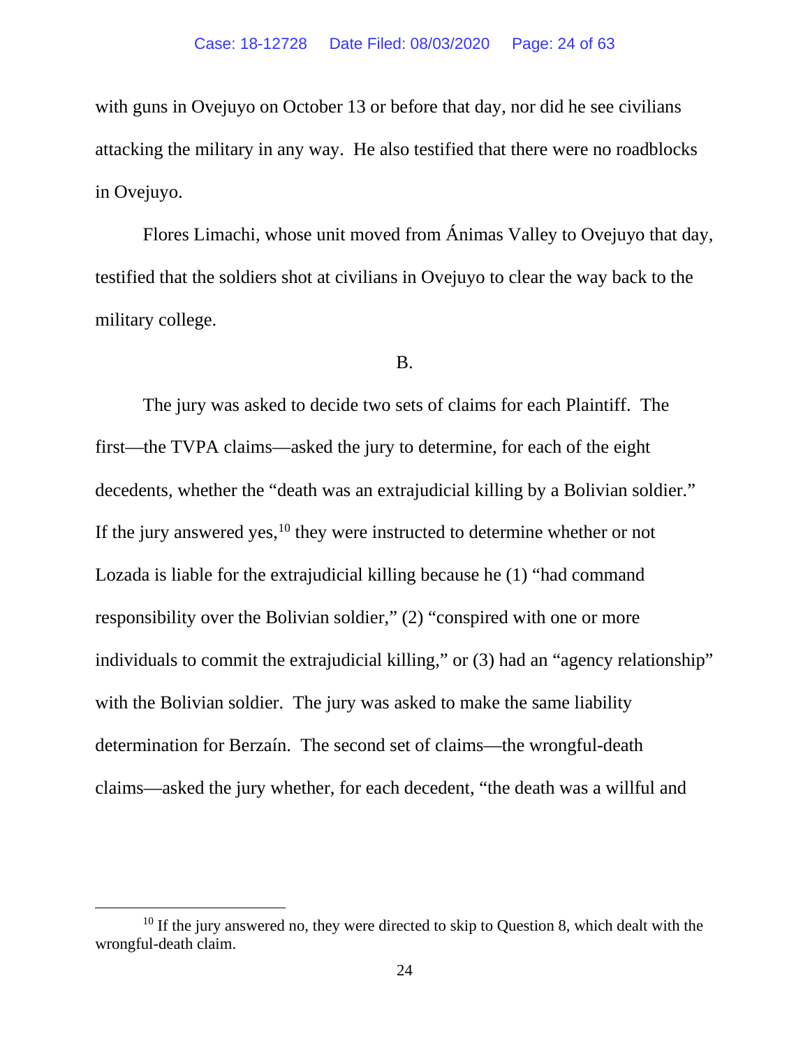with guns in Ovejuyo on October 13 or before that day, nor did he see civilians attacking the military in any way. He also testified that there were no roadblocks in Ovejuyo.

Flores Limachi, whose unit moved from Ánimas Valley to Ovejuyo that day, testified that the soldiers shot at civilians in Ovejuyo to clear the way back to the military college.

B.

The jury was asked to decide two sets of claims for each Plaintiff. The first—the TVPA claims—asked the jury to determine, for each of the eight decedents, whether the "death was an extrajudicial killing by a Bolivian soldier." If the jury answered yes,[10] they were instructed to determine whether or not Lozada is liable for the extrajudicial killing because he (1) "had command responsibility over the Bolivian soldier," (2) "conspired with one or more individuals to commit the extrajudicial killing," or (3) had an "agency relationship" with the Bolivian soldier. The jury was asked to make the same liability determination for Berzaín. The second set of claims—the wrongful-death claims—asked the jury whether, for each decedent, "the death was a willful and

[10] If the jury answered no, they were directed to skip to Question 8, which dealt with the wrongful-death claim.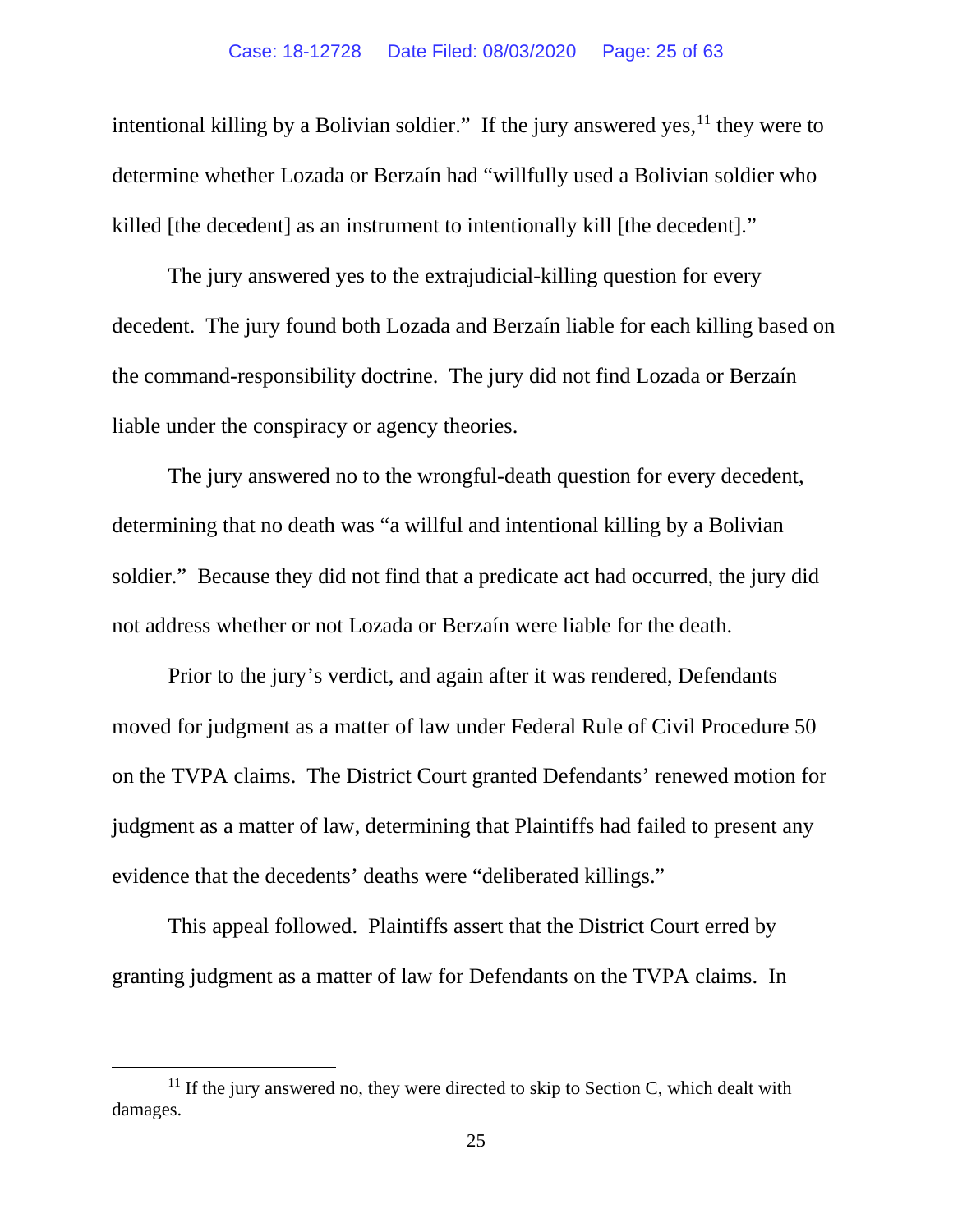intentional killing by a Bolivian soldier." If the jury answered yes,[11] they were to determine whether Lozada or Berzaín had "willfully used a Bolivian soldier who killed [the decedent] as an instrument to intentionally kill [the decedent]."

The jury answered yes to the extrajudicial-killing question for every decedent. The jury found both Lozada and Berzaín liable for each killing based on the command-responsibility doctrine. The jury did not find Lozada or Berzaín liable under the conspiracy or agency theories.

The jury answered no to the wrongful-death question for every decedent, determining that no death was "a willful and intentional killing by a Bolivian soldier." Because they did not find that a predicate act had occurred, the jury did not address whether or not Lozada or Berzaín were liable for the death.

Prior to the jury's verdict, and again after it was rendered, Defendants moved for judgment as a matter of law under Federal Rule of Civil Procedure 50 on the TVPA claims. The District Court granted Defendants' renewed motion for judgment as a matter of law, determining that Plaintiffs had failed to present any evidence that the decedents' deaths were "deliberated killings."

This appeal followed. Plaintiffs assert that the District Court erred by granting judgment as a matter of law for Defendants on the TVPA claims. In

[11] If the jury answered no, they were directed to skip to Section C, which dealt with damages.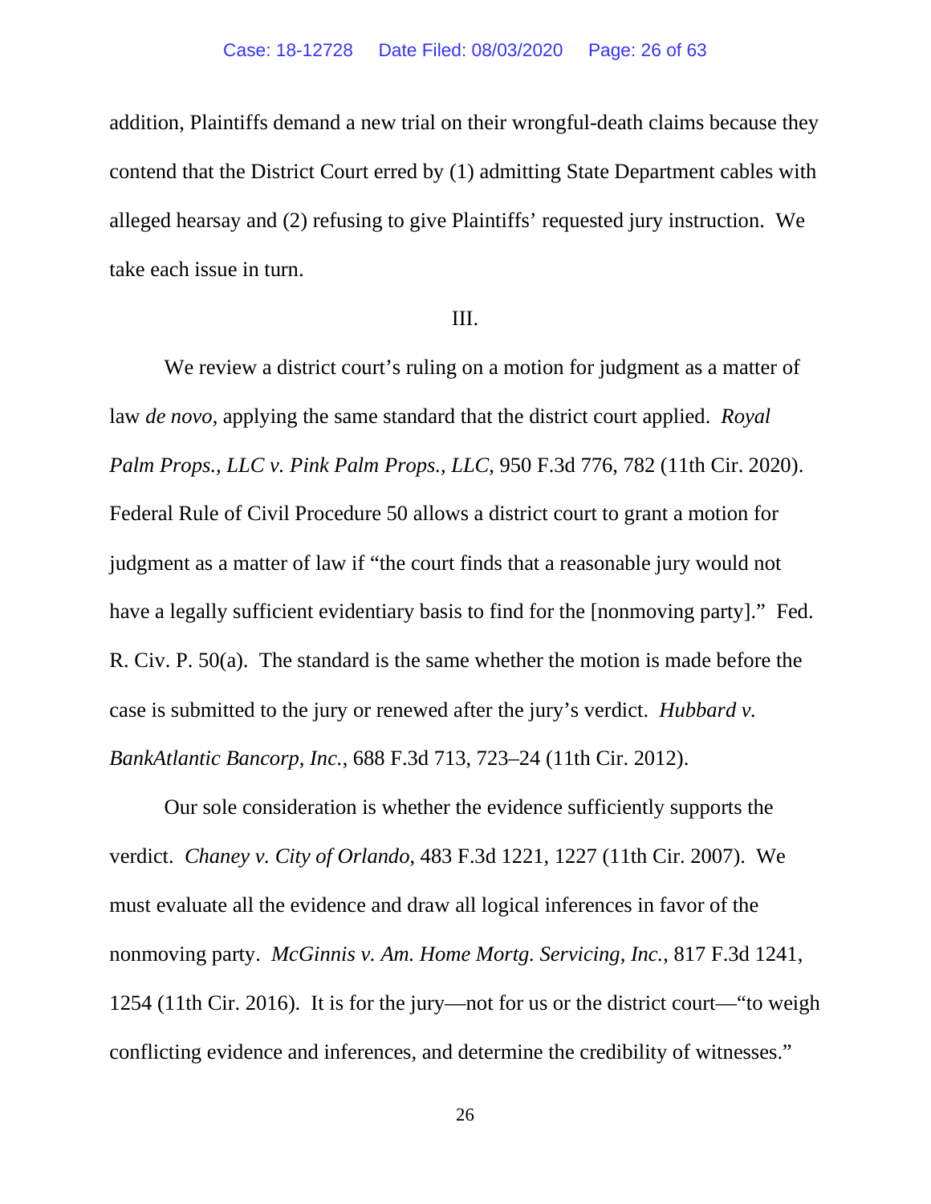addition, Plaintiffs demand a new trial on their wrongful-death claims because they contend that the District Court erred by (1) admitting State Department cables with alleged hearsay and (2) refusing to give Plaintiffs' requested jury instruction. We take each issue in turn.

III.

We review a district court's ruling on a motion for judgment as a matter of law *de novo*, applying the same standard that the district court applied. *Royal Palm Props., LLC v. Pink Palm Props., LLC*, 950 F.3d 776, 782 (11th Cir. 2020). Federal Rule of Civil Procedure 50 allows a district court to grant a motion for judgment as a matter of law if "the court finds that a reasonable jury would not have a legally sufficient evidentiary basis to find for the [nonmoving party]." Fed. R. Civ. P. 50(a). The standard is the same whether the motion is made before the case is submitted to the jury or renewed after the jury's verdict. *Hubbard v. BankAtlantic Bancorp, Inc.*, 688 F.3d 713, 723–24 (11th Cir. 2012).

Our sole consideration is whether the evidence sufficiently supports the verdict. *Chaney v. City of Orlando*, 483 F.3d 1221, 1227 (11th Cir. 2007). We must evaluate all the evidence and draw all logical inferences in favor of the nonmoving party. *McGinnis v. Am. Home Mortg. Servicing, Inc.*, 817 F.3d 1241, 1254 (11th Cir. 2016). It is for the jury—not for us or the district court—"to weigh conflicting evidence and inferences, and determine the credibility of witnesses."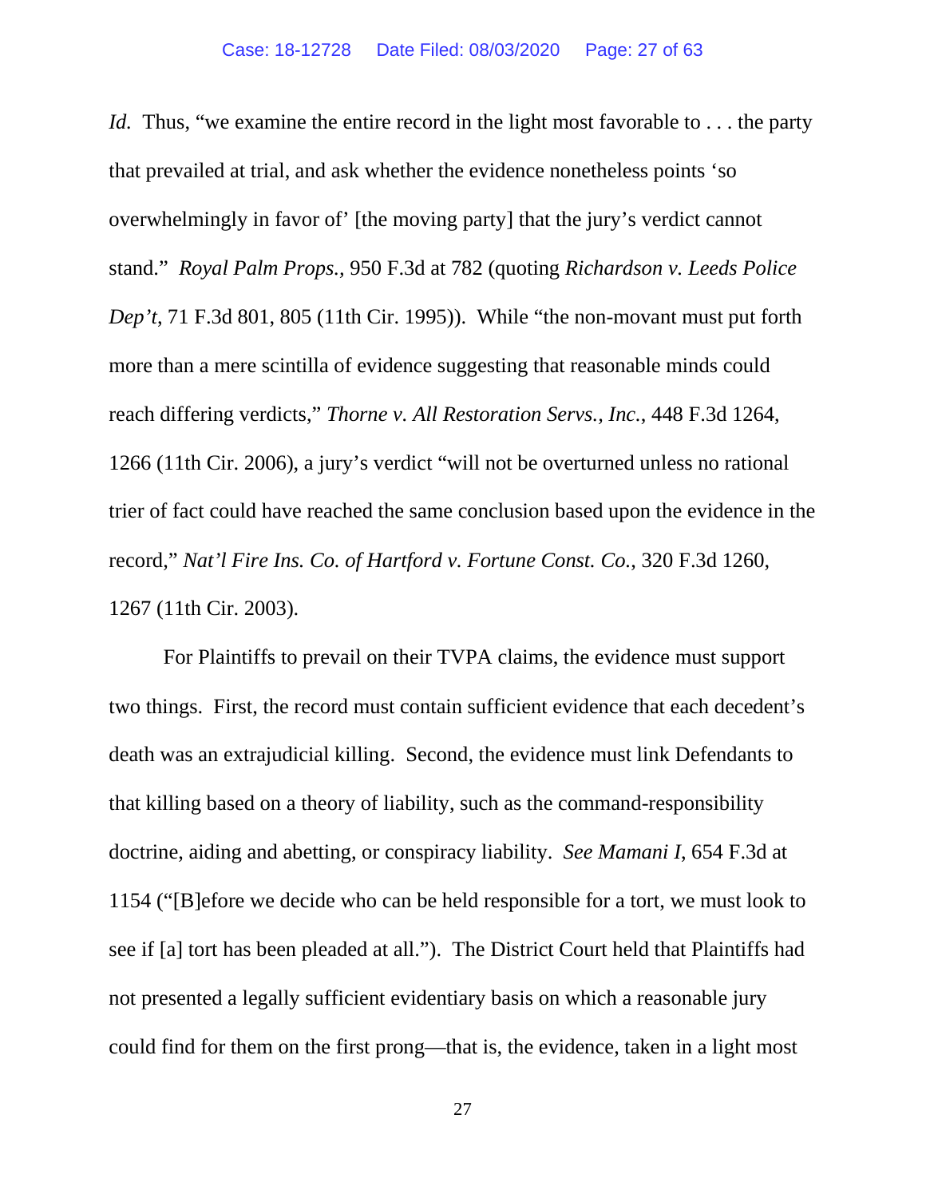*Id.* Thus, "we examine the entire record in the light most favorable to . . . the party that prevailed at trial, and ask whether the evidence nonetheless points 'so overwhelmingly in favor of' [the moving party] that the jury's verdict cannot stand." *Royal Palm Props.*, 950 F.3d at 782 (quoting *Richardson v. Leeds Police Dep't*, 71 F.3d 801, 805 (11th Cir. 1995)). While "the non-movant must put forth more than a mere scintilla of evidence suggesting that reasonable minds could reach differing verdicts," *Thorne v. All Restoration Servs., Inc.*, 448 F.3d 1264, 1266 (11th Cir. 2006), a jury's verdict "will not be overturned unless no rational trier of fact could have reached the same conclusion based upon the evidence in the record," *Nat'l Fire Ins. Co. of Hartford v. Fortune Const. Co.*, 320 F.3d 1260, 1267 (11th Cir. 2003).

For Plaintiffs to prevail on their TVPA claims, the evidence must support two things. First, the record must contain sufficient evidence that each decedent's death was an extrajudicial killing. Second, the evidence must link Defendants to that killing based on a theory of liability, such as the command-responsibility doctrine, aiding and abetting, or conspiracy liability. *See Mamani I*, 654 F.3d at 1154 ("[B]efore we decide who can be held responsible for a tort, we must look to see if [a] tort has been pleaded at all."). The District Court held that Plaintiffs had not presented a legally sufficient evidentiary basis on which a reasonable jury could find for them on the first prong—that is, the evidence, taken in a light most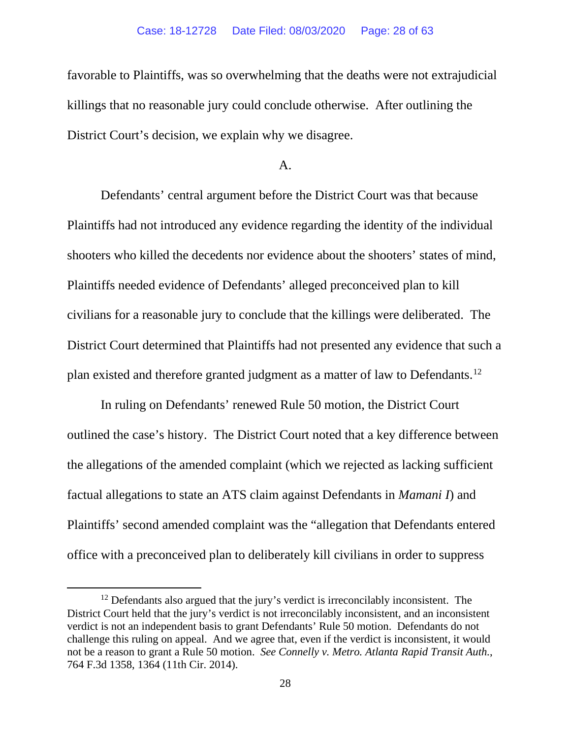favorable to Plaintiffs, was so overwhelming that the deaths were not extrajudicial killings that no reasonable jury could conclude otherwise. After outlining the District Court's decision, we explain why we disagree.

A.

Defendants' central argument before the District Court was that because Plaintiffs had not introduced any evidence regarding the identity of the individual shooters who killed the decedents nor evidence about the shooters' states of mind, Plaintiffs needed evidence of Defendants' alleged preconceived plan to kill civilians for a reasonable jury to conclude that the killings were deliberated. The District Court determined that Plaintiffs had not presented any evidence that such a plan existed and therefore granted judgment as a matter of law to Defendants.[12]

In ruling on Defendants' renewed Rule 50 motion, the District Court outlined the case's history. The District Court noted that a key difference between the allegations of the amended complaint (which we rejected as lacking sufficient factual allegations to state an ATS claim against Defendants in *Mamani I*) and Plaintiffs' second amended complaint was the "allegation that Defendants entered office with a preconceived plan to deliberately kill civilians in order to suppress

---

[12] Defendants also argued that the jury's verdict is irreconcilably inconsistent. The District Court held that the jury's verdict is not irreconcilably inconsistent, and an inconsistent verdict is not an independent basis to grant Defendants' Rule 50 motion. Defendants do not challenge this ruling on appeal. And we agree that, even if the verdict is inconsistent, it would not be a reason to grant a Rule 50 motion. *See Connelly v. Metro. Atlanta Rapid Transit Auth.*, 764 F.3d 1358, 1364 (11th Cir. 2014).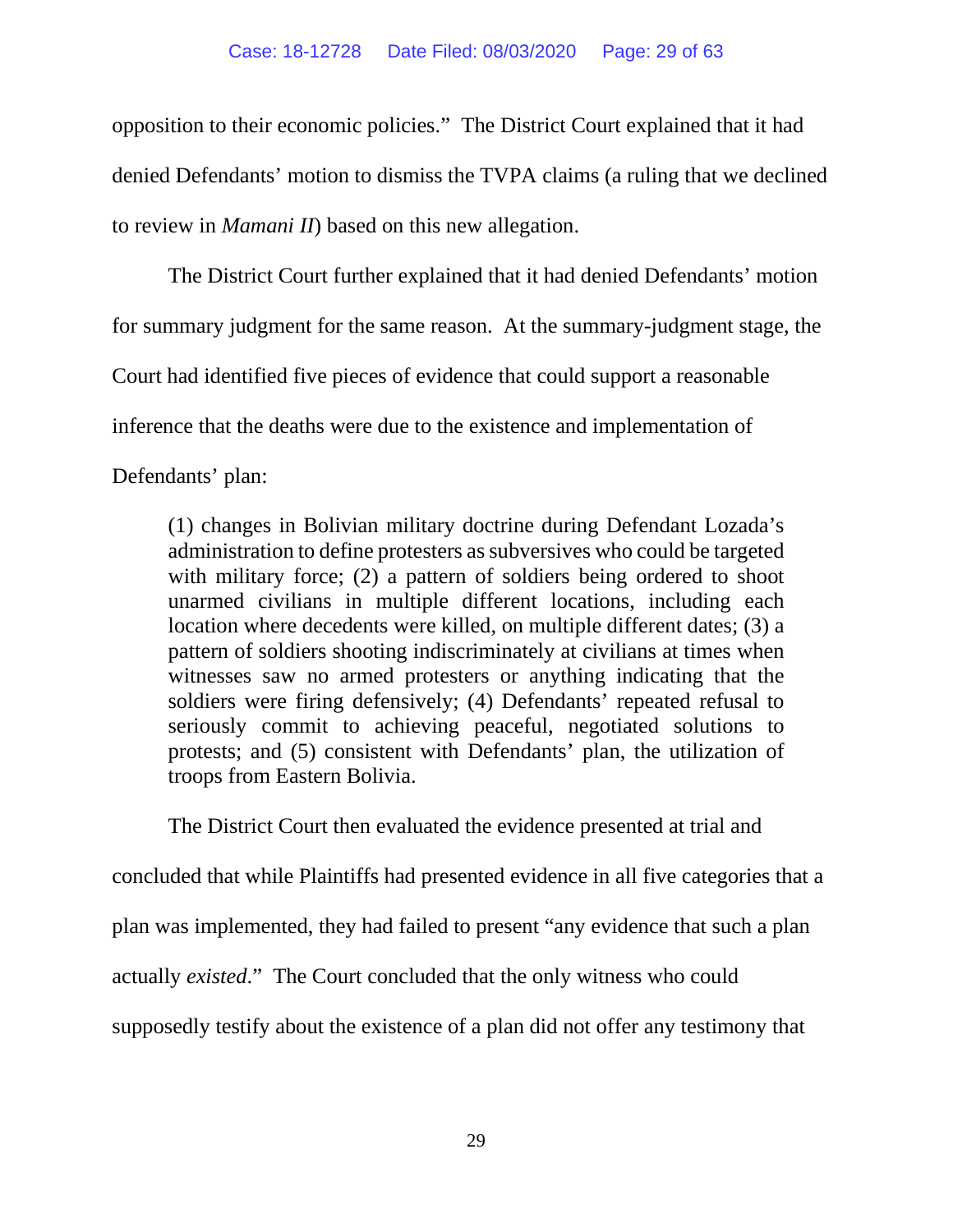opposition to their economic policies." The District Court explained that it had denied Defendants' motion to dismiss the TVPA claims (a ruling that we declined to review in *Mamani II*) based on this new allegation.

The District Court further explained that it had denied Defendants' motion for summary judgment for the same reason. At the summary-judgment stage, the Court had identified five pieces of evidence that could support a reasonable inference that the deaths were due to the existence and implementation of Defendants' plan:

> (1) changes in Bolivian military doctrine during Defendant Lozada's administration to define protesters as subversives who could be targeted with military force; (2) a pattern of soldiers being ordered to shoot unarmed civilians in multiple different locations, including each location where decedents were killed, on multiple different dates; (3) a pattern of soldiers shooting indiscriminately at civilians at times when witnesses saw no armed protesters or anything indicating that the soldiers were firing defensively; (4) Defendants' repeated refusal to seriously commit to achieving peaceful, negotiated solutions to protests; and (5) consistent with Defendants' plan, the utilization of troops from Eastern Bolivia.

The District Court then evaluated the evidence presented at trial and concluded that while Plaintiffs had presented evidence in all five categories that a plan was implemented, they had failed to present "any evidence that such a plan actually *existed*." The Court concluded that the only witness who could supposedly testify about the existence of a plan did not offer any testimony that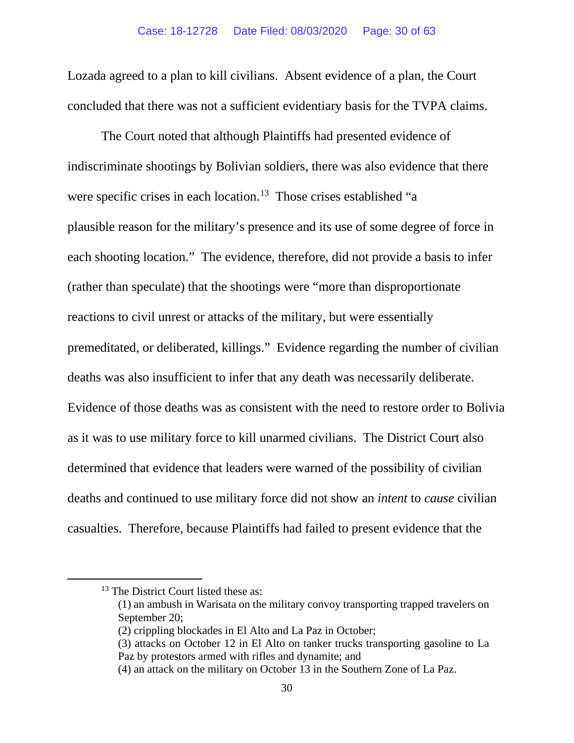Lozada agreed to a plan to kill civilians. Absent evidence of a plan, the Court concluded that there was not a sufficient evidentiary basis for the TVPA claims.

The Court noted that although Plaintiffs had presented evidence of indiscriminate shootings by Bolivian soldiers, there was also evidence that there were specific crises in each location.[13] Those crises established "a plausible reason for the military's presence and its use of some degree of force in each shooting location." The evidence, therefore, did not provide a basis to infer (rather than speculate) that the shootings were "more than disproportionate reactions to civil unrest or attacks of the military, but were essentially premeditated, or deliberated, killings." Evidence regarding the number of civilian deaths was also insufficient to infer that any death was necessarily deliberate. Evidence of those deaths was as consistent with the need to restore order to Bolivia as it was to use military force to kill unarmed civilians. The District Court also determined that evidence that leaders were warned of the possibility of civilian deaths and continued to use military force did not show an *intent* to *cause* civilian casualties. Therefore, because Plaintiffs had failed to present evidence that the

---

[13] The District Court listed these as:

(1) an ambush in Warisata on the military convoy transporting trapped travelers on September 20;
(2) crippling blockades in El Alto and La Paz in October;
(3) attacks on October 12 in El Alto on tanker trucks transporting gasoline to La Paz by protestors armed with rifles and dynamite; and
(4) an attack on the military on October 13 in the Southern Zone of La Paz.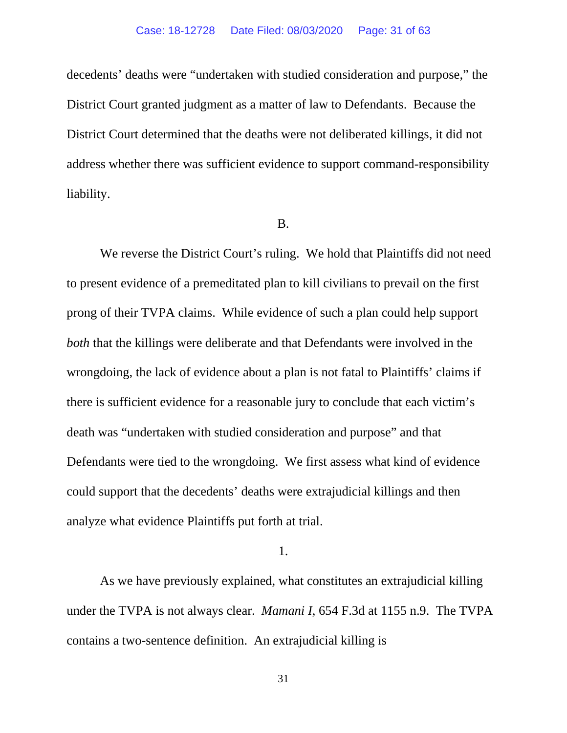decedents' deaths were "undertaken with studied consideration and purpose," the District Court granted judgment as a matter of law to Defendants. Because the District Court determined that the deaths were not deliberated killings, it did not address whether there was sufficient evidence to support command-responsibility liability.

B.

We reverse the District Court's ruling. We hold that Plaintiffs did not need to present evidence of a premeditated plan to kill civilians to prevail on the first prong of their TVPA claims. While evidence of such a plan could help support *both* that the killings were deliberate and that Defendants were involved in the wrongdoing, the lack of evidence about a plan is not fatal to Plaintiffs' claims if there is sufficient evidence for a reasonable jury to conclude that each victim's death was "undertaken with studied consideration and purpose" and that Defendants were tied to the wrongdoing. We first assess what kind of evidence could support that the decedents' deaths were extrajudicial killings and then analyze what evidence Plaintiffs put forth at trial.

1.

As we have previously explained, what constitutes an extrajudicial killing under the TVPA is not always clear. *Mamani I*, 654 F.3d at 1155 n.9. The TVPA contains a two-sentence definition. An extrajudicial killing is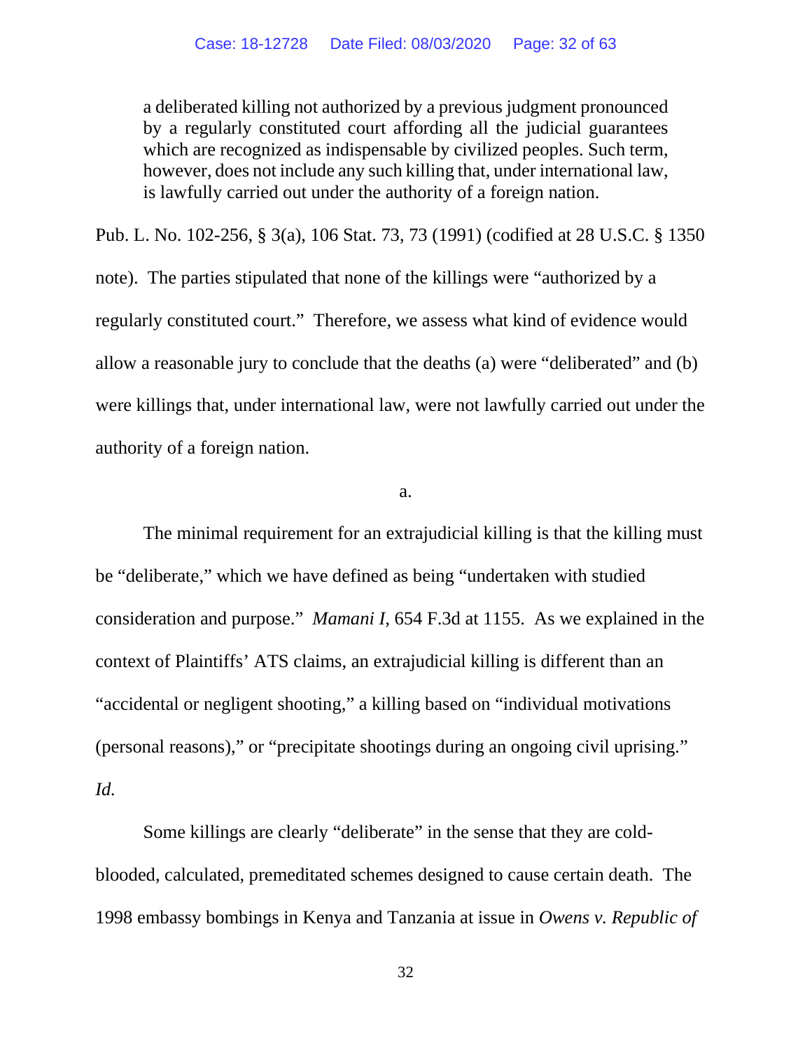> a deliberated killing not authorized by a previous judgment pronounced by a regularly constituted court affording all the judicial guarantees which are recognized as indispensable by civilized peoples. Such term, however, does not include any such killing that, under international law, is lawfully carried out under the authority of a foreign nation.

Pub. L. No. 102-256, § 3(a), 106 Stat. 73, 73 (1991) (codified at 28 U.S.C. § 1350 note). The parties stipulated that none of the killings were "authorized by a regularly constituted court." Therefore, we assess what kind of evidence would allow a reasonable jury to conclude that the deaths (a) were "deliberated" and (b) were killings that, under international law, were not lawfully carried out under the authority of a foreign nation.

a.

The minimal requirement for an extrajudicial killing is that the killing must be "deliberate," which we have defined as being "undertaken with studied consideration and purpose." *Mamani I,* 654 F.3d at 1155. As we explained in the context of Plaintiffs' ATS claims, an extrajudicial killing is different than an "accidental or negligent shooting," a killing based on "individual motivations (personal reasons)," or "precipitate shootings during an ongoing civil uprising." *Id.*

Some killings are clearly "deliberate" in the sense that they are cold-blooded, calculated, premeditated schemes designed to cause certain death. The 1998 embassy bombings in Kenya and Tanzania at issue in *Owens v. Republic of*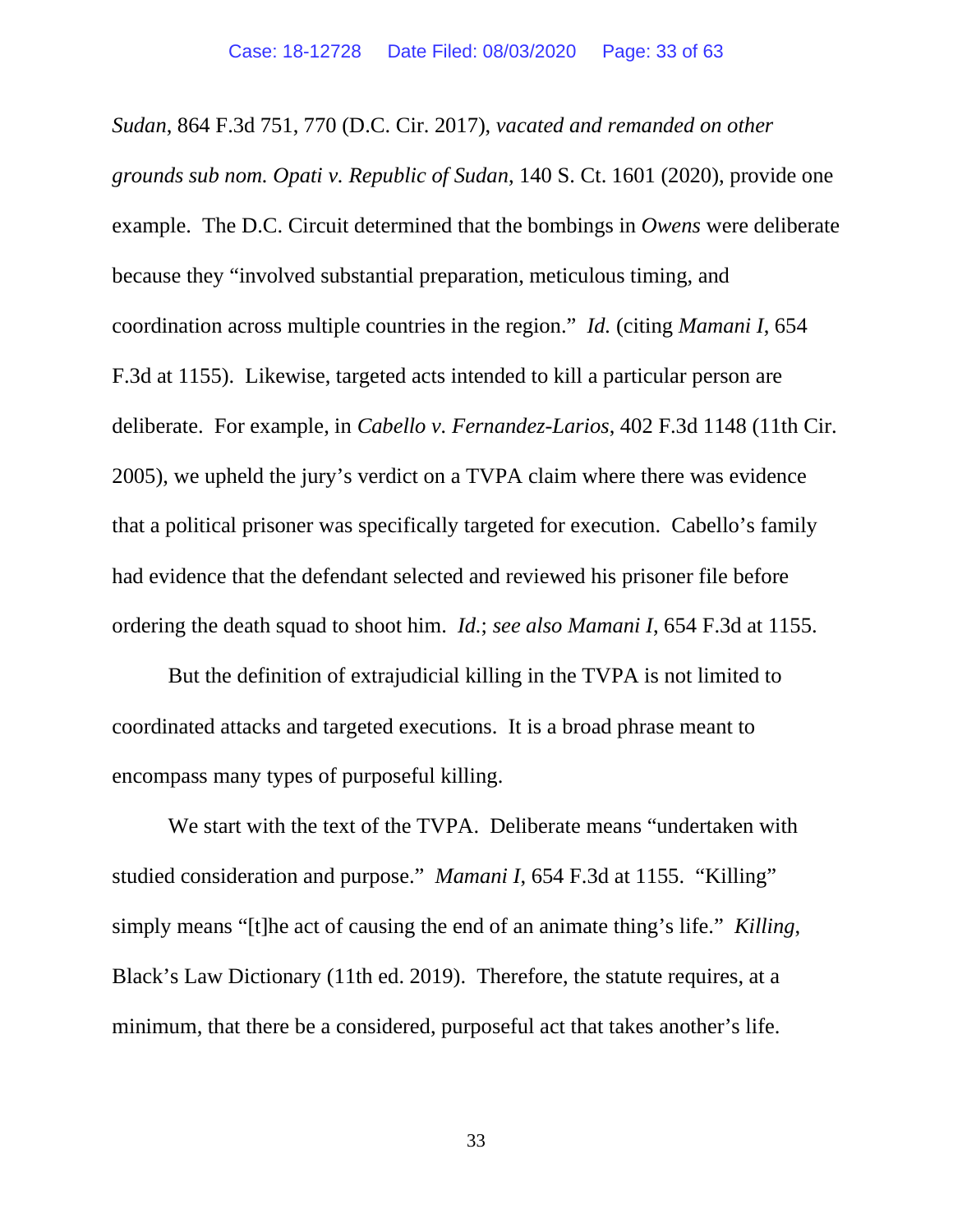*Sudan*, 864 F.3d 751, 770 (D.C. Cir. 2017), *vacated and remanded on other grounds sub nom. Opati v. Republic of Sudan*, 140 S. Ct. 1601 (2020), provide one example. The D.C. Circuit determined that the bombings in *Owens* were deliberate because they "involved substantial preparation, meticulous timing, and coordination across multiple countries in the region." *Id.* (citing *Mamani I*, 654 F.3d at 1155). Likewise, targeted acts intended to kill a particular person are deliberate. For example, in *Cabello v. Fernandez-Larios*, 402 F.3d 1148 (11th Cir. 2005), we upheld the jury's verdict on a TVPA claim where there was evidence that a political prisoner was specifically targeted for execution. Cabello's family had evidence that the defendant selected and reviewed his prisoner file before ordering the death squad to shoot him. *Id.*; *see also Mamani I*, 654 F.3d at 1155.

But the definition of extrajudicial killing in the TVPA is not limited to coordinated attacks and targeted executions. It is a broad phrase meant to encompass many types of purposeful killing.

We start with the text of the TVPA. Deliberate means "undertaken with studied consideration and purpose." *Mamani I*, 654 F.3d at 1155. "Killing" simply means "[t]he act of causing the end of an animate thing's life." *Killing*, Black's Law Dictionary (11th ed. 2019). Therefore, the statute requires, at a minimum, that there be a considered, purposeful act that takes another's life.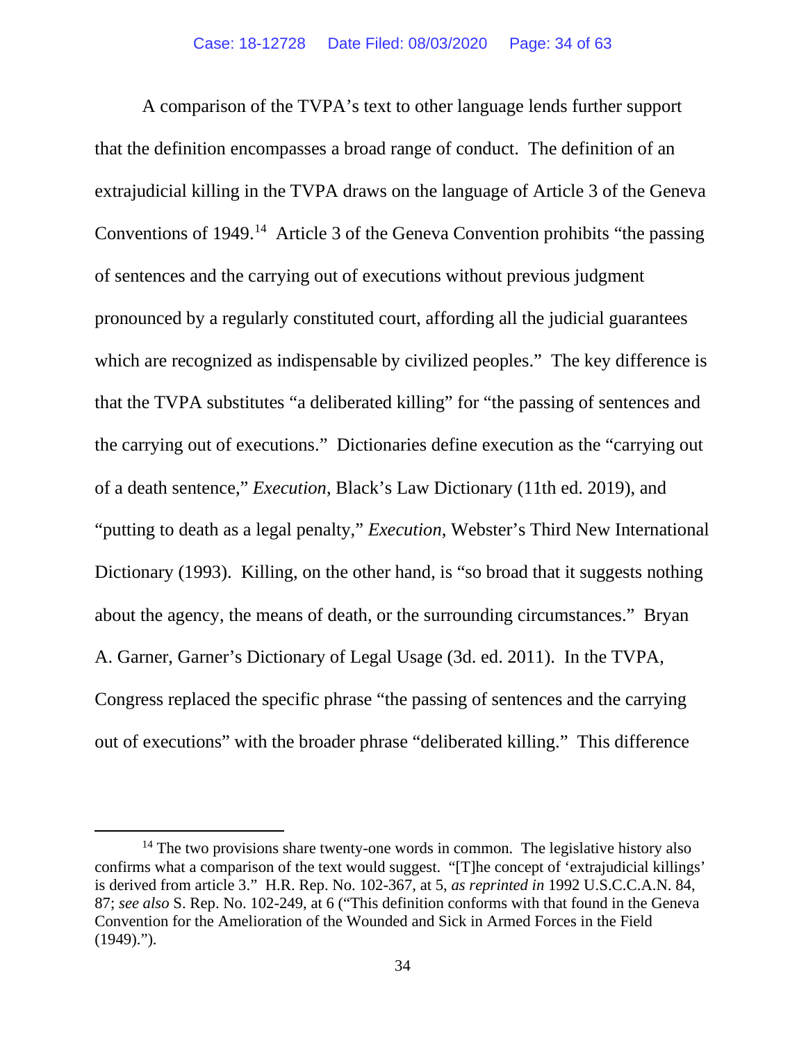A comparison of the TVPA's text to other language lends further support that the definition encompasses a broad range of conduct. The definition of an extrajudicial killing in the TVPA draws on the language of Article 3 of the Geneva Conventions of 1949.[14] Article 3 of the Geneva Convention prohibits "the passing of sentences and the carrying out of executions without previous judgment pronounced by a regularly constituted court, affording all the judicial guarantees which are recognized as indispensable by civilized peoples." The key difference is that the TVPA substitutes "a deliberated killing" for "the passing of sentences and the carrying out of executions." Dictionaries define execution as the "carrying out of a death sentence," *Execution*, Black's Law Dictionary (11th ed. 2019), and "putting to death as a legal penalty," *Execution*, Webster's Third New International Dictionary (1993). Killing, on the other hand, is "so broad that it suggests nothing about the agency, the means of death, or the surrounding circumstances." Bryan A. Garner, Garner's Dictionary of Legal Usage (3d. ed. 2011). In the TVPA, Congress replaced the specific phrase "the passing of sentences and the carrying out of executions" with the broader phrase "deliberated killing." This difference

---

[14] The two provisions share twenty-one words in common. The legislative history also confirms what a comparison of the text would suggest. "[T]he concept of 'extrajudicial killings' is derived from article 3." H.R. Rep. No. 102-367, at 5, *as reprinted in* 1992 U.S.C.C.A.N. 84, 87; *see also* S. Rep. No. 102-249, at 6 ("This definition conforms with that found in the Geneva Convention for the Amelioration of the Wounded and Sick in Armed Forces in the Field (1949).").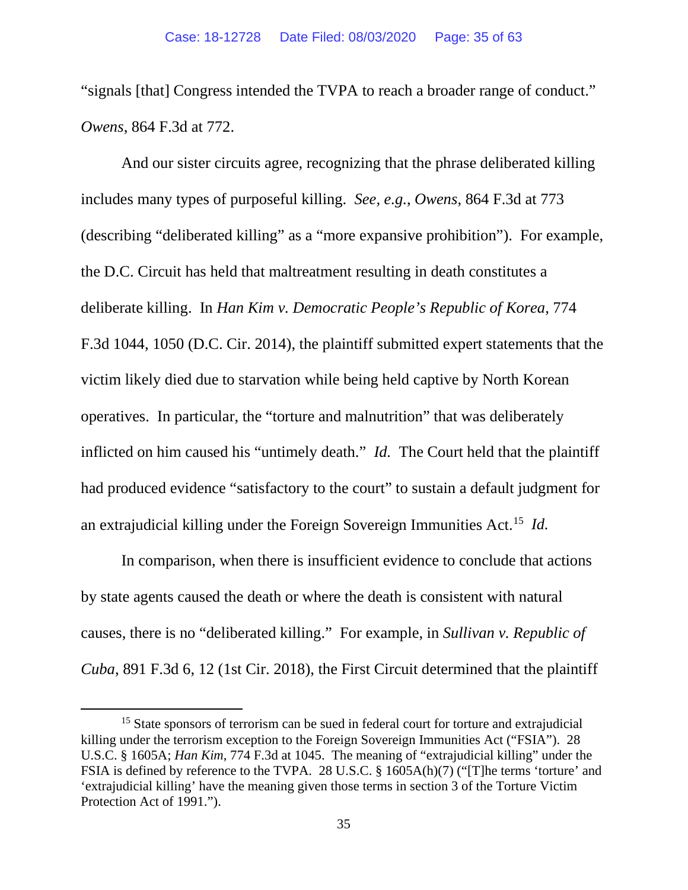"signals [that] Congress intended the TVPA to reach a broader range of conduct." *Owens*, 864 F.3d at 772.

And our sister circuits agree, recognizing that the phrase deliberated killing includes many types of purposeful killing. *See, e.g.*, *Owens*, 864 F.3d at 773 (describing "deliberated killing" as a "more expansive prohibition"). For example, the D.C. Circuit has held that maltreatment resulting in death constitutes a deliberate killing. In *Han Kim v. Democratic People's Republic of Korea*, 774 F.3d 1044, 1050 (D.C. Cir. 2014), the plaintiff submitted expert statements that the victim likely died due to starvation while being held captive by North Korean operatives. In particular, the "torture and malnutrition" that was deliberately inflicted on him caused his "untimely death." *Id.* The Court held that the plaintiff had produced evidence "satisfactory to the court" to sustain a default judgment for an extrajudicial killing under the Foreign Sovereign Immunities Act.[15] *Id.*

In comparison, when there is insufficient evidence to conclude that actions by state agents caused the death or where the death is consistent with natural causes, there is no "deliberated killing." For example, in *Sullivan v. Republic of Cuba*, 891 F.3d 6, 12 (1st Cir. 2018), the First Circuit determined that the plaintiff

---

[15] State sponsors of terrorism can be sued in federal court for torture and extrajudicial killing under the terrorism exception to the Foreign Sovereign Immunities Act ("FSIA"). 28 U.S.C. § 1605A; *Han Kim*, 774 F.3d at 1045. The meaning of "extrajudicial killing" under the FSIA is defined by reference to the TVPA. 28 U.S.C. § 1605A(h)(7) ("[T]he terms 'torture' and 'extrajudicial killing' have the meaning given those terms in section 3 of the Torture Victim Protection Act of 1991.").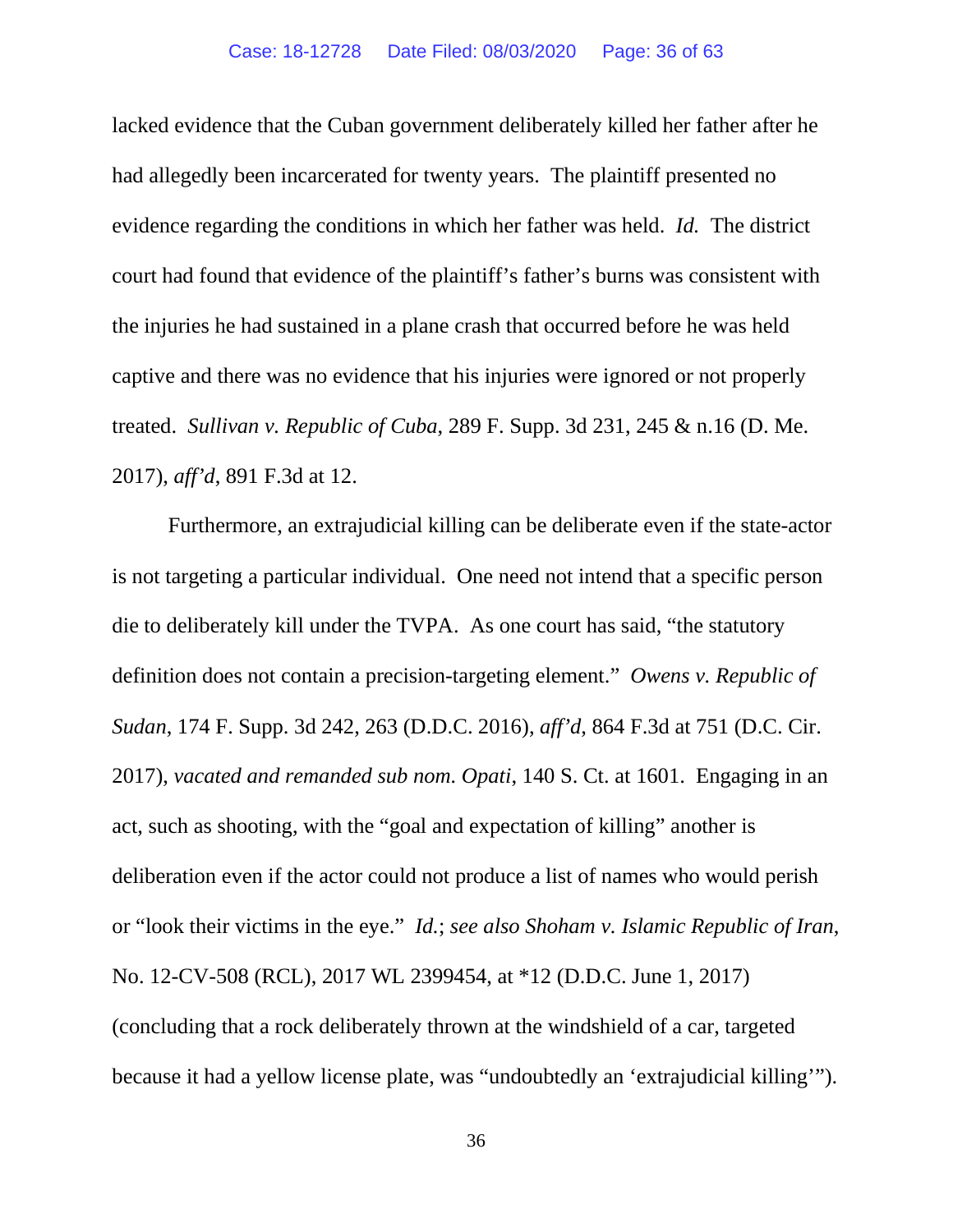lacked evidence that the Cuban government deliberately killed her father after he had allegedly been incarcerated for twenty years. The plaintiff presented no evidence regarding the conditions in which her father was held. *Id.* The district court had found that evidence of the plaintiff's father's burns was consistent with the injuries he had sustained in a plane crash that occurred before he was held captive and there was no evidence that his injuries were ignored or not properly treated. *Sullivan v. Republic of Cuba*, 289 F. Supp. 3d 231, 245 & n.16 (D. Me. 2017), *aff'd*, 891 F.3d at 12.

Furthermore, an extrajudicial killing can be deliberate even if the state-actor is not targeting a particular individual. One need not intend that a specific person die to deliberately kill under the TVPA. As one court has said, "the statutory definition does not contain a precision-targeting element." *Owens v. Republic of Sudan*, 174 F. Supp. 3d 242, 263 (D.D.C. 2016), *aff'd*, 864 F.3d at 751 (D.C. Cir. 2017), *vacated and remanded sub nom. Opati*, 140 S. Ct. at 1601. Engaging in an act, such as shooting, with the "goal and expectation of killing" another is deliberation even if the actor could not produce a list of names who would perish or "look their victims in the eye." *Id.*; *see also Shoham v. Islamic Republic of Iran*, No. 12-CV-508 (RCL), 2017 WL 2399454, at *12 (D.D.C. June 1, 2017) (concluding that a rock deliberately thrown at the windshield of a car, targeted because it had a yellow license plate, was "undoubtedly an 'extrajudicial killing'").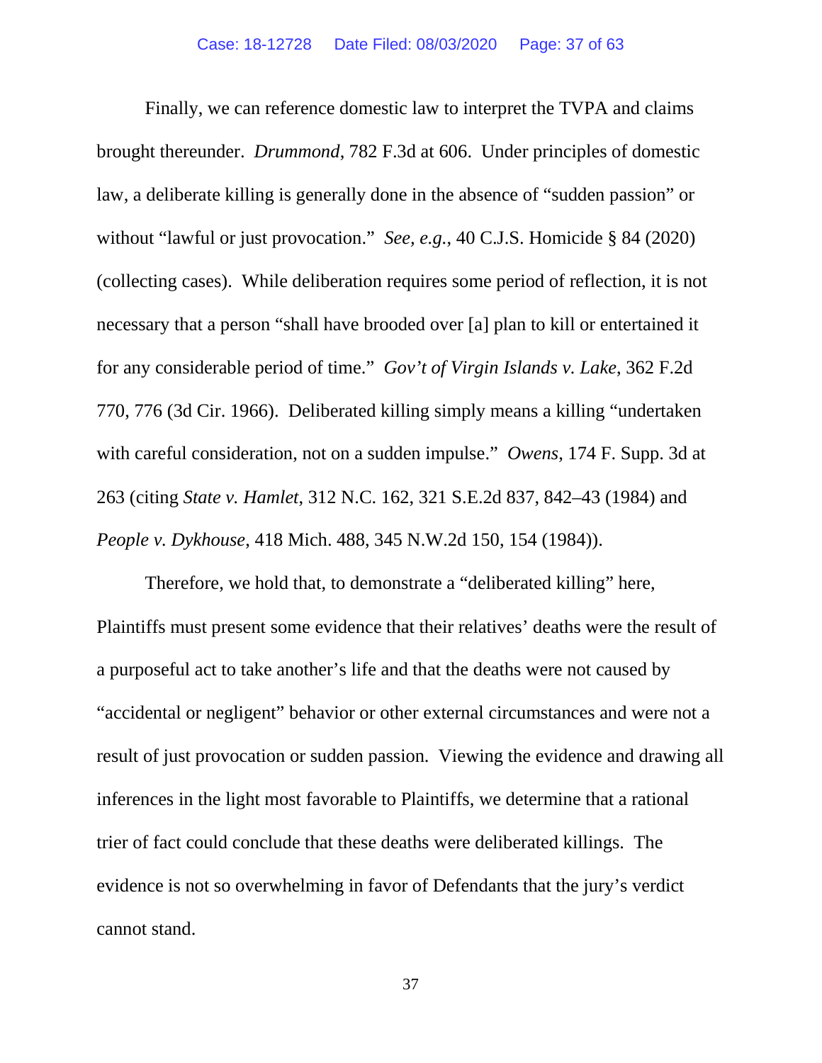Finally, we can reference domestic law to interpret the TVPA and claims brought thereunder. *Drummond*, 782 F.3d at 606. Under principles of domestic law, a deliberate killing is generally done in the absence of "sudden passion" or without "lawful or just provocation." *See, e.g.*, 40 C.J.S. Homicide § 84 (2020) (collecting cases). While deliberation requires some period of reflection, it is not necessary that a person "shall have brooded over [a] plan to kill or entertained it for any considerable period of time." *Gov't of Virgin Islands v. Lake*, 362 F.2d 770, 776 (3d Cir. 1966). Deliberated killing simply means a killing "undertaken with careful consideration, not on a sudden impulse." *Owens*, 174 F. Supp. 3d at 263 (citing *State v. Hamlet*, 312 N.C. 162, 321 S.E.2d 837, 842–43 (1984) and *People v. Dykhouse*, 418 Mich. 488, 345 N.W.2d 150, 154 (1984)).

Therefore, we hold that, to demonstrate a "deliberated killing" here, Plaintiffs must present some evidence that their relatives' deaths were the result of a purposeful act to take another's life and that the deaths were not caused by "accidental or negligent" behavior or other external circumstances and were not a result of just provocation or sudden passion. Viewing the evidence and drawing all inferences in the light most favorable to Plaintiffs, we determine that a rational trier of fact could conclude that these deaths were deliberated killings. The evidence is not so overwhelming in favor of Defendants that the jury's verdict cannot stand.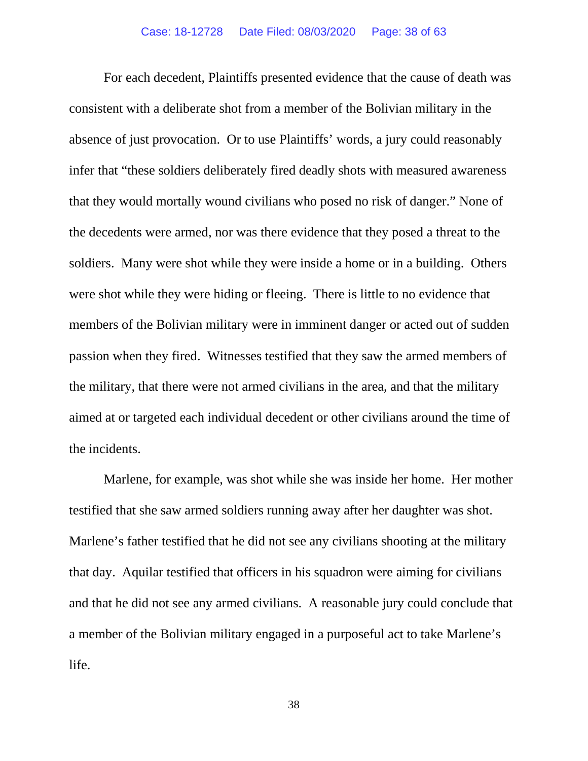For each decedent, Plaintiffs presented evidence that the cause of death was consistent with a deliberate shot from a member of the Bolivian military in the absence of just provocation. Or to use Plaintiffs' words, a jury could reasonably infer that "these soldiers deliberately fired deadly shots with measured awareness that they would mortally wound civilians who posed no risk of danger." None of the decedents were armed, nor was there evidence that they posed a threat to the soldiers. Many were shot while they were inside a home or in a building. Others were shot while they were hiding or fleeing. There is little to no evidence that members of the Bolivian military were in imminent danger or acted out of sudden passion when they fired. Witnesses testified that they saw the armed members of the military, that there were not armed civilians in the area, and that the military aimed at or targeted each individual decedent or other civilians around the time of the incidents.

Marlene, for example, was shot while she was inside her home. Her mother testified that she saw armed soldiers running away after her daughter was shot. Marlene's father testified that he did not see any civilians shooting at the military that day. Aquilar testified that officers in his squadron were aiming for civilians and that he did not see any armed civilians. A reasonable jury could conclude that a member of the Bolivian military engaged in a purposeful act to take Marlene's life.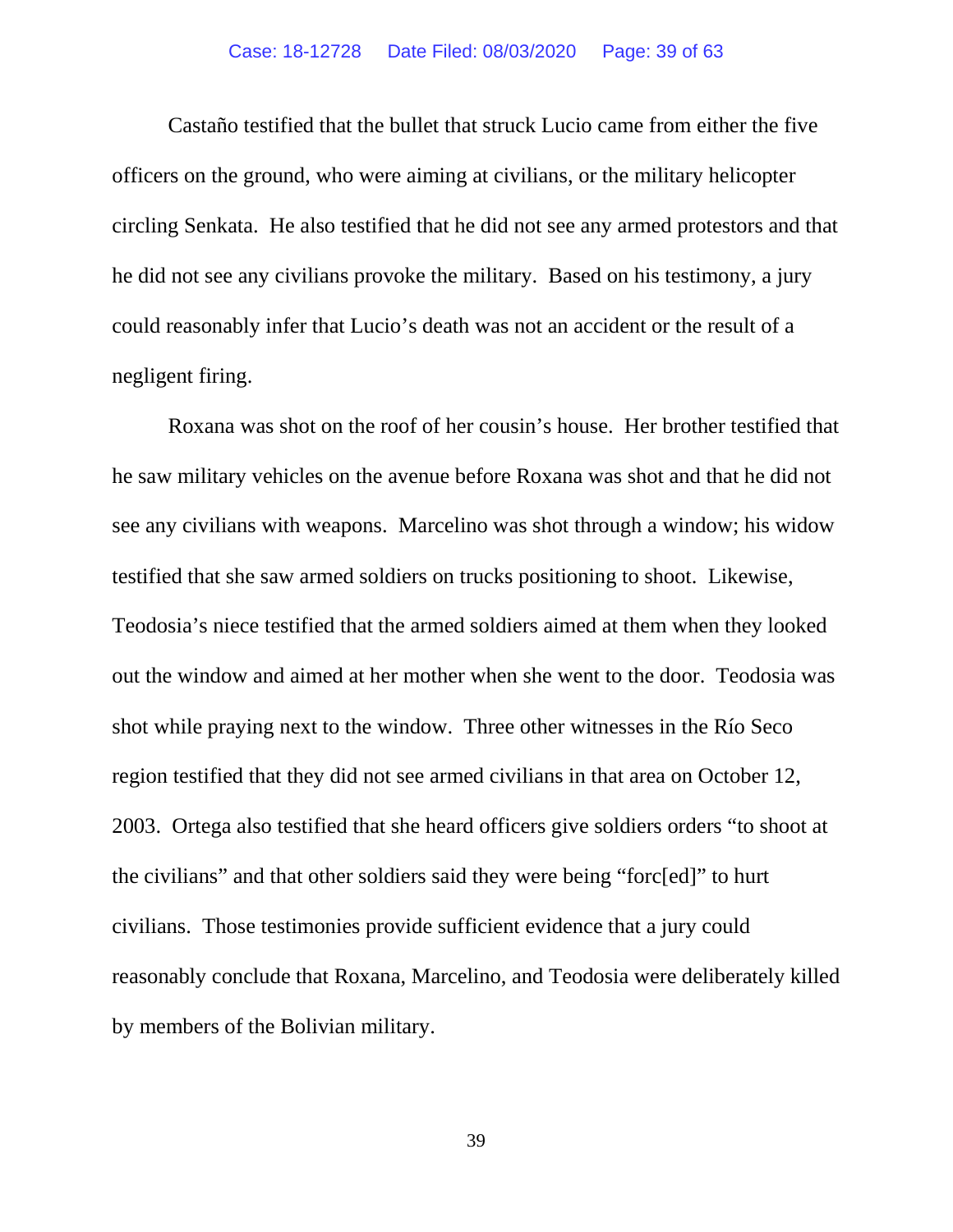Castaño testified that the bullet that struck Lucio came from either the five officers on the ground, who were aiming at civilians, or the military helicopter circling Senkata. He also testified that he did not see any armed protestors and that he did not see any civilians provoke the military. Based on his testimony, a jury could reasonably infer that Lucio's death was not an accident or the result of a negligent firing.

Roxana was shot on the roof of her cousin's house. Her brother testified that he saw military vehicles on the avenue before Roxana was shot and that he did not see any civilians with weapons. Marcelino was shot through a window; his widow testified that she saw armed soldiers on trucks positioning to shoot. Likewise, Teodosia's niece testified that the armed soldiers aimed at them when they looked out the window and aimed at her mother when she went to the door. Teodosia was shot while praying next to the window. Three other witnesses in the Río Seco region testified that they did not see armed civilians in that area on October 12, 2003. Ortega also testified that she heard officers give soldiers orders "to shoot at the civilians" and that other soldiers said they were being "forc[ed]" to hurt civilians. Those testimonies provide sufficient evidence that a jury could reasonably conclude that Roxana, Marcelino, and Teodosia were deliberately killed by members of the Bolivian military.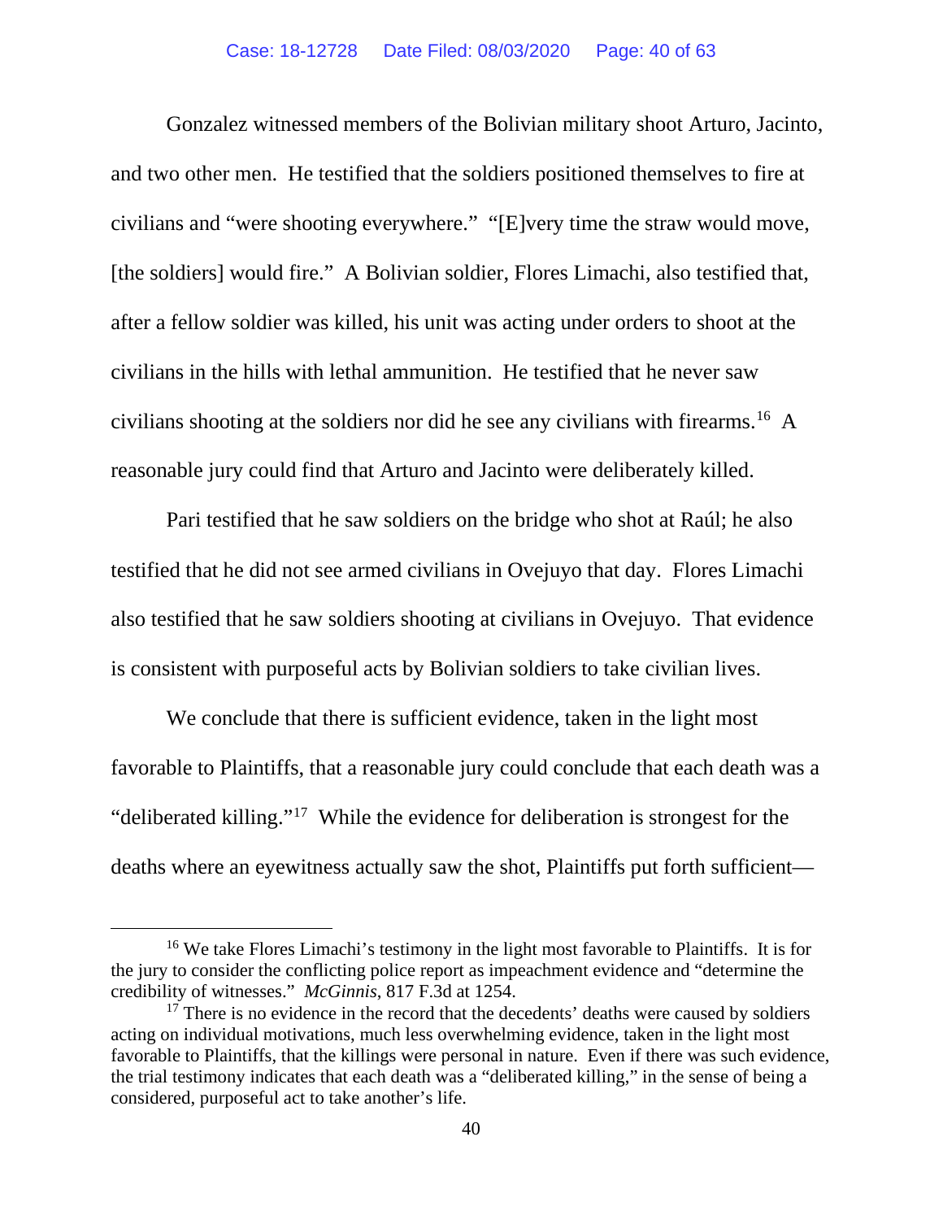Gonzalez witnessed members of the Bolivian military shoot Arturo, Jacinto, and two other men. He testified that the soldiers positioned themselves to fire at civilians and "were shooting everywhere." "[E]very time the straw would move, [the soldiers] would fire." A Bolivian soldier, Flores Limachi, also testified that, after a fellow soldier was killed, his unit was acting under orders to shoot at the civilians in the hills with lethal ammunition. He testified that he never saw civilians shooting at the soldiers nor did he see any civilians with firearms.[16] A reasonable jury could find that Arturo and Jacinto were deliberately killed.

Pari testified that he saw soldiers on the bridge who shot at Raúl; he also testified that he did not see armed civilians in Ovejuyo that day. Flores Limachi also testified that he saw soldiers shooting at civilians in Ovejuyo. That evidence is consistent with purposeful acts by Bolivian soldiers to take civilian lives.

We conclude that there is sufficient evidence, taken in the light most favorable to Plaintiffs, that a reasonable jury could conclude that each death was a "deliberated killing."[17] While the evidence for deliberation is strongest for the deaths where an eyewitness actually saw the shot, Plaintiffs put forth sufficient—

---

[16] We take Flores Limachi's testimony in the light most favorable to Plaintiffs. It is for the jury to consider the conflicting police report as impeachment evidence and "determine the credibility of witnesses." *McGinnis*, 817 F.3d at 1254.

[17] There is no evidence in the record that the decedents' deaths were caused by soldiers acting on individual motivations, much less overwhelming evidence, taken in the light most favorable to Plaintiffs, that the killings were personal in nature. Even if there was such evidence, the trial testimony indicates that each death was a "deliberated killing," in the sense of being a considered, purposeful act to take another's life.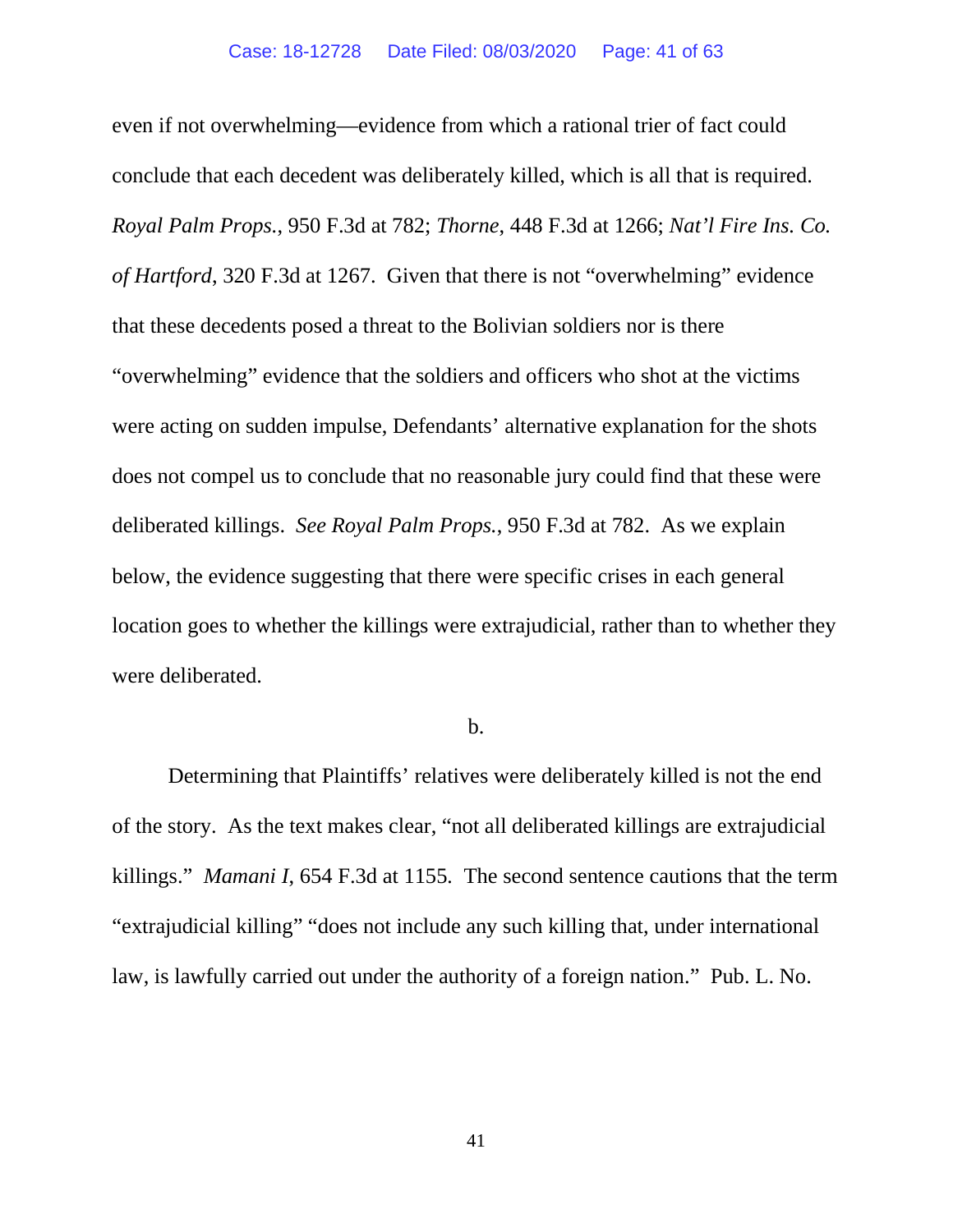even if not overwhelming—evidence from which a rational trier of fact could conclude that each decedent was deliberately killed, which is all that is required. *Royal Palm Props.*, 950 F.3d at 782; *Thorne*, 448 F.3d at 1266; *Nat'l Fire Ins. Co. of Hartford*, 320 F.3d at 1267. Given that there is not "overwhelming" evidence that these decedents posed a threat to the Bolivian soldiers nor is there "overwhelming" evidence that the soldiers and officers who shot at the victims were acting on sudden impulse, Defendants' alternative explanation for the shots does not compel us to conclude that no reasonable jury could find that these were deliberated killings. *See Royal Palm Props.*, 950 F.3d at 782. As we explain below, the evidence suggesting that there were specific crises in each general location goes to whether the killings were extrajudicial, rather than to whether they were deliberated.

b.

Determining that Plaintiffs' relatives were deliberately killed is not the end of the story. As the text makes clear, "not all deliberated killings are extrajudicial killings." *Mamani I*, 654 F.3d at 1155. The second sentence cautions that the term "extrajudicial killing" "does not include any such killing that, under international law, is lawfully carried out under the authority of a foreign nation." Pub. L. No.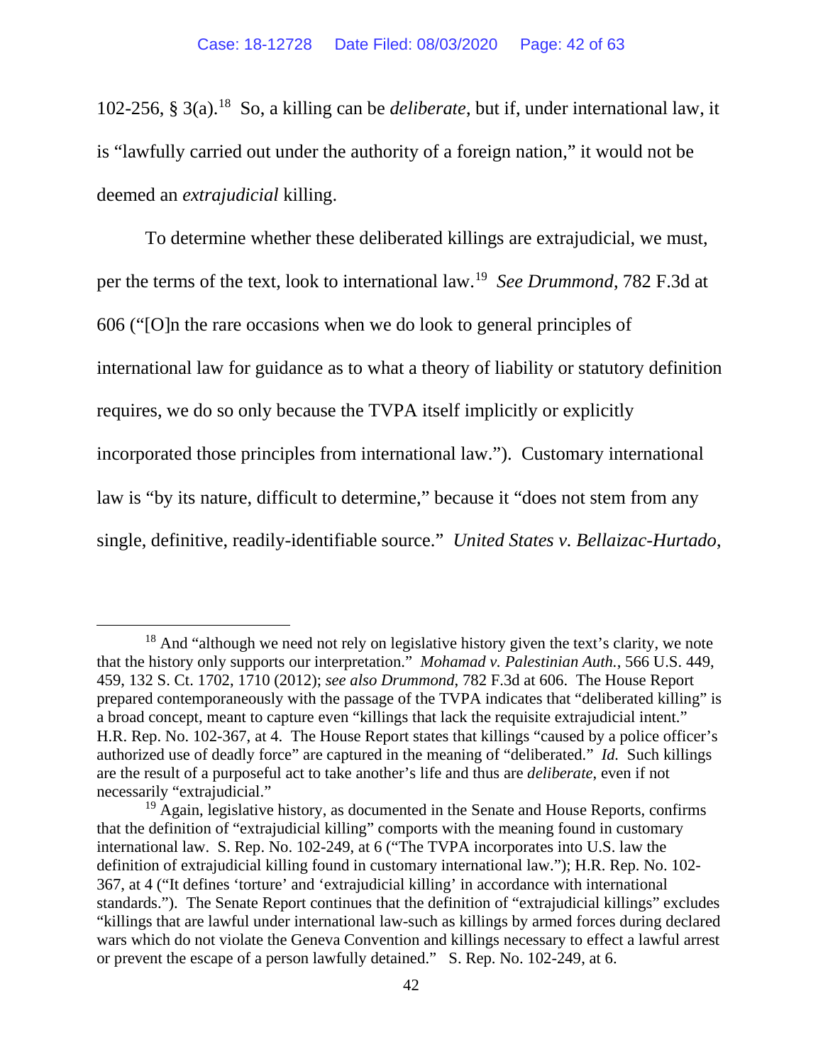102-256, § 3(a).[18] So, a killing can be *deliberate*, but if, under international law, it is "lawfully carried out under the authority of a foreign nation," it would not be deemed an *extrajudicial* killing.

To determine whether these deliberated killings are extrajudicial, we must, per the terms of the text, look to international law.[19] *See Drummond*, 782 F.3d at 606 ("[O]n the rare occasions when we do look to general principles of international law for guidance as to what a theory of liability or statutory definition requires, we do so only because the TVPA itself implicitly or explicitly incorporated those principles from international law."). Customary international law is "by its nature, difficult to determine," because it "does not stem from any single, definitive, readily-identifiable source." *United States v. Bellaizac-Hurtado*,

---

[18] And "although we need not rely on legislative history given the text's clarity, we note that the history only supports our interpretation." *Mohamad v. Palestinian Auth.*, 566 U.S. 449, 459, 132 S. Ct. 1702, 1710 (2012); *see also Drummond*, 782 F.3d at 606. The House Report prepared contemporaneously with the passage of the TVPA indicates that "deliberated killing" is a broad concept, meant to capture even "killings that lack the requisite extrajudicial intent." H.R. Rep. No. 102-367, at 4. The House Report states that killings "caused by a police officer's authorized use of deadly force" are captured in the meaning of "deliberated." *Id.* Such killings are the result of a purposeful act to take another's life and thus are *deliberate*, even if not necessarily "extrajudicial."

[19] Again, legislative history, as documented in the Senate and House Reports, confirms that the definition of "extrajudicial killing" comports with the meaning found in customary international law. S. Rep. No. 102-249, at 6 ("The TVPA incorporates into U.S. law the definition of extrajudicial killing found in customary international law."); H.R. Rep. No. 102-367, at 4 ("It defines 'torture' and 'extrajudicial killing' in accordance with international standards."). The Senate Report continues that the definition of "extrajudicial killings" excludes "killings that are lawful under international law-such as killings by armed forces during declared wars which do not violate the Geneva Convention and killings necessary to effect a lawful arrest or prevent the escape of a person lawfully detained." S. Rep. No. 102-249, at 6.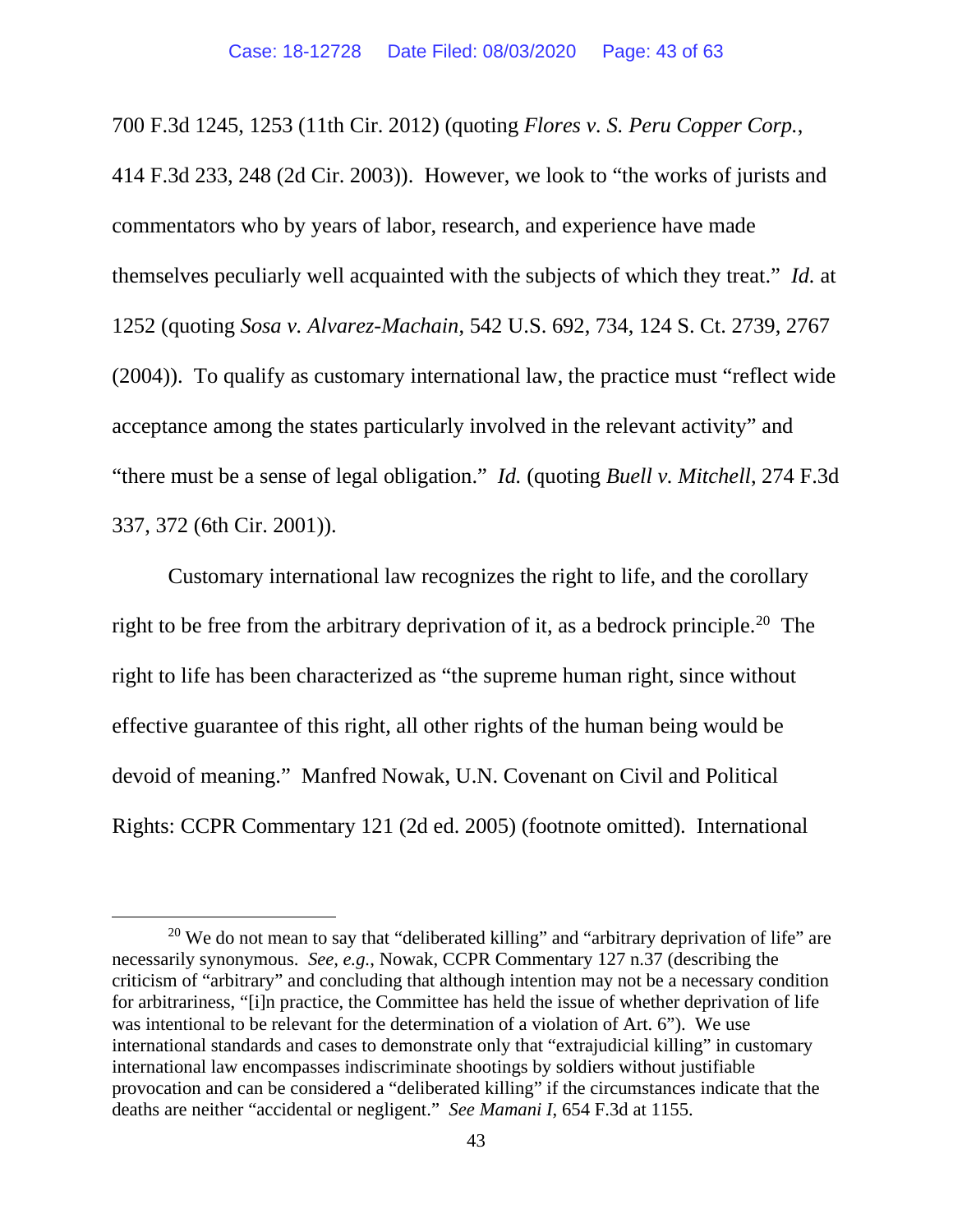700 F.3d 1245, 1253 (11th Cir. 2012) (quoting *Flores v. S. Peru Copper Corp.*, 414 F.3d 233, 248 (2d Cir. 2003)). However, we look to "the works of jurists and commentators who by years of labor, research, and experience have made themselves peculiarly well acquainted with the subjects of which they treat." *Id.* at 1252 (quoting *Sosa v. Alvarez-Machain*, 542 U.S. 692, 734, 124 S. Ct. 2739, 2767 (2004)). To qualify as customary international law, the practice must "reflect wide acceptance among the states particularly involved in the relevant activity" and "there must be a sense of legal obligation." *Id.* (quoting *Buell v. Mitchell*, 274 F.3d 337, 372 (6th Cir. 2001)).

Customary international law recognizes the right to life, and the corollary right to be free from the arbitrary deprivation of it, as a bedrock principle.[20] The right to life has been characterized as "the supreme human right, since without effective guarantee of this right, all other rights of the human being would be devoid of meaning." Manfred Nowak, U.N. Covenant on Civil and Political Rights: CCPR Commentary 121 (2d ed. 2005) (footnote omitted). International

---

[20] We do not mean to say that "deliberated killing" and "arbitrary deprivation of life" are necessarily synonymous. *See, e.g.*, Nowak, CCPR Commentary 127 n.37 (describing the criticism of "arbitrary" and concluding that although intention may not be a necessary condition for arbitrariness, "[i]n practice, the Committee has held the issue of whether deprivation of life was intentional to be relevant for the determination of a violation of Art. 6"). We use international standards and cases to demonstrate only that "extrajudicial killing" in customary international law encompasses indiscriminate shootings by soldiers without justifiable provocation and can be considered a "deliberated killing" if the circumstances indicate that the deaths are neither "accidental or negligent." *See Mamani I*, 654 F.3d at 1155.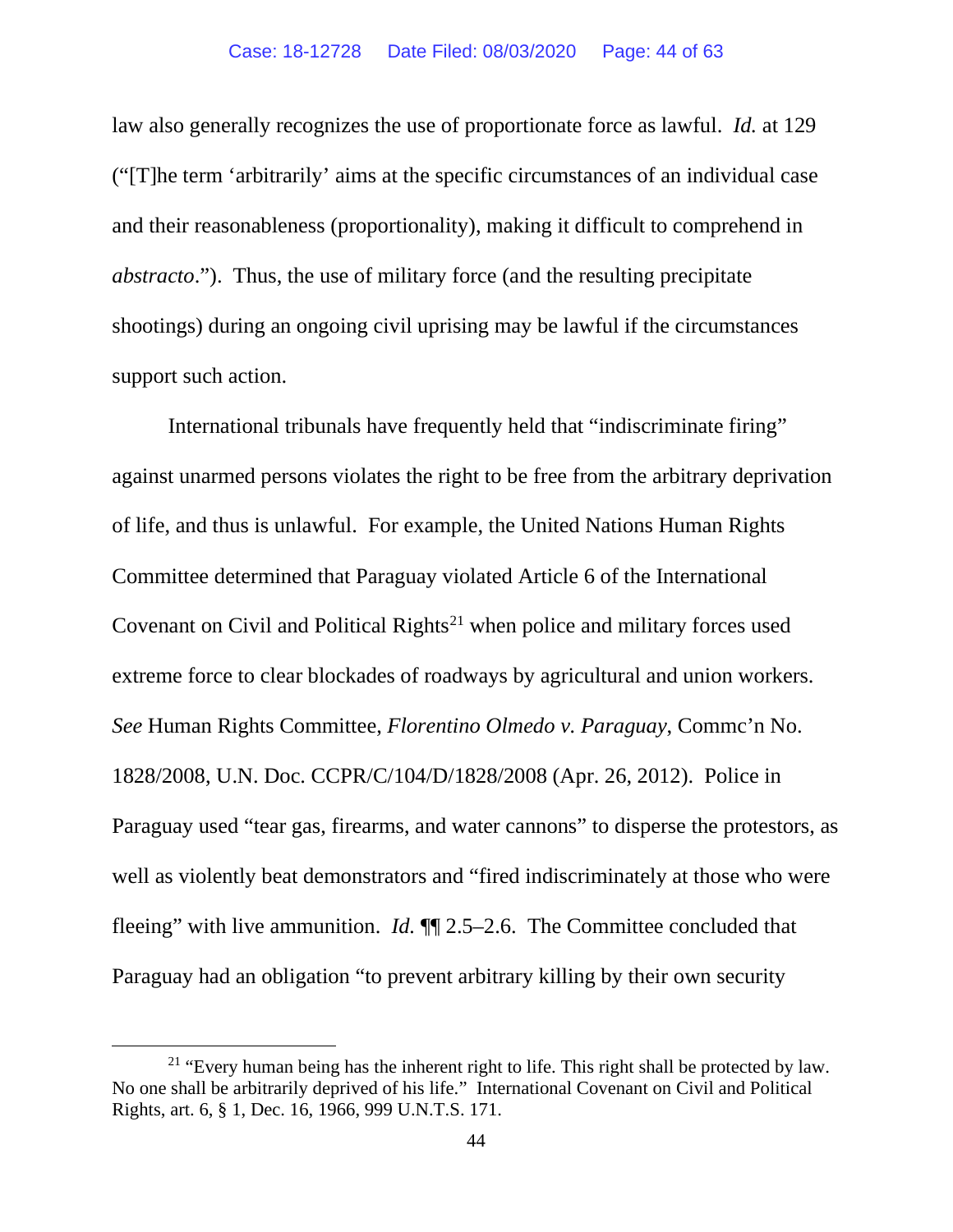law also generally recognizes the use of proportionate force as lawful. *Id.* at 129 ("[T]he term 'arbitrarily' aims at the specific circumstances of an individual case and their reasonableness (proportionality), making it difficult to comprehend in *abstracto*."). Thus, the use of military force (and the resulting precipitate shootings) during an ongoing civil uprising may be lawful if the circumstances support such action.

International tribunals have frequently held that "indiscriminate firing" against unarmed persons violates the right to be free from the arbitrary deprivation of life, and thus is unlawful. For example, the United Nations Human Rights Committee determined that Paraguay violated Article 6 of the International Covenant on Civil and Political Rights[21] when police and military forces used extreme force to clear blockades of roadways by agricultural and union workers. *See* Human Rights Committee, *Florentino Olmedo v. Paraguay*, Commc'n No. 1828/2008, U.N. Doc. CCPR/C/104/D/1828/2008 (Apr. 26, 2012). Police in Paraguay used "tear gas, firearms, and water cannons" to disperse the protestors, as well as violently beat demonstrators and "fired indiscriminately at those who were fleeing" with live ammunition. *Id.* ¶¶ 2.5–2.6. The Committee concluded that Paraguay had an obligation "to prevent arbitrary killing by their own security

---

[21] "Every human being has the inherent right to life. This right shall be protected by law. No one shall be arbitrarily deprived of his life." International Covenant on Civil and Political Rights, art. 6, § 1, Dec. 16, 1966, 999 U.N.T.S. 171.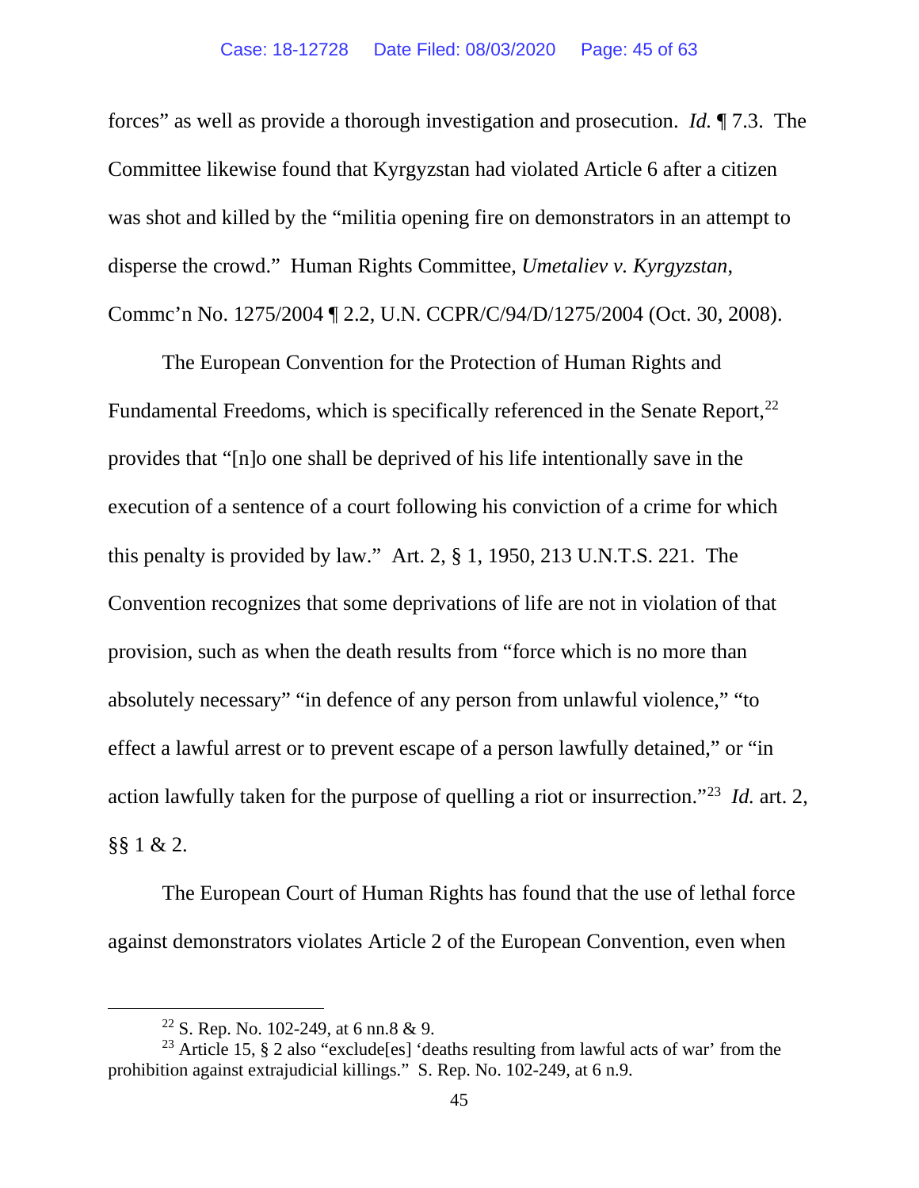forces" as well as provide a thorough investigation and prosecution. *Id.* ¶ 7.3. The Committee likewise found that Kyrgyzstan had violated Article 6 after a citizen was shot and killed by the "militia opening fire on demonstrators in an attempt to disperse the crowd." Human Rights Committee, *Umetaliev v. Kyrgyzstan*, Commc'n No. 1275/2004 ¶ 2.2, U.N. CCPR/C/94/D/1275/2004 (Oct. 30, 2008).

The European Convention for the Protection of Human Rights and Fundamental Freedoms, which is specifically referenced in the Senate Report,[22] provides that "[n]o one shall be deprived of his life intentionally save in the execution of a sentence of a court following his conviction of a crime for which this penalty is provided by law." Art. 2, § 1, 1950, 213 U.N.T.S. 221. The Convention recognizes that some deprivations of life are not in violation of that provision, such as when the death results from "force which is no more than absolutely necessary" "in defence of any person from unlawful violence," "to effect a lawful arrest or to prevent escape of a person lawfully detained," or "in action lawfully taken for the purpose of quelling a riot or insurrection."[23] *Id.* art. 2, §§ 1 & 2.

The European Court of Human Rights has found that the use of lethal force against demonstrators violates Article 2 of the European Convention, even when

[22] S. Rep. No. 102-249, at 6 nn.8 & 9.

[23] Article 15, § 2 also "exclude[es] 'deaths resulting from lawful acts of war' from the prohibition against extrajudicial killings." S. Rep. No. 102-249, at 6 n.9.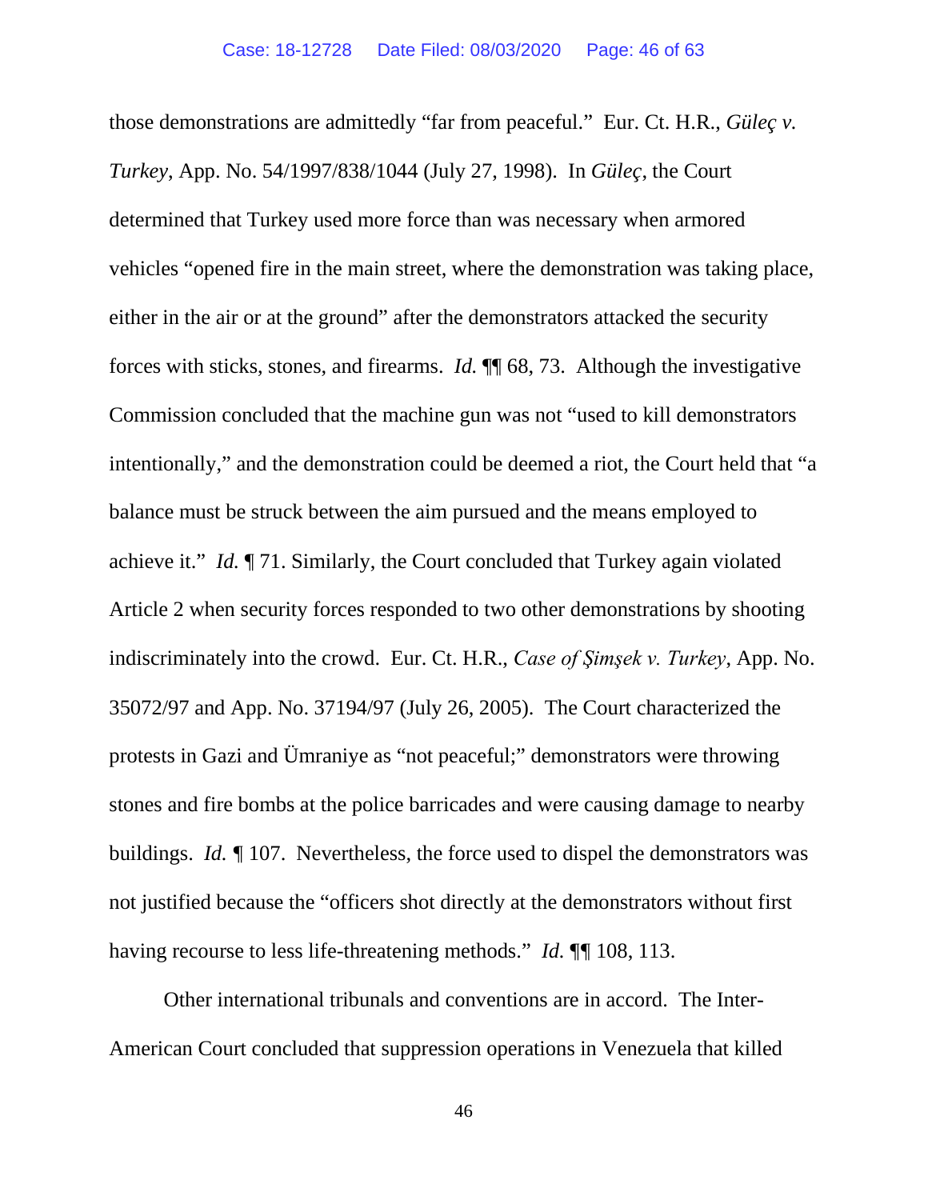those demonstrations are admittedly "far from peaceful." Eur. Ct. H.R., *Güleç v. Turkey*, App. No. 54/1997/838/1044 (July 27, 1998). In *Güleç*, the Court determined that Turkey used more force than was necessary when armored vehicles "opened fire in the main street, where the demonstration was taking place, either in the air or at the ground" after the demonstrators attacked the security forces with sticks, stones, and firearms. *Id.* ¶¶ 68, 73. Although the investigative Commission concluded that the machine gun was not "used to kill demonstrators intentionally," and the demonstration could be deemed a riot, the Court held that "a balance must be struck between the aim pursued and the means employed to achieve it." *Id.* ¶ 71. Similarly, the Court concluded that Turkey again violated Article 2 when security forces responded to two other demonstrations by shooting indiscriminately into the crowd. Eur. Ct. H.R., *Case of Şimşek v. Turkey*, App. No. 35072/97 and App. No. 37194/97 (July 26, 2005). The Court characterized the protests in Gazi and Ümraniye as "not peaceful;" demonstrators were throwing stones and fire bombs at the police barricades and were causing damage to nearby buildings. *Id.* ¶ 107. Nevertheless, the force used to dispel the demonstrators was not justified because the "officers shot directly at the demonstrators without first having recourse to less life-threatening methods." *Id.* ¶¶ 108, 113.

Other international tribunals and conventions are in accord. The Inter-American Court concluded that suppression operations in Venezuela that killed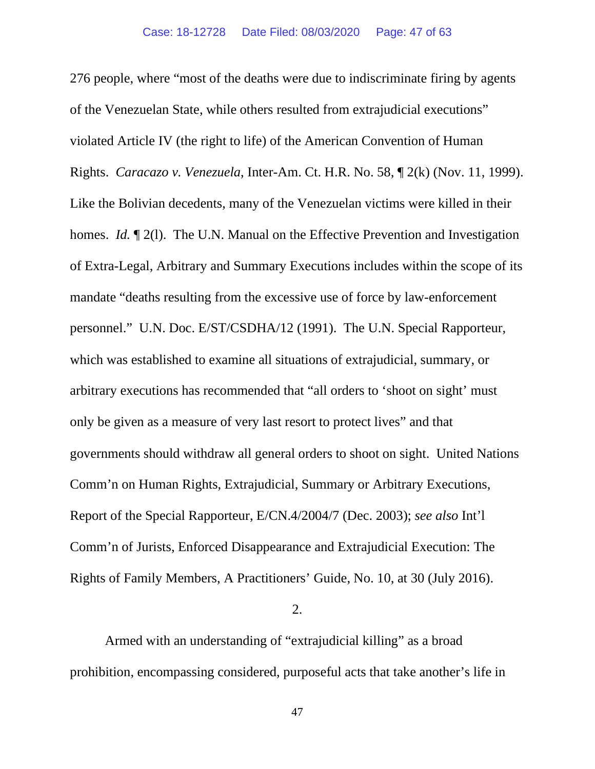276 people, where "most of the deaths were due to indiscriminate firing by agents of the Venezuelan State, while others resulted from extrajudicial executions" violated Article IV (the right to life) of the American Convention of Human Rights. *Caracazo v. Venezuela*, Inter-Am. Ct. H.R. No. 58, ¶ 2(k) (Nov. 11, 1999). Like the Bolivian decedents, many of the Venezuelan victims were killed in their homes. *Id.* ¶ 2(l). The U.N. Manual on the Effective Prevention and Investigation of Extra-Legal, Arbitrary and Summary Executions includes within the scope of its mandate "deaths resulting from the excessive use of force by law-enforcement personnel." U.N. Doc. E/ST/CSDHA/12 (1991). The U.N. Special Rapporteur, which was established to examine all situations of extrajudicial, summary, or arbitrary executions has recommended that "all orders to 'shoot on sight' must only be given as a measure of very last resort to protect lives" and that governments should withdraw all general orders to shoot on sight. United Nations Comm'n on Human Rights, Extrajudicial, Summary or Arbitrary Executions, Report of the Special Rapporteur, E/CN.4/2004/7 (Dec. 2003); *see also* Int'l Comm'n of Jurists, Enforced Disappearance and Extrajudicial Execution: The Rights of Family Members, A Practitioners' Guide, No. 10, at 30 (July 2016).

2.

Armed with an understanding of "extrajudicial killing" as a broad prohibition, encompassing considered, purposeful acts that take another's life in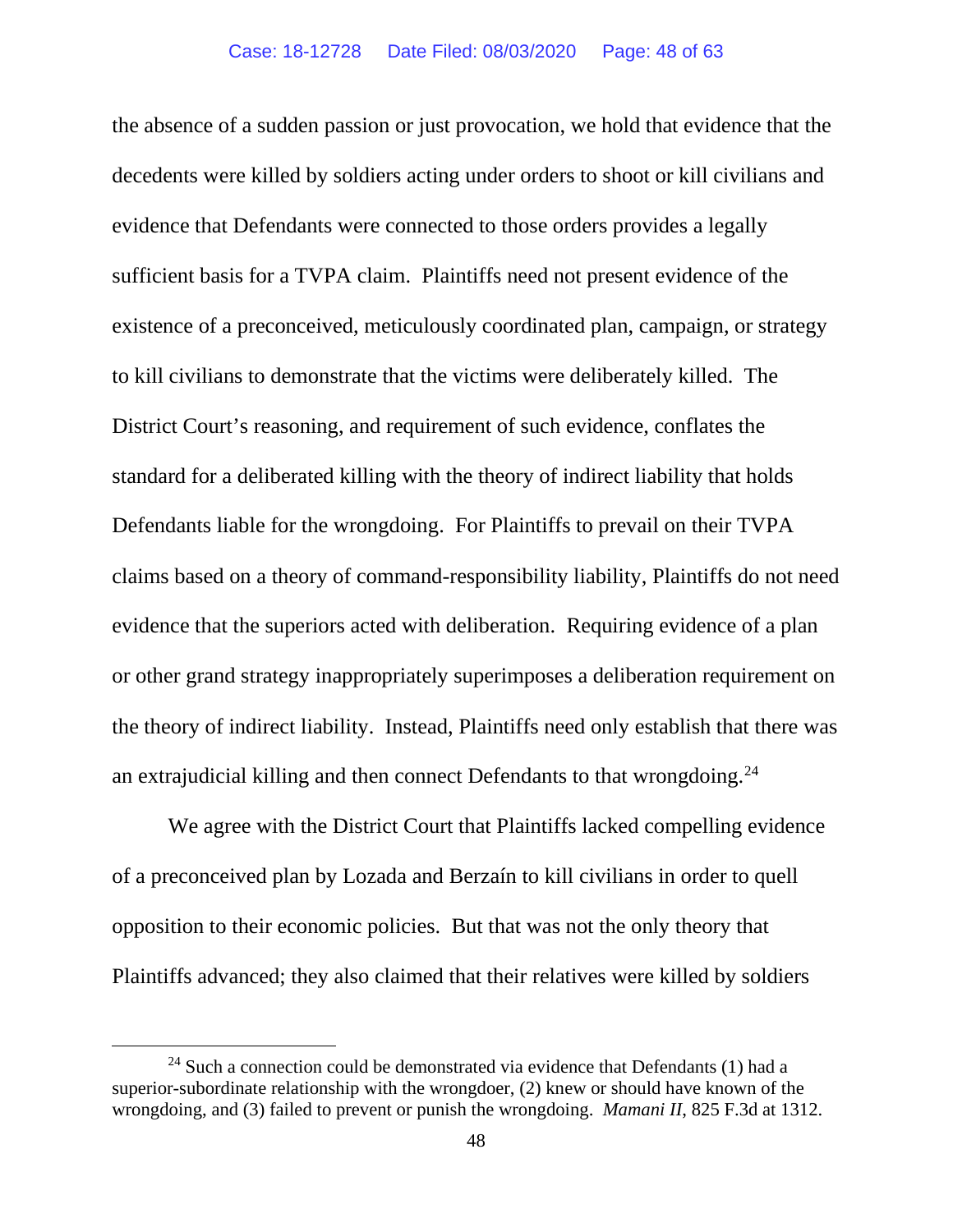the absence of a sudden passion or just provocation, we hold that evidence that the decedents were killed by soldiers acting under orders to shoot or kill civilians and evidence that Defendants were connected to those orders provides a legally sufficient basis for a TVPA claim. Plaintiffs need not present evidence of the existence of a preconceived, meticulously coordinated plan, campaign, or strategy to kill civilians to demonstrate that the victims were deliberately killed. The District Court's reasoning, and requirement of such evidence, conflates the standard for a deliberated killing with the theory of indirect liability that holds Defendants liable for the wrongdoing. For Plaintiffs to prevail on their TVPA claims based on a theory of command-responsibility liability, Plaintiffs do not need evidence that the superiors acted with deliberation. Requiring evidence of a plan or other grand strategy inappropriately superimposes a deliberation requirement on the theory of indirect liability. Instead, Plaintiffs need only establish that there was an extrajudicial killing and then connect Defendants to that wrongdoing.[24]

We agree with the District Court that Plaintiffs lacked compelling evidence of a preconceived plan by Lozada and Berzaín to kill civilians in order to quell opposition to their economic policies. But that was not the only theory that Plaintiffs advanced; they also claimed that their relatives were killed by soldiers

---

[24] Such a connection could be demonstrated via evidence that Defendants (1) had a superior-subordinate relationship with the wrongdoer, (2) knew or should have known of the wrongdoing, and (3) failed to prevent or punish the wrongdoing. *Mamani II*, 825 F.3d at 1312.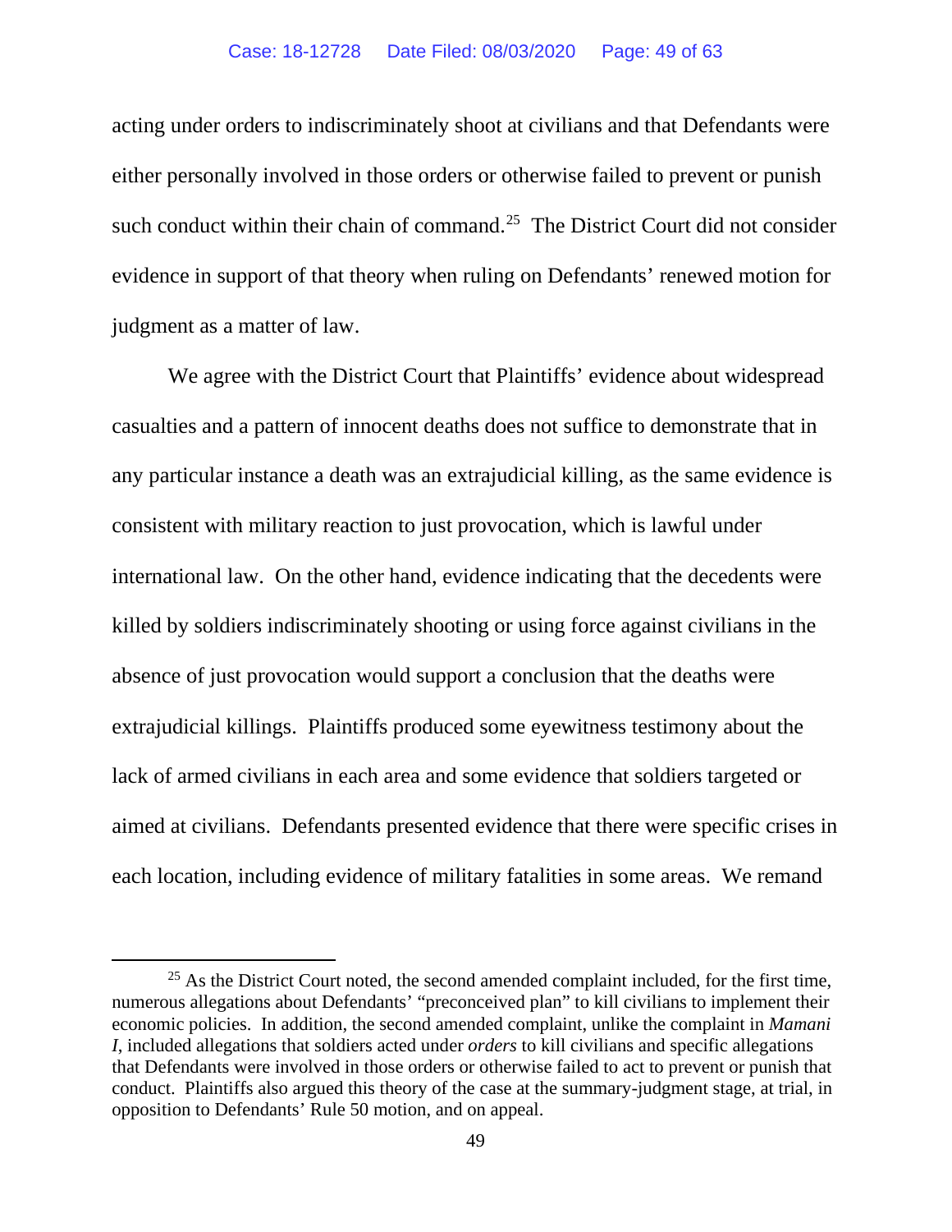acting under orders to indiscriminately shoot at civilians and that Defendants were either personally involved in those orders or otherwise failed to prevent or punish such conduct within their chain of command.[25] The District Court did not consider evidence in support of that theory when ruling on Defendants' renewed motion for judgment as a matter of law.

We agree with the District Court that Plaintiffs' evidence about widespread casualties and a pattern of innocent deaths does not suffice to demonstrate that in any particular instance a death was an extrajudicial killing, as the same evidence is consistent with military reaction to just provocation, which is lawful under international law. On the other hand, evidence indicating that the decedents were killed by soldiers indiscriminately shooting or using force against civilians in the absence of just provocation would support a conclusion that the deaths were extrajudicial killings. Plaintiffs produced some eyewitness testimony about the lack of armed civilians in each area and some evidence that soldiers targeted or aimed at civilians. Defendants presented evidence that there were specific crises in each location, including evidence of military fatalities in some areas. We remand

---

[25] As the District Court noted, the second amended complaint included, for the first time, numerous allegations about Defendants' "preconceived plan" to kill civilians to implement their economic policies. In addition, the second amended complaint, unlike the complaint in *Mamani I*, included allegations that soldiers acted under *orders* to kill civilians and specific allegations that Defendants were involved in those orders or otherwise failed to act to prevent or punish that conduct. Plaintiffs also argued this theory of the case at the summary-judgment stage, at trial, in opposition to Defendants' Rule 50 motion, and on appeal.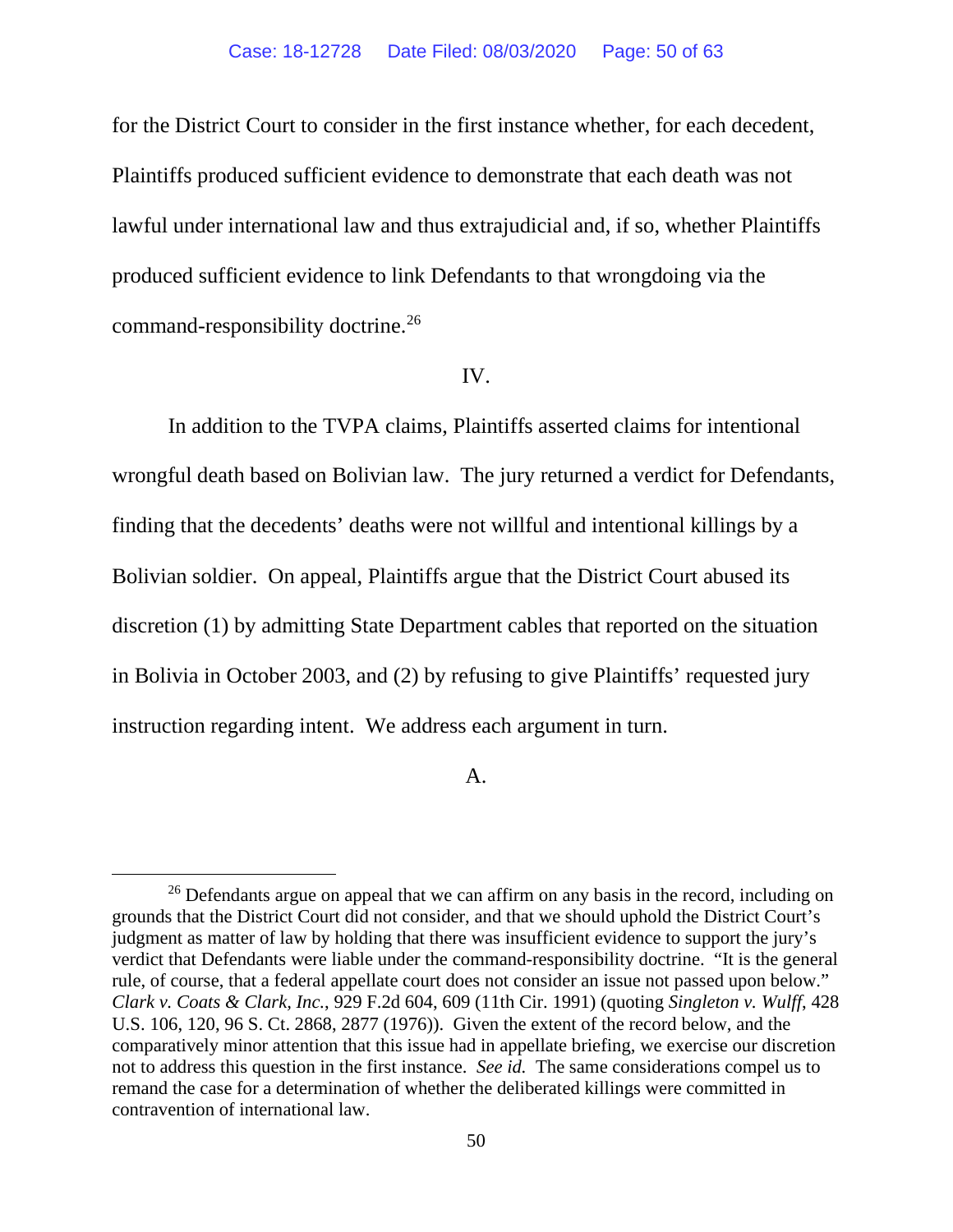for the District Court to consider in the first instance whether, for each decedent, Plaintiffs produced sufficient evidence to demonstrate that each death was not lawful under international law and thus extrajudicial and, if so, whether Plaintiffs produced sufficient evidence to link Defendants to that wrongdoing via the command-responsibility doctrine.[26]

## IV.

In addition to the TVPA claims, Plaintiffs asserted claims for intentional wrongful death based on Bolivian law. The jury returned a verdict for Defendants, finding that the decedents' deaths were not willful and intentional killings by a Bolivian soldier. On appeal, Plaintiffs argue that the District Court abused its discretion (1) by admitting State Department cables that reported on the situation in Bolivia in October 2003, and (2) by refusing to give Plaintiffs' requested jury instruction regarding intent. We address each argument in turn.

### A.

---

[26] Defendants argue on appeal that we can affirm on any basis in the record, including on grounds that the District Court did not consider, and that we should uphold the District Court's judgment as matter of law by holding that there was insufficient evidence to support the jury's verdict that Defendants were liable under the command-responsibility doctrine. "It is the general rule, of course, that a federal appellate court does not consider an issue not passed upon below." *Clark v. Coats & Clark, Inc.*, 929 F.2d 604, 609 (11th Cir. 1991) (quoting *Singleton v. Wulff*, 428 U.S. 106, 120, 96 S. Ct. 2868, 2877 (1976)). Given the extent of the record below, and the comparatively minor attention that this issue had in appellate briefing, we exercise our discretion not to address this question in the first instance. *See id.* The same considerations compel us to remand the case for a determination of whether the deliberated killings were committed in contravention of international law.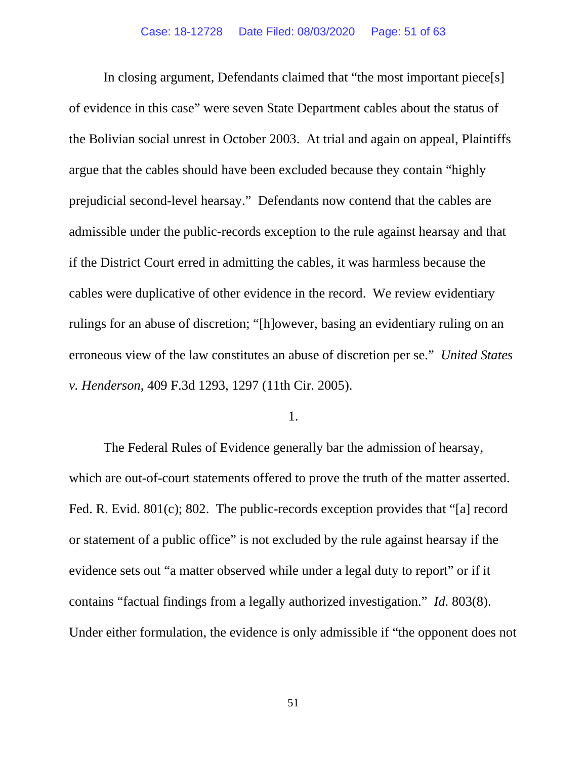In closing argument, Defendants claimed that "the most important piece[s] of evidence in this case" were seven State Department cables about the status of the Bolivian social unrest in October 2003. At trial and again on appeal, Plaintiffs argue that the cables should have been excluded because they contain "highly prejudicial second-level hearsay." Defendants now contend that the cables are admissible under the public-records exception to the rule against hearsay and that if the District Court erred in admitting the cables, it was harmless because the cables were duplicative of other evidence in the record. We review evidentiary rulings for an abuse of discretion; "[h]owever, basing an evidentiary ruling on an erroneous view of the law constitutes an abuse of discretion per se." *United States v. Henderson*, 409 F.3d 1293, 1297 (11th Cir. 2005).

1.

The Federal Rules of Evidence generally bar the admission of hearsay, which are out-of-court statements offered to prove the truth of the matter asserted. Fed. R. Evid. 801(c); 802. The public-records exception provides that "[a] record or statement of a public office" is not excluded by the rule against hearsay if the evidence sets out "a matter observed while under a legal duty to report" or if it contains "factual findings from a legally authorized investigation." *Id.* 803(8). Under either formulation, the evidence is only admissible if "the opponent does not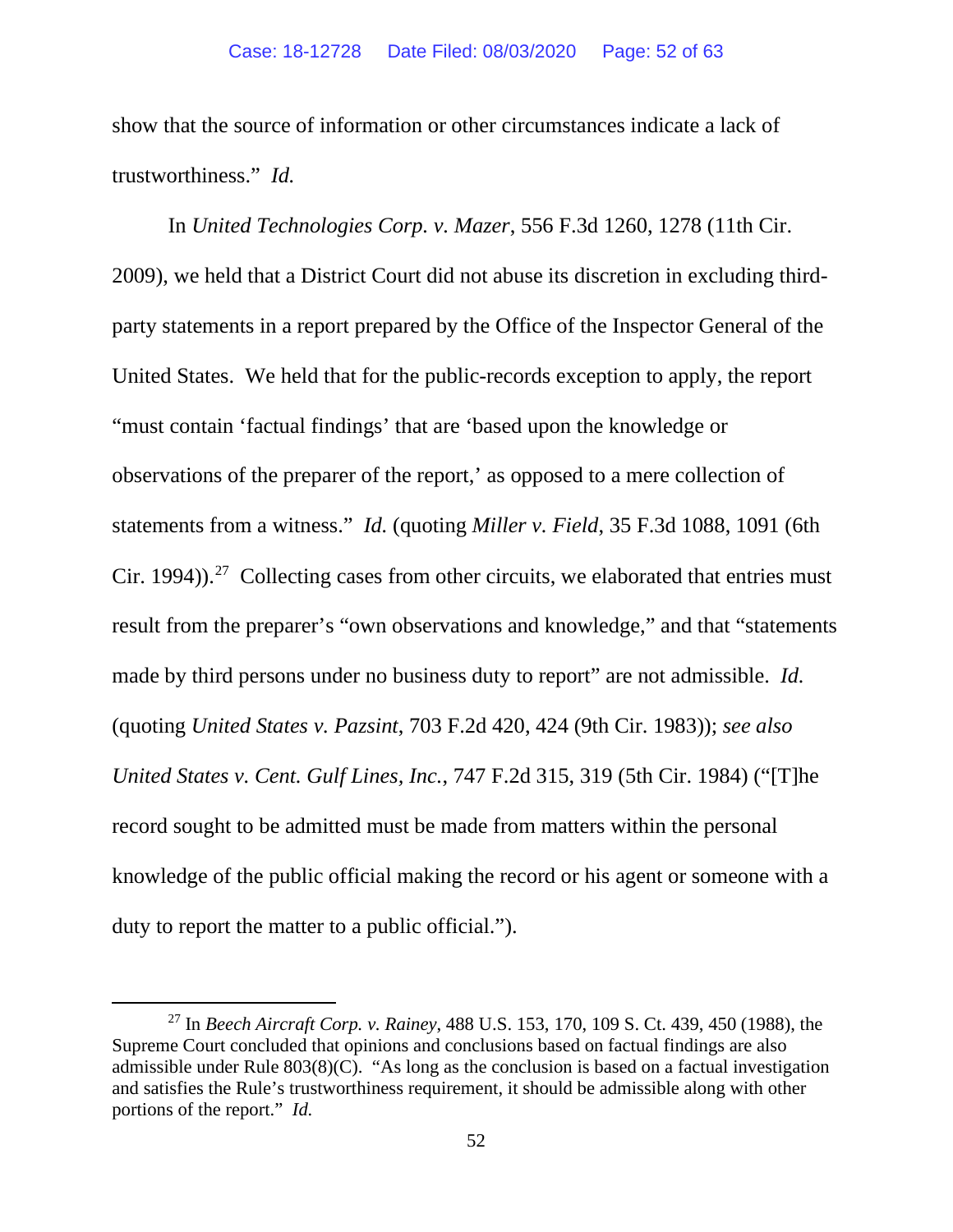show that the source of information or other circumstances indicate a lack of trustworthiness." *Id.*

In *United Technologies Corp. v. Mazer*, 556 F.3d 1260, 1278 (11th Cir. 2009), we held that a District Court did not abuse its discretion in excluding third-party statements in a report prepared by the Office of the Inspector General of the United States. We held that for the public-records exception to apply, the report "must contain 'factual findings' that are 'based upon the knowledge or observations of the preparer of the report,' as opposed to a mere collection of statements from a witness." *Id.* (quoting *Miller v. Field*, 35 F.3d 1088, 1091 (6th Cir. 1994)).[27] Collecting cases from other circuits, we elaborated that entries must result from the preparer's "own observations and knowledge," and that "statements made by third persons under no business duty to report" are not admissible. *Id.* (quoting *United States v. Pazsint*, 703 F.2d 420, 424 (9th Cir. 1983)); *see also United States v. Cent. Gulf Lines, Inc.*, 747 F.2d 315, 319 (5th Cir. 1984) ("[T]he record sought to be admitted must be made from matters within the personal knowledge of the public official making the record or his agent or someone with a duty to report the matter to a public official.").

---

[27] In *Beech Aircraft Corp. v. Rainey*, 488 U.S. 153, 170, 109 S. Ct. 439, 450 (1988), the Supreme Court concluded that opinions and conclusions based on factual findings are also admissible under Rule 803(8)(C). "As long as the conclusion is based on a factual investigation and satisfies the Rule's trustworthiness requirement, it should be admissible along with other portions of the report." *Id.*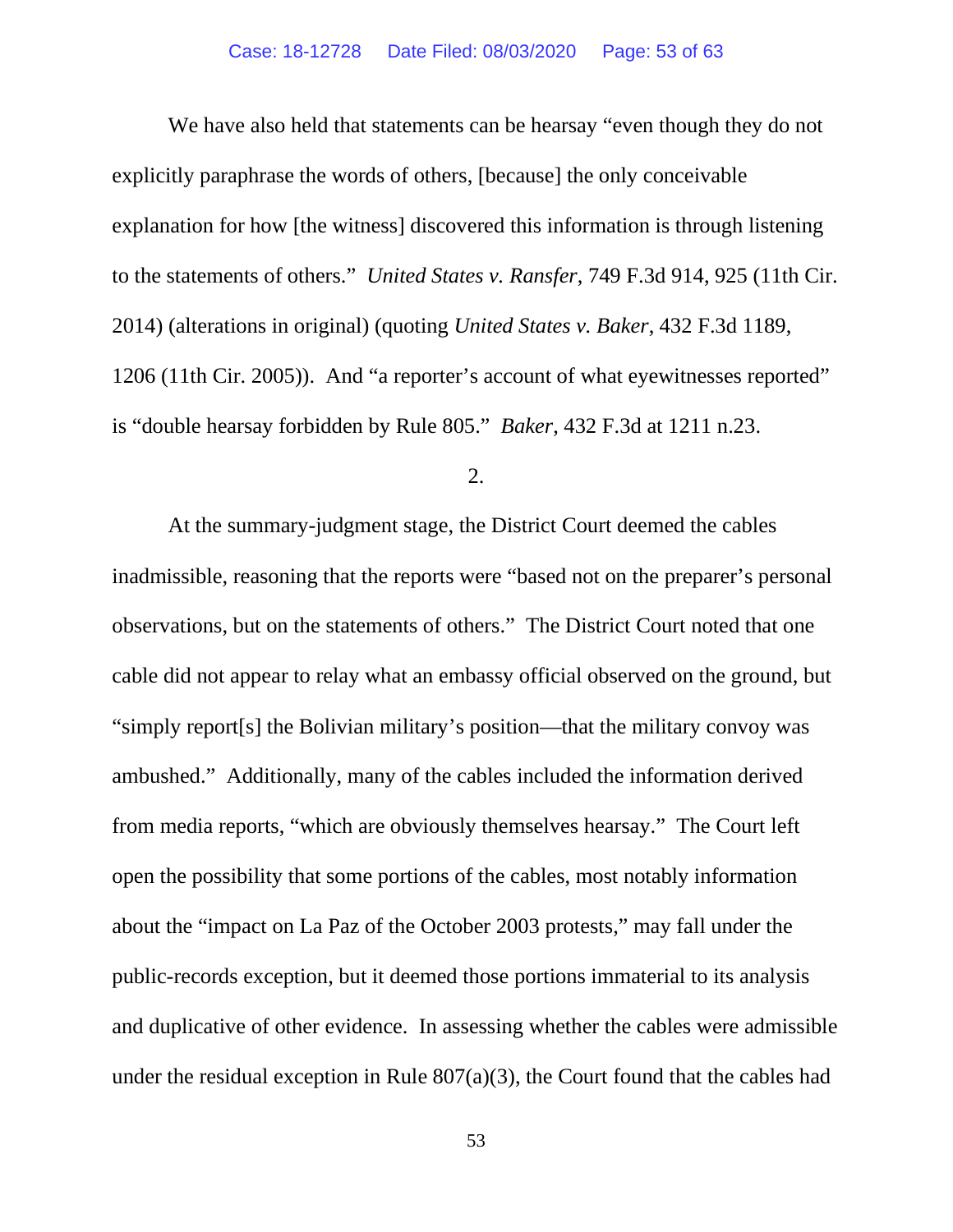We have also held that statements can be hearsay "even though they do not explicitly paraphrase the words of others, [because] the only conceivable explanation for how [the witness] discovered this information is through listening to the statements of others." *United States v. Ransfer*, 749 F.3d 914, 925 (11th Cir. 2014) (alterations in original) (quoting *United States v. Baker*, 432 F.3d 1189, 1206 (11th Cir. 2005)). And "a reporter's account of what eyewitnesses reported" is "double hearsay forbidden by Rule 805." *Baker*, 432 F.3d at 1211 n.23.

2.

At the summary-judgment stage, the District Court deemed the cables inadmissible, reasoning that the reports were "based not on the preparer's personal observations, but on the statements of others." The District Court noted that one cable did not appear to relay what an embassy official observed on the ground, but "simply report[s] the Bolivian military's position—that the military convoy was ambushed." Additionally, many of the cables included the information derived from media reports, "which are obviously themselves hearsay." The Court left open the possibility that some portions of the cables, most notably information about the "impact on La Paz of the October 2003 protests," may fall under the public-records exception, but it deemed those portions immaterial to its analysis and duplicative of other evidence. In assessing whether the cables were admissible under the residual exception in Rule 807(a)(3), the Court found that the cables had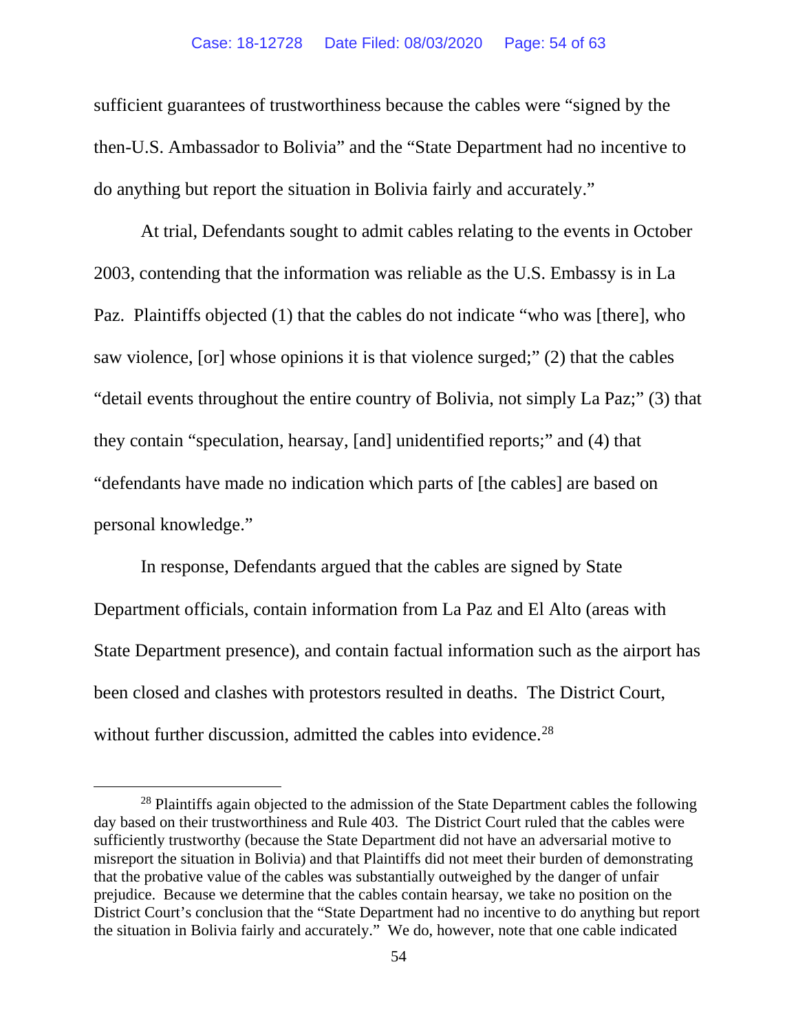sufficient guarantees of trustworthiness because the cables were "signed by the then-U.S. Ambassador to Bolivia" and the "State Department had no incentive to do anything but report the situation in Bolivia fairly and accurately."

At trial, Defendants sought to admit cables relating to the events in October 2003, contending that the information was reliable as the U.S. Embassy is in La Paz. Plaintiffs objected (1) that the cables do not indicate "who was [there], who saw violence, [or] whose opinions it is that violence surged;" (2) that the cables "detail events throughout the entire country of Bolivia, not simply La Paz;" (3) that they contain "speculation, hearsay, [and] unidentified reports;" and (4) that "defendants have made no indication which parts of [the cables] are based on personal knowledge."

In response, Defendants argued that the cables are signed by State Department officials, contain information from La Paz and El Alto (areas with State Department presence), and contain factual information such as the airport has been closed and clashes with protestors resulted in deaths. The District Court, without further discussion, admitted the cables into evidence.[28]

---

[28] Plaintiffs again objected to the admission of the State Department cables the following day based on their trustworthiness and Rule 403. The District Court ruled that the cables were sufficiently trustworthy (because the State Department did not have an adversarial motive to misreport the situation in Bolivia) and that Plaintiffs did not meet their burden of demonstrating that the probative value of the cables was substantially outweighed by the danger of unfair prejudice. Because we determine that the cables contain hearsay, we take no position on the District Court's conclusion that the "State Department had no incentive to do anything but report the situation in Bolivia fairly and accurately." We do, however, note that one cable indicated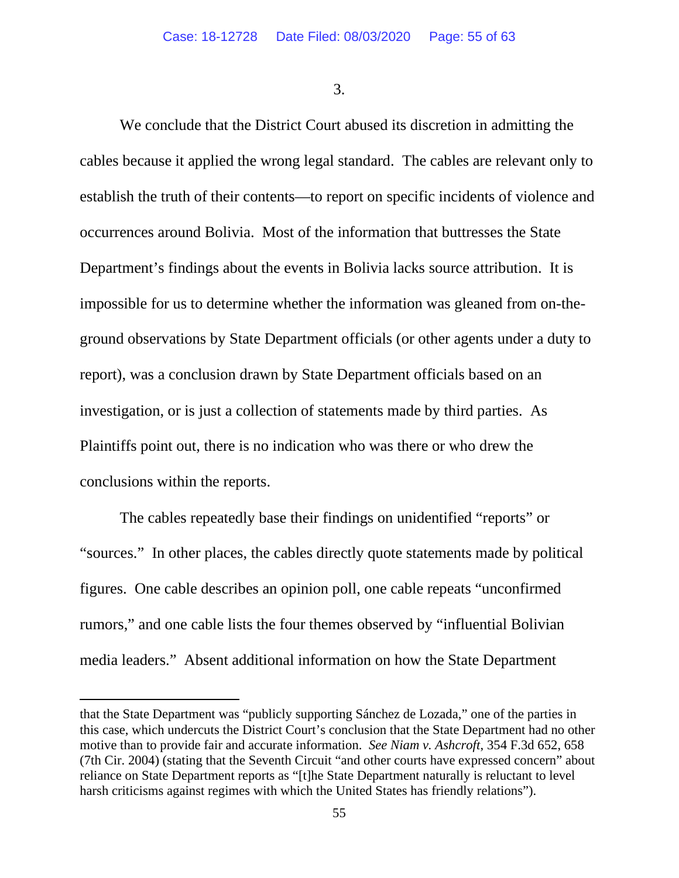3.

We conclude that the District Court abused its discretion in admitting the cables because it applied the wrong legal standard. The cables are relevant only to establish the truth of their contents—to report on specific incidents of violence and occurrences around Bolivia. Most of the information that buttresses the State Department's findings about the events in Bolivia lacks source attribution. It is impossible for us to determine whether the information was gleaned from on-the-ground observations by State Department officials (or other agents under a duty to report), was a conclusion drawn by State Department officials based on an investigation, or is just a collection of statements made by third parties. As Plaintiffs point out, there is no indication who was there or who drew the conclusions within the reports.

The cables repeatedly base their findings on unidentified "reports" or "sources." In other places, the cables directly quote statements made by political figures. One cable describes an opinion poll, one cable repeats "unconfirmed rumors," and one cable lists the four themes observed by "influential Bolivian media leaders." Absent additional information on how the State Department

---

that the State Department was "publicly supporting Sánchez de Lozada," one of the parties in this case, which undercuts the District Court's conclusion that the State Department had no other motive than to provide fair and accurate information. *See Niam v. Ashcroft*, 354 F.3d 652, 658 (7th Cir. 2004) (stating that the Seventh Circuit "and other courts have expressed concern" about reliance on State Department reports as "[t]he State Department naturally is reluctant to level harsh criticisms against regimes with which the United States has friendly relations").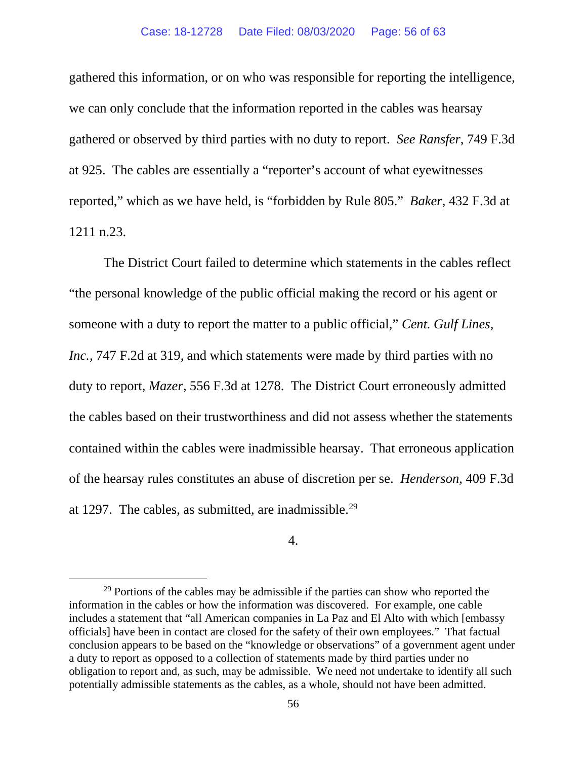gathered this information, or on who was responsible for reporting the intelligence, we can only conclude that the information reported in the cables was hearsay gathered or observed by third parties with no duty to report. *See Ransfer*, 749 F.3d at 925. The cables are essentially a "reporter's account of what eyewitnesses reported," which as we have held, is "forbidden by Rule 805." *Baker*, 432 F.3d at 1211 n.23.

The District Court failed to determine which statements in the cables reflect "the personal knowledge of the public official making the record or his agent or someone with a duty to report the matter to a public official," *Cent. Gulf Lines, Inc.*, 747 F.2d at 319, and which statements were made by third parties with no duty to report, *Mazer*, 556 F.3d at 1278. The District Court erroneously admitted the cables based on their trustworthiness and did not assess whether the statements contained within the cables were inadmissible hearsay. That erroneous application of the hearsay rules constitutes an abuse of discretion per se. *Henderson*, 409 F.3d at 1297. The cables, as submitted, are inadmissible.[29]

4.

---

[29] Portions of the cables may be admissible if the parties can show who reported the information in the cables or how the information was discovered. For example, one cable includes a statement that "all American companies in La Paz and El Alto with which [embassy officials] have been in contact are closed for the safety of their own employees." That factual conclusion appears to be based on the "knowledge or observations" of a government agent under a duty to report as opposed to a collection of statements made by third parties under no obligation to report and, as such, may be admissible. We need not undertake to identify all such potentially admissible statements as the cables, as a whole, should not have been admitted.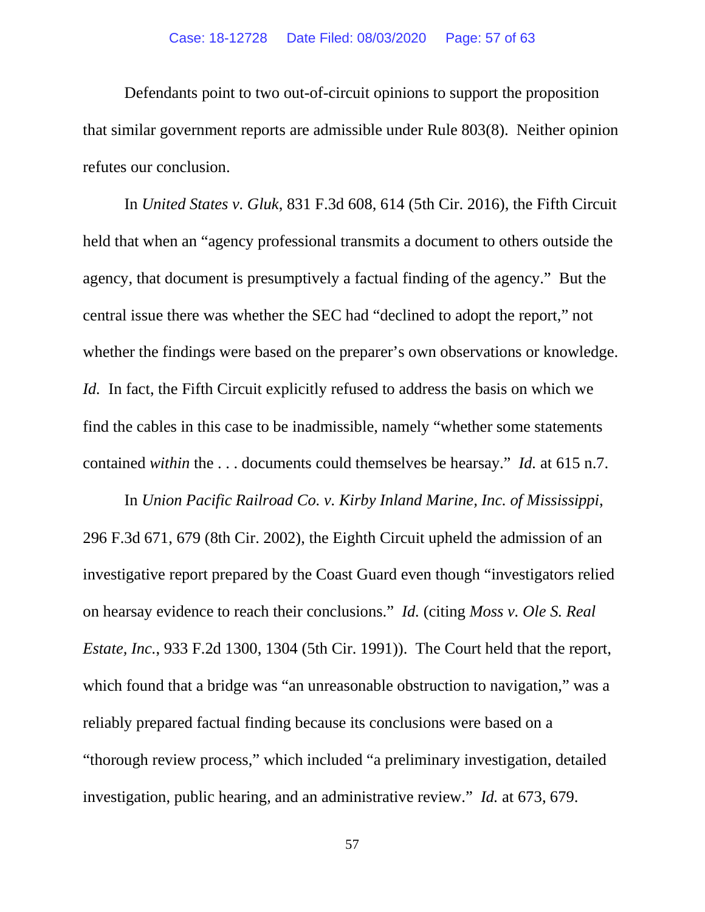Defendants point to two out-of-circuit opinions to support the proposition that similar government reports are admissible under Rule 803(8). Neither opinion refutes our conclusion.

In *United States v. Gluk*, 831 F.3d 608, 614 (5th Cir. 2016), the Fifth Circuit held that when an "agency professional transmits a document to others outside the agency, that document is presumptively a factual finding of the agency." But the central issue there was whether the SEC had "declined to adopt the report," not whether the findings were based on the preparer's own observations or knowledge. *Id.* In fact, the Fifth Circuit explicitly refused to address the basis on which we find the cables in this case to be inadmissible, namely "whether some statements contained *within* the . . . documents could themselves be hearsay." *Id.* at 615 n.7.

In *Union Pacific Railroad Co. v. Kirby Inland Marine, Inc. of Mississippi*, 296 F.3d 671, 679 (8th Cir. 2002), the Eighth Circuit upheld the admission of an investigative report prepared by the Coast Guard even though "investigators relied on hearsay evidence to reach their conclusions." *Id.* (citing *Moss v. Ole S. Real Estate, Inc.*, 933 F.2d 1300, 1304 (5th Cir. 1991)). The Court held that the report, which found that a bridge was "an unreasonable obstruction to navigation," was a reliably prepared factual finding because its conclusions were based on a "thorough review process," which included "a preliminary investigation, detailed investigation, public hearing, and an administrative review." *Id.* at 673, 679.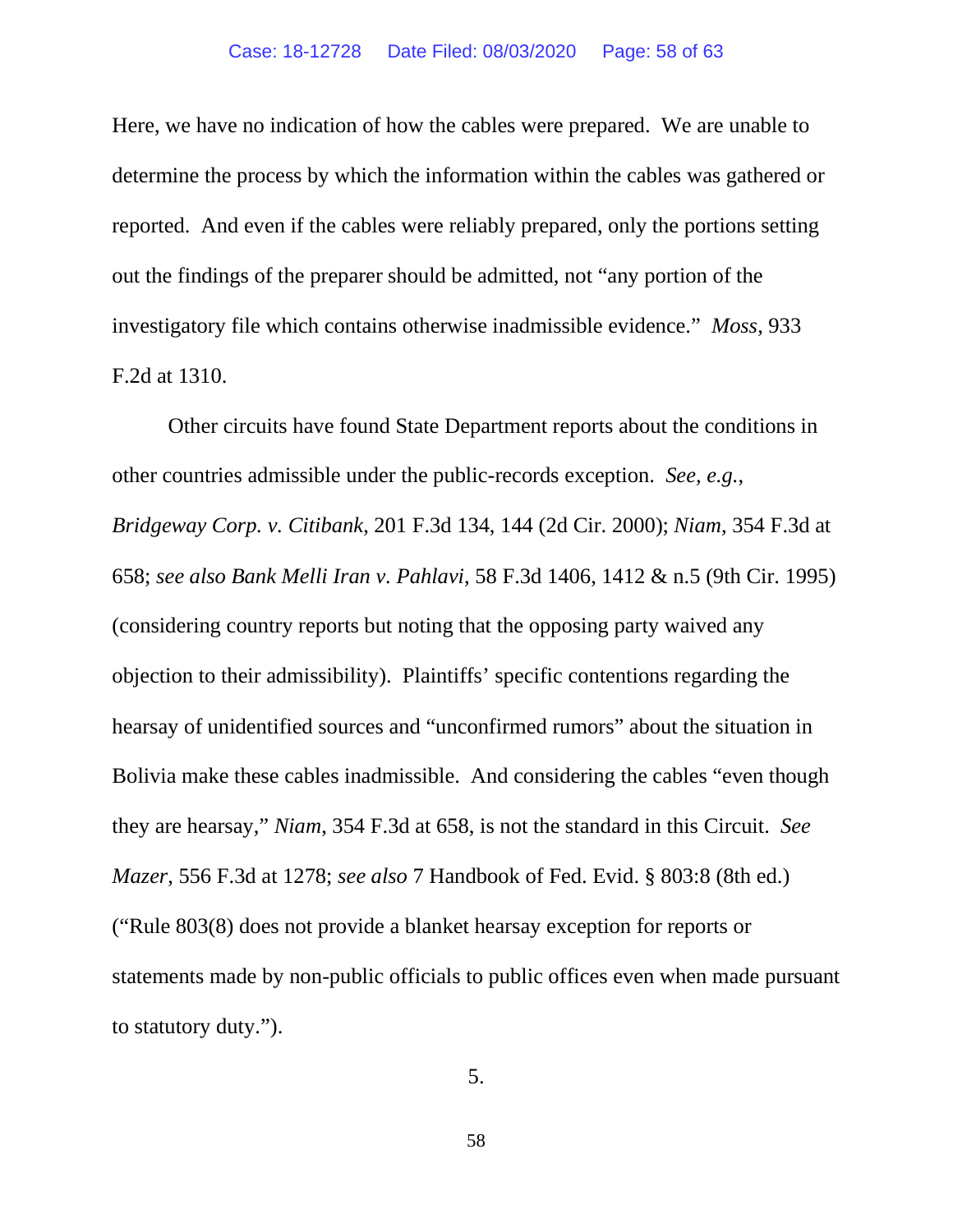Here, we have no indication of how the cables were prepared. We are unable to determine the process by which the information within the cables was gathered or reported. And even if the cables were reliably prepared, only the portions setting out the findings of the preparer should be admitted, not "any portion of the investigatory file which contains otherwise inadmissible evidence." *Moss*, 933 F.2d at 1310.

Other circuits have found State Department reports about the conditions in other countries admissible under the public-records exception. *See, e.g.*, *Bridgeway Corp. v. Citibank*, 201 F.3d 134, 144 (2d Cir. 2000); *Niam*, 354 F.3d at 658; *see also Bank Melli Iran v. Pahlavi*, 58 F.3d 1406, 1412 & n.5 (9th Cir. 1995) (considering country reports but noting that the opposing party waived any objection to their admissibility). Plaintiffs' specific contentions regarding the hearsay of unidentified sources and "unconfirmed rumors" about the situation in Bolivia make these cables inadmissible. And considering the cables "even though they are hearsay," *Niam*, 354 F.3d at 658, is not the standard in this Circuit. *See Mazer*, 556 F.3d at 1278; *see also* 7 Handbook of Fed. Evid. § 803:8 (8th ed.) ("Rule 803(8) does not provide a blanket hearsay exception for reports or statements made by non-public officials to public offices even when made pursuant to statutory duty.").

5.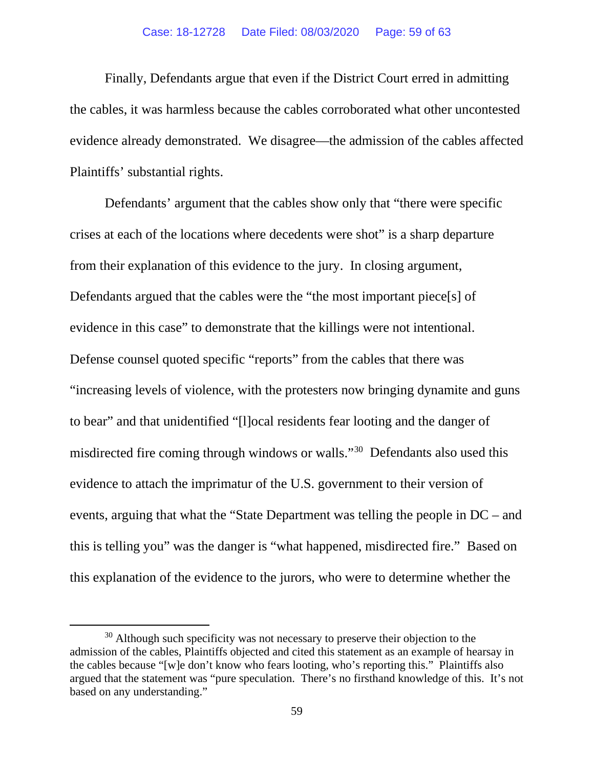Finally, Defendants argue that even if the District Court erred in admitting the cables, it was harmless because the cables corroborated what other uncontested evidence already demonstrated. We disagree—the admission of the cables affected Plaintiffs' substantial rights.

Defendants' argument that the cables show only that "there were specific crises at each of the locations where decedents were shot" is a sharp departure from their explanation of this evidence to the jury. In closing argument, Defendants argued that the cables were the "the most important piece[s] of evidence in this case" to demonstrate that the killings were not intentional. Defense counsel quoted specific "reports" from the cables that there was "increasing levels of violence, with the protesters now bringing dynamite and guns to bear" and that unidentified "[l]ocal residents fear looting and the danger of misdirected fire coming through windows or walls."[30] Defendants also used this evidence to attach the imprimatur of the U.S. government to their version of events, arguing that what the "State Department was telling the people in DC – and this is telling you" was the danger is "what happened, misdirected fire." Based on this explanation of the evidence to the jurors, who were to determine whether the

[30] Although such specificity was not necessary to preserve their objection to the admission of the cables, Plaintiffs objected and cited this statement as an example of hearsay in the cables because "[w]e don't know who fears looting, who's reporting this." Plaintiffs also argued that the statement was "pure speculation. There's no firsthand knowledge of this. It's not based on any understanding."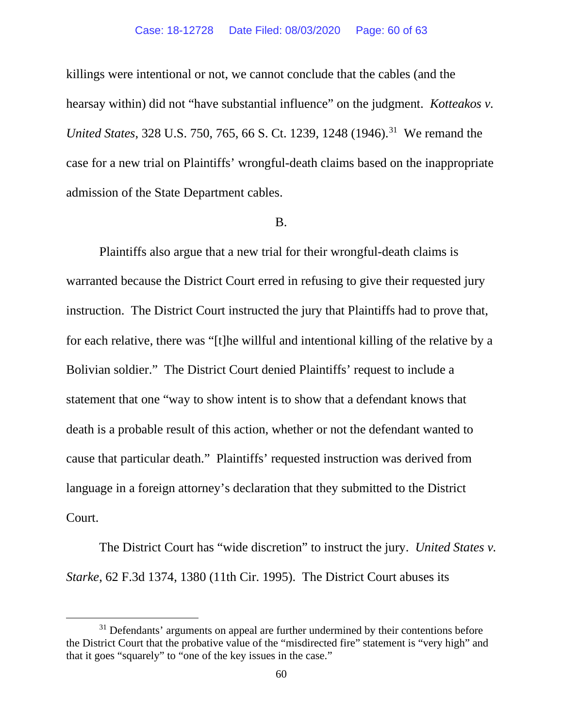killings were intentional or not, we cannot conclude that the cables (and the hearsay within) did not "have substantial influence" on the judgment. *Kotteakos v. United States*, 328 U.S. 750, 765, 66 S. Ct. 1239, 1248 (1946).[31] We remand the case for a new trial on Plaintiffs' wrongful-death claims based on the inappropriate admission of the State Department cables.

B.

Plaintiffs also argue that a new trial for their wrongful-death claims is warranted because the District Court erred in refusing to give their requested jury instruction. The District Court instructed the jury that Plaintiffs had to prove that, for each relative, there was "[t]he willful and intentional killing of the relative by a Bolivian soldier." The District Court denied Plaintiffs' request to include a statement that one "way to show intent is to show that a defendant knows that death is a probable result of this action, whether or not the defendant wanted to cause that particular death." Plaintiffs' requested instruction was derived from language in a foreign attorney's declaration that they submitted to the District Court.

The District Court has "wide discretion" to instruct the jury. *United States v. Starke*, 62 F.3d 1374, 1380 (11th Cir. 1995). The District Court abuses its

---

[31] Defendants' arguments on appeal are further undermined by their contentions before the District Court that the probative value of the "misdirected fire" statement is "very high" and that it goes "squarely" to "one of the key issues in the case."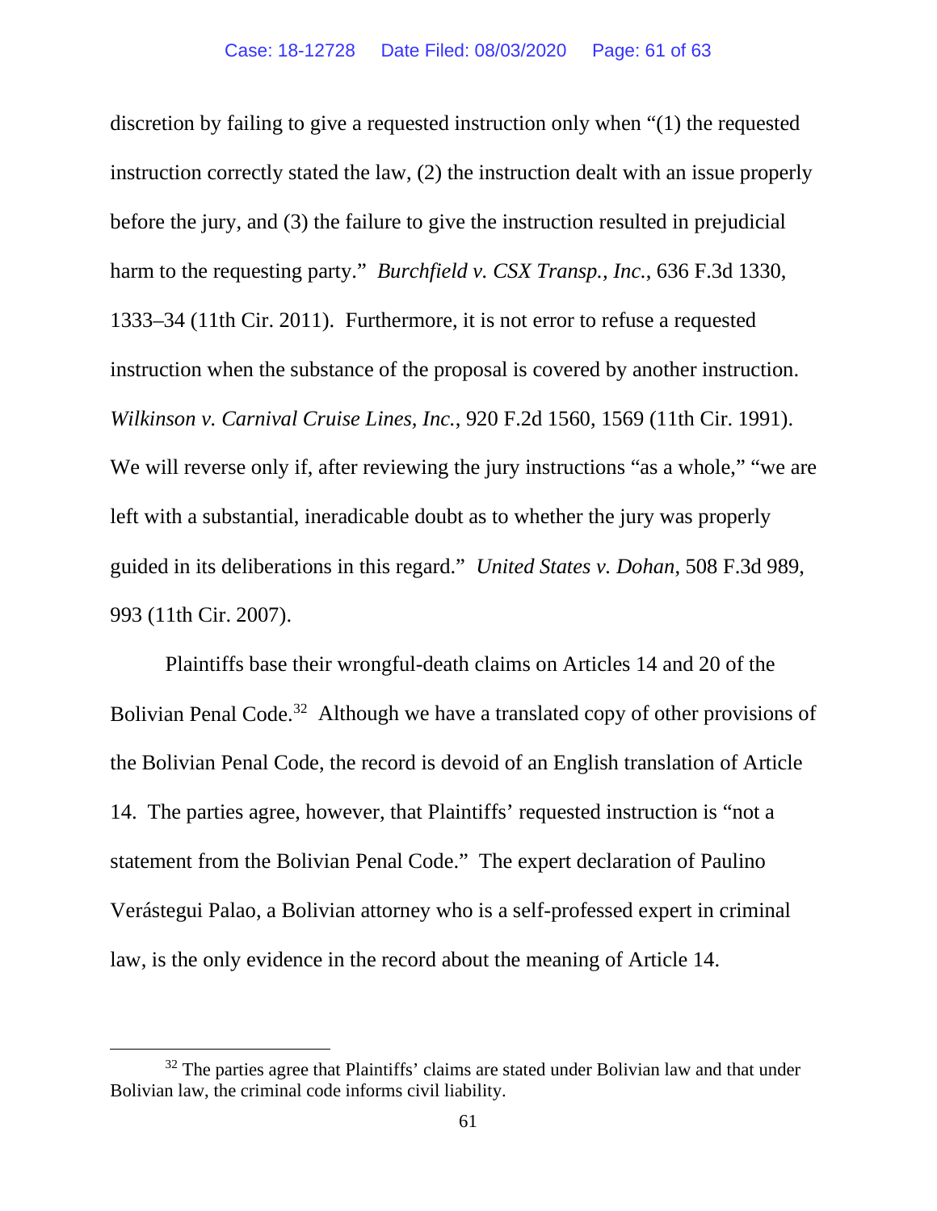discretion by failing to give a requested instruction only when "(1) the requested instruction correctly stated the law, (2) the instruction dealt with an issue properly before the jury, and (3) the failure to give the instruction resulted in prejudicial harm to the requesting party." *Burchfield v. CSX Transp., Inc.*, 636 F.3d 1330, 1333–34 (11th Cir. 2011). Furthermore, it is not error to refuse a requested instruction when the substance of the proposal is covered by another instruction. *Wilkinson v. Carnival Cruise Lines, Inc.*, 920 F.2d 1560, 1569 (11th Cir. 1991). We will reverse only if, after reviewing the jury instructions "as a whole," "we are left with a substantial, ineradicable doubt as to whether the jury was properly guided in its deliberations in this regard." *United States v. Dohan*, 508 F.3d 989, 993 (11th Cir. 2007).

Plaintiffs base their wrongful-death claims on Articles 14 and 20 of the Bolivian Penal Code.[32] Although we have a translated copy of other provisions of the Bolivian Penal Code, the record is devoid of an English translation of Article 14. The parties agree, however, that Plaintiffs' requested instruction is "not a statement from the Bolivian Penal Code." The expert declaration of Paulino Verástegui Palao, a Bolivian attorney who is a self-professed expert in criminal law, is the only evidence in the record about the meaning of Article 14.

[32] The parties agree that Plaintiffs' claims are stated under Bolivian law and that under Bolivian law, the criminal code informs civil liability.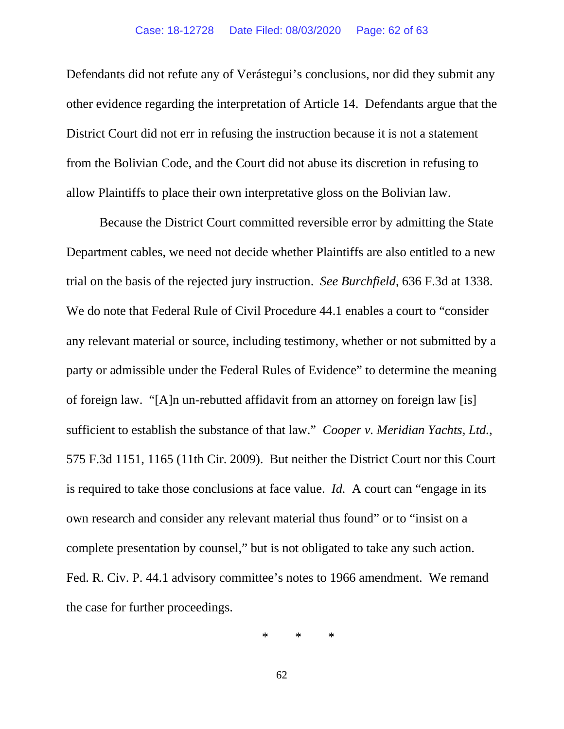Defendants did not refute any of Verástegui's conclusions, nor did they submit any other evidence regarding the interpretation of Article 14. Defendants argue that the District Court did not err in refusing the instruction because it is not a statement from the Bolivian Code, and the Court did not abuse its discretion in refusing to allow Plaintiffs to place their own interpretative gloss on the Bolivian law.

Because the District Court committed reversible error by admitting the State Department cables, we need not decide whether Plaintiffs are also entitled to a new trial on the basis of the rejected jury instruction. *See Burchfield*, 636 F.3d at 1338. We do note that Federal Rule of Civil Procedure 44.1 enables a court to "consider any relevant material or source, including testimony, whether or not submitted by a party or admissible under the Federal Rules of Evidence" to determine the meaning of foreign law. "[A]n un-rebutted affidavit from an attorney on foreign law [is] sufficient to establish the substance of that law." *Cooper v. Meridian Yachts, Ltd.*, 575 F.3d 1151, 1165 (11th Cir. 2009). But neither the District Court nor this Court is required to take those conclusions at face value. *Id.* A court can "engage in its own research and consider any relevant material thus found" or to "insist on a complete presentation by counsel," but is not obligated to take any such action. Fed. R. Civ. P. 44.1 advisory committee's notes to 1966 amendment. We remand the case for further proceedings.

\* \* \*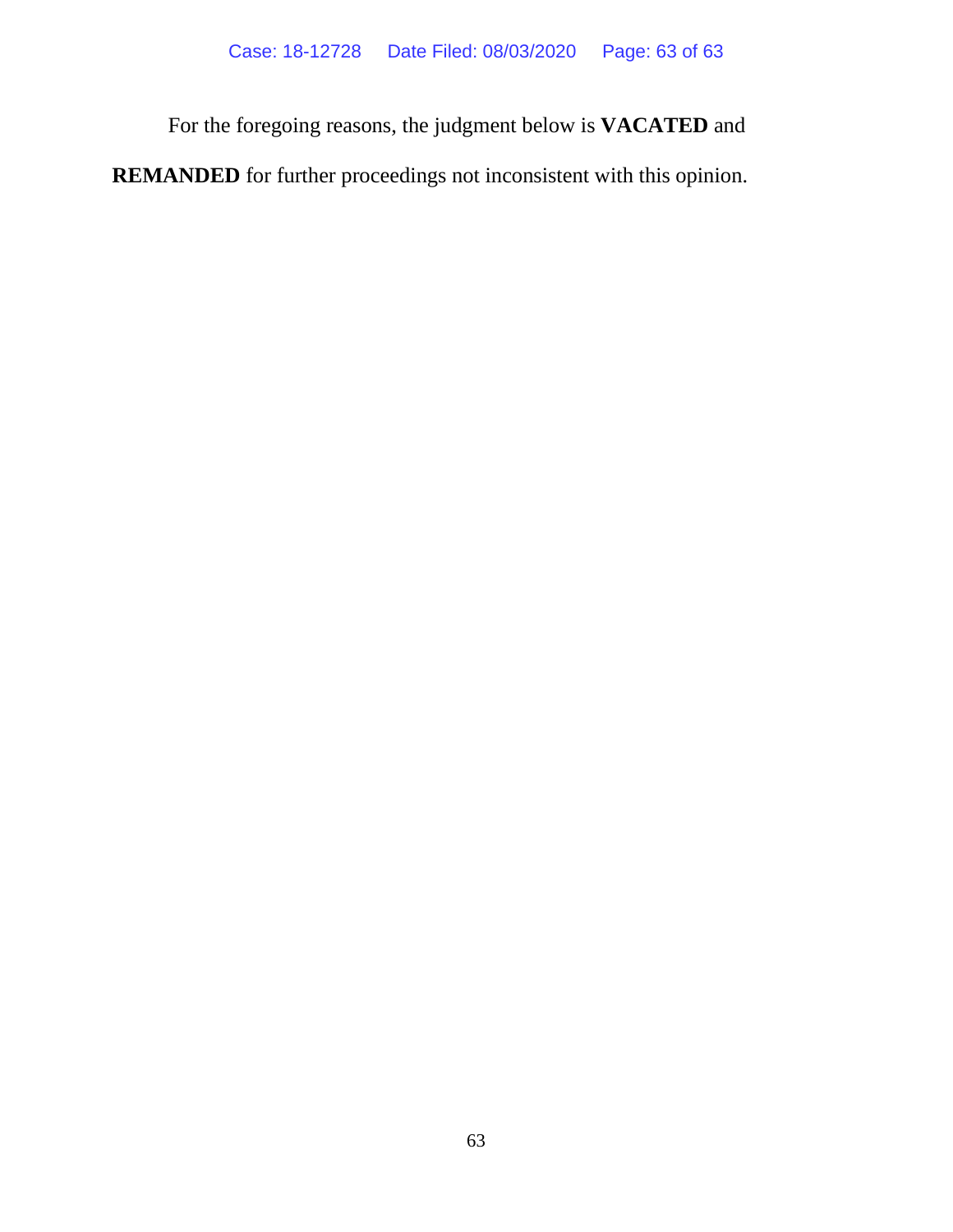For the foregoing reasons, the judgment below is **VACATED** and **REMANDED** for further proceedings not inconsistent with this opinion.